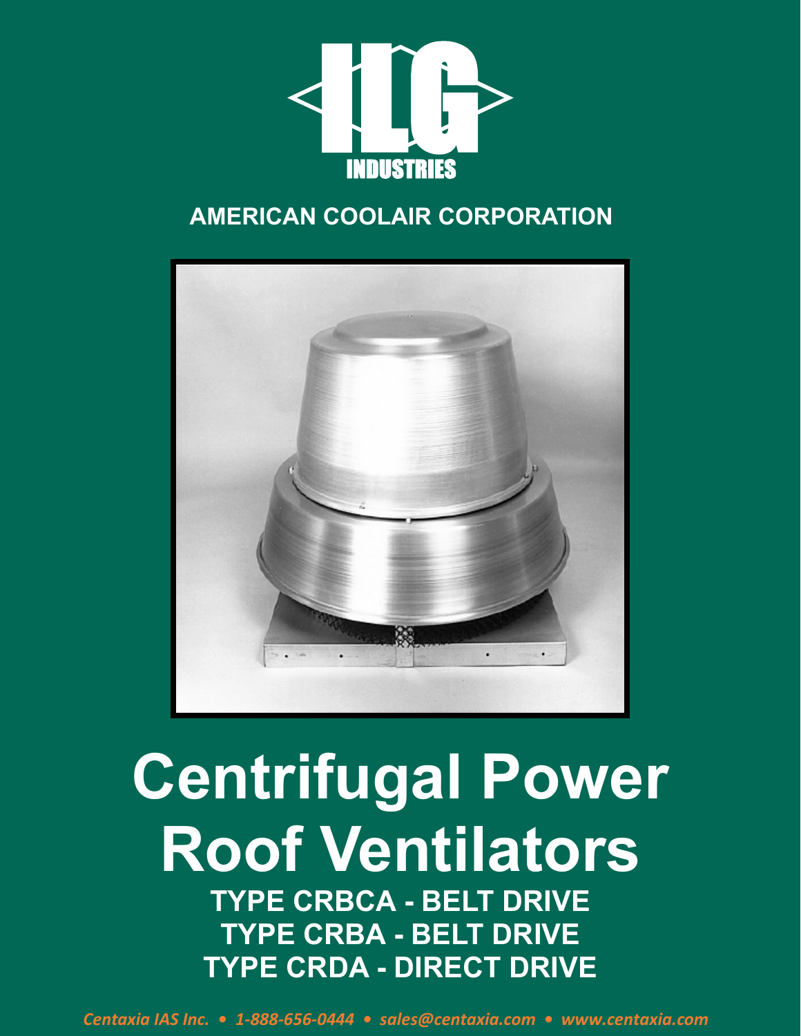ILG INDUSTRIES

AMERICAN COOLAIR CORPORATION

# Centrifugal Power Roof Ventilators

**TYPE CRBCA - BELT DRIVE**
**TYPE CRBA - BELT DRIVE**
**TYPE CRDA - DIRECT DRIVE**

*Centaxia IAS Inc. • 1-888-656-0444 • sales@centaxia.com • www.centaxia.com*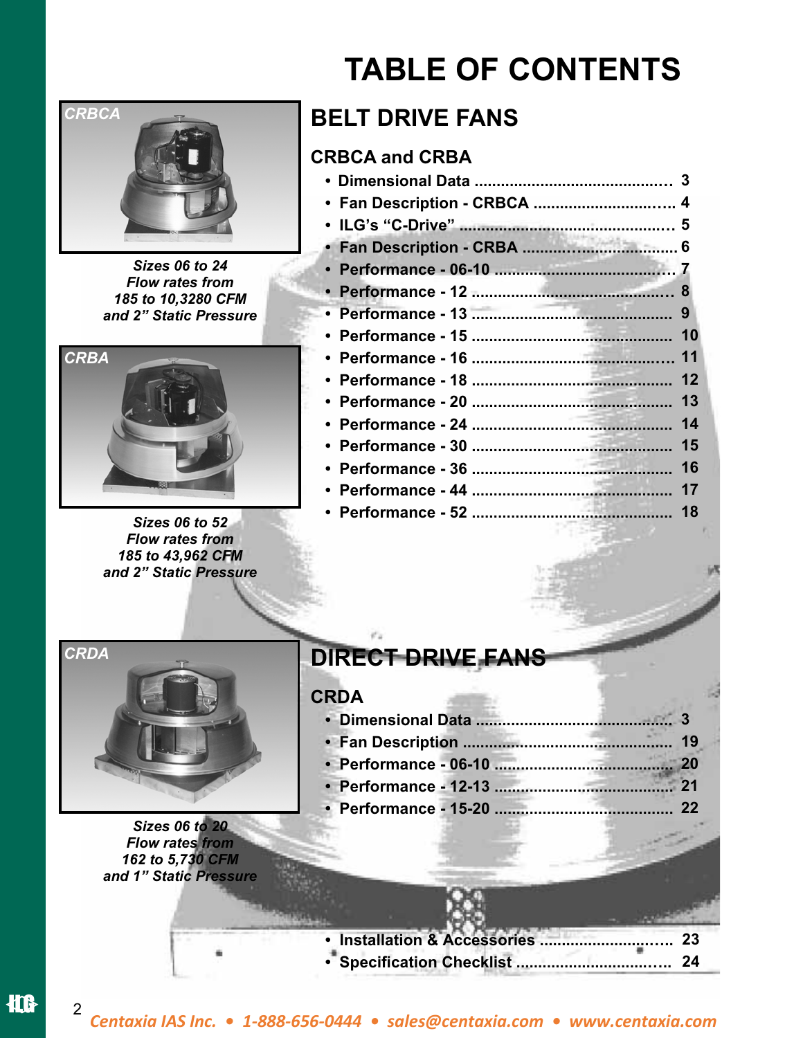# TABLE OF CONTENTS

CRBCA

*Sizes 06 to 24*
*Flow rates from*
*185 to 10,3280 CFM*
*and 2" Static Pressure*

CRBA

*Sizes 06 to 52*
*Flow rates from*
*185 to 43,962 CFM*
*and 2" Static Pressure*

CRDA

*Sizes 06 to 20*
*Flow rates from*
*162 to 5,730 CFM*
*and 1" Static Pressure*

## BELT DRIVE FANS

### CRBCA and CRBA

- Dimensional Data ........................................... 3
- Fan Description - CRBCA ............................... 4
- ILG's "C-Drive" ............................................... 5
- Fan Description - CRBA .................................. 6
- Performance - 06-10 ....................................... 7
- Performance - 12 ............................................ 8
- Performance - 13 ............................................ 9
- Performance - 15 ............................................ 10
- Performance - 16 ............................................ 11
- Performance - 18 ............................................ 12
- Performance - 20 ............................................ 13
- Performance - 24 ............................................ 14
- Performance - 30 ............................................ 15
- Performance - 36 ............................................ 16
- Performance - 44 ............................................ 17
- Performance - 52 ............................................ 18

## DIRECT DRIVE FANS

### CRDA

- Dimensional Data ........................................... 3
- Fan Description .............................................. 19
- Performance - 06-10 ....................................... 20
- Performance - 12-13 ....................................... 21
- Performance - 15-20 ....................................... 22

- Installation & Accessories ............................. 23
- Specification Checklist ................................... 24

*Centaxia IAS Inc. • 1-888-656-0444 • sales@centaxia.com • www.centaxia.com*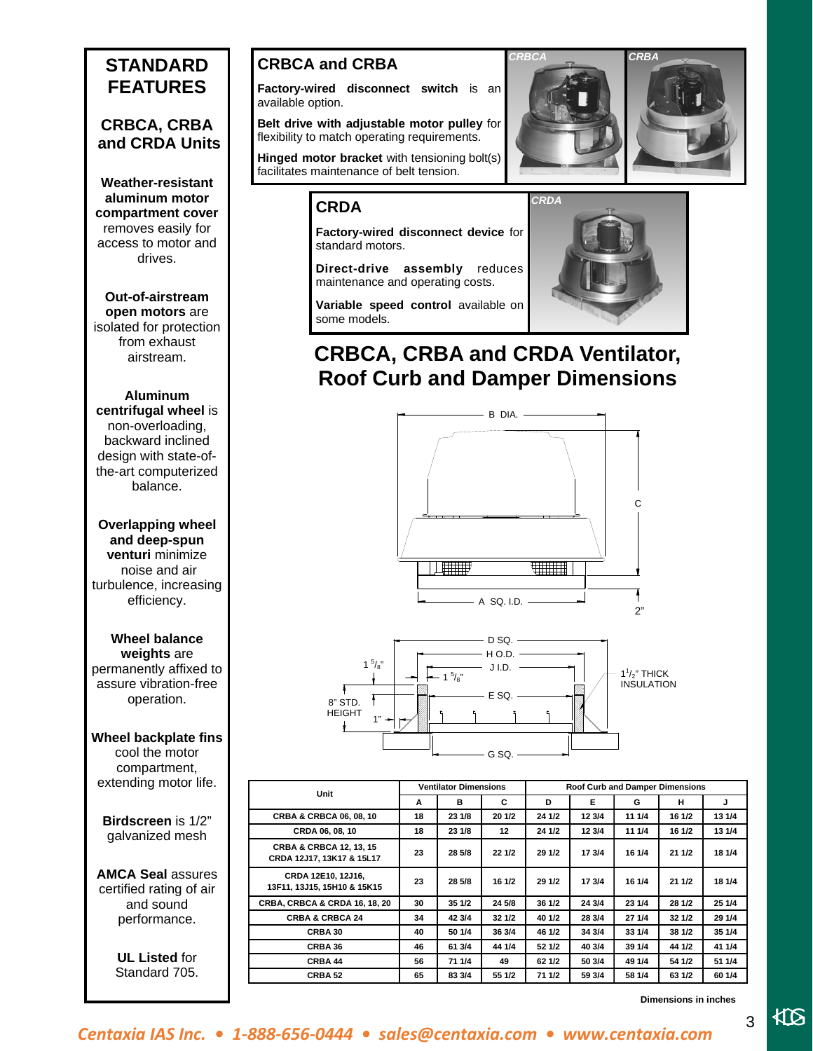# STANDARD FEATURES

## CRBCA, CRBA and CRDA Units

**Weather-resistant aluminum motor compartment cover** removes easily for access to motor and drives.

**Out-of-airstream open motors** are isolated for protection from exhaust airstream.

**Aluminum centrifugal wheel** is non-overloading, backward inclined design with state-of-the-art computerized balance.

**Overlapping wheel and deep-spun venturi** minimize noise and air turbulence, increasing efficiency.

**Wheel balance weights** are permanently affixed to assure vibration-free operation.

**Wheel backplate fins** cool the motor compartment, extending motor life.

**Birdscreen** is 1/2" galvanized mesh

**AMCA Seal** assures certified rating of air and sound performance.

**UL Listed** for Standard 705.

## CRBCA and CRBA

**Factory-wired disconnect switch** is an available option.

**Belt drive with adjustable motor pulley** for flexibility to match operating requirements.

**Hinged motor bracket** with tensioning bolt(s) facilitates maintenance of belt tension.

*CRBCA* *CRBA*

## CRDA

**Factory-wired disconnect device** for standard motors.

**Direct-drive assembly** reduces maintenance and operating costs.

**Variable speed control** available on some models.

*CRDA*

# CRBCA, CRBA and CRDA Ventilator, Roof Curb and Damper Dimensions

B DIA. C A SQ. I.D. 2"

D SQ. H O.D. J I.D. E SQ. G SQ. 1 5/8" 1 5/8" 8" STD. HEIGHT 1" 1 1/2" THICK INSULATION

| Unit | Ventilator Dimensions | | | Roof Curb and Damper Dimensions | | | | |
|---|---|---|---|---|---|---|---|---|
| | A | B | C | D | E | G | H | J |
| CRBA & CRBCA 06, 08, 10 | 18 | 23 1/8 | 20 1/2 | 24 1/2 | 12 3/4 | 11 1/4 | 16 1/2 | 13 1/4 |
| CRDA 06, 08, 10 | 18 | 23 1/8 | 12 | 24 1/2 | 12 3/4 | 11 1/4 | 16 1/2 | 13 1/4 |
| CRBA & CRBCA 12, 13, 15 CRDA 12J17, 13K17 & 15L17 | 23 | 28 5/8 | 22 1/2 | 29 1/2 | 17 3/4 | 16 1/4 | 21 1/2 | 18 1/4 |
| CRDA 12E10, 12J16, 13F11, 13J15, 15H10 & 15K15 | 23 | 28 5/8 | 16 1/2 | 29 1/2 | 17 3/4 | 16 1/4 | 21 1/2 | 18 1/4 |
| CRBA, CRBCA & CRDA 16, 18, 20 | 30 | 35 1/2 | 24 5/8 | 36 1/2 | 24 3/4 | 23 1/4 | 28 1/2 | 25 1/4 |
| CRBA & CRBCA 24 | 34 | 42 3/4 | 32 1/2 | 40 1/2 | 28 3/4 | 27 1/4 | 32 1/2 | 29 1/4 |
| CRBA 30 | 40 | 50 1/4 | 36 3/4 | 46 1/2 | 34 3/4 | 33 1/4 | 38 1/2 | 35 1/4 |
| CRBA 36 | 46 | 61 3/4 | 44 1/4 | 52 1/2 | 40 3/4 | 39 1/4 | 44 1/2 | 41 1/4 |
| CRBA 44 | 56 | 71 1/4 | 49 | 62 1/2 | 50 3/4 | 49 1/4 | 54 1/2 | 51 1/4 |
| CRBA 52 | 65 | 83 3/4 | 55 1/2 | 71 1/2 | 59 3/4 | 58 1/4 | 63 1/2 | 60 1/4 |

**Dimensions in inches**

*Centaxia IAS Inc. • 1-888-656-0444 • sales@centaxia.com • www.centaxia.com*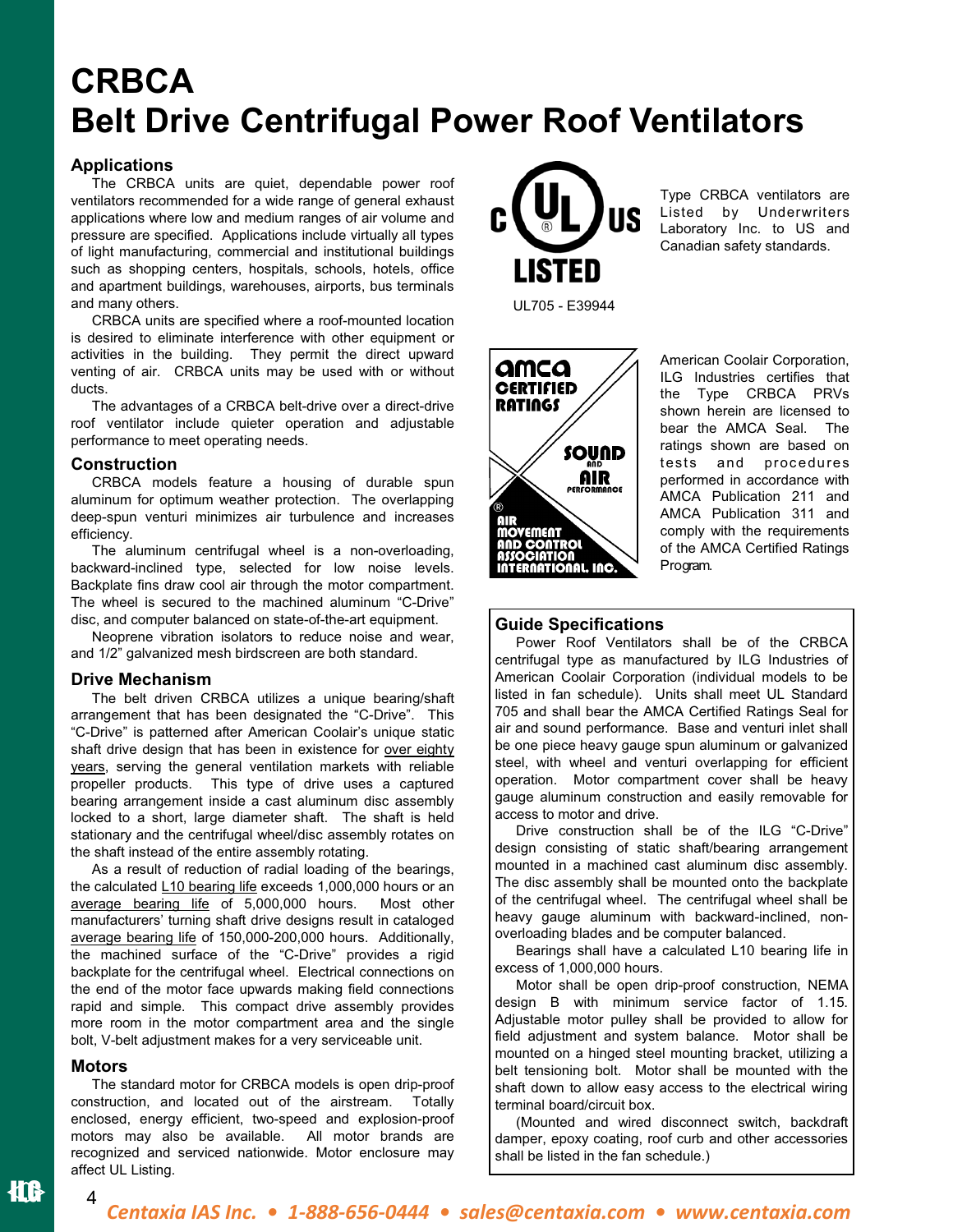# CRBCA
# Belt Drive Centrifugal Power Roof Ventilators

## Applications

The CRBCA units are quiet, dependable power roof ventilators recommended for a wide range of general exhaust applications where low and medium ranges of air volume and pressure are specified. Applications include virtually all types of light manufacturing, commercial and institutional buildings such as shopping centers, hospitals, schools, hotels, office and apartment buildings, warehouses, airports, bus terminals and many others.

CRBCA units are specified where a roof-mounted location is desired to eliminate interference with other equipment or activities in the building. They permit the direct upward venting of air. CRBCA units may be used with or without ducts.

The advantages of a CRBCA belt-drive over a direct-drive roof ventilator include quieter operation and adjustable performance to meet operating needs.

## Construction

CRBCA models feature a housing of durable spun aluminum for optimum weather protection. The overlapping deep-spun venturi minimizes air turbulence and increases efficiency.

The aluminum centrifugal wheel is a non-overloading, backward-inclined type, selected for low noise levels. Backplate fins draw cool air through the motor compartment. The wheel is secured to the machined aluminum "C-Drive" disc, and computer balanced on state-of-the-art equipment.

Neoprene vibration isolators to reduce noise and wear, and 1/2" galvanized mesh birdscreen are both standard.

## Drive Mechanism

The belt driven CRBCA utilizes a unique bearing/shaft arrangement that has been designated the "C-Drive". This "C-Drive" is patterned after American Coolair's unique static shaft drive design that has been in existence for over eighty years, serving the general ventilation markets with reliable propeller products. This type of drive uses a captured bearing arrangement inside a cast aluminum disc assembly locked to a short, large diameter shaft. The shaft is held stationary and the centrifugal wheel/disc assembly rotates on the shaft instead of the entire assembly rotating.

As a result of reduction of radial loading of the bearings, the calculated L10 bearing life exceeds 1,000,000 hours or an average bearing life of 5,000,000 hours. Most other manufacturers' turning shaft drive designs result in cataloged average bearing life of 150,000-200,000 hours. Additionally, the machined surface of the "C-Drive" provides a rigid backplate for the centrifugal wheel. Electrical connections on the end of the motor face upwards making field connections rapid and simple. This compact drive assembly provides more room in the motor compartment area and the single bolt, V-belt adjustment makes for a very serviceable unit.

## Motors

The standard motor for CRBCA models is open drip-proof construction, and located out of the airstream. Totally enclosed, energy efficient, two-speed and explosion-proof motors may also be available. All motor brands are recognized and serviced nationwide. Motor enclosure may affect UL Listing.

C UL US LISTED

UL705 - E39944

Type CRBCA ventilators are Listed by Underwriters Laboratory Inc. to US and Canadian safety standards.

AMCA CERTIFIED RATINGS — SOUND AND AIR PERFORMANCE — AIR MOVEMENT AND CONTROL ASSOCIATION INTERNATIONAL, INC.

American Coolair Corporation, ILG Industries certifies that the Type CRBCA PRVs shown herein are licensed to bear the AMCA Seal. The ratings shown are based on tests and procedures performed in accordance with AMCA Publication 211 and AMCA Publication 311 and comply with the requirements of the AMCA Certified Ratings Program.

## Guide Specifications

Power Roof Ventilators shall be of the CRBCA centrifugal type as manufactured by ILG Industries of American Coolair Corporation (individual models to be listed in fan schedule). Units shall meet UL Standard 705 and shall bear the AMCA Certified Ratings Seal for air and sound performance. Base and venturi inlet shall be one piece heavy gauge spun aluminum or galvanized steel, with wheel and venturi overlapping for efficient operation. Motor compartment cover shall be heavy gauge aluminum construction and easily removable for access to motor and drive.

Drive construction shall be of the ILG "C-Drive" design consisting of static shaft/bearing arrangement mounted in a machined cast aluminum disc assembly. The disc assembly shall be mounted onto the backplate of the centrifugal wheel. The centrifugal wheel shall be heavy gauge aluminum with backward-inclined, non-overloading blades and be computer balanced.

Bearings shall have a calculated L10 bearing life in excess of 1,000,000 hours.

Motor shall be open drip-proof construction, NEMA design B with minimum service factor of 1.15. Adjustable motor pulley shall be provided to allow for field adjustment and system balance. Motor shall be mounted on a hinged steel mounting bracket, utilizing a belt tensioning bolt. Motor shall be mounted with the shaft down to allow easy access to the electrical wiring terminal board/circuit box.

(Mounted and wired disconnect switch, backdraft damper, epoxy coating, roof curb and other accessories shall be listed in the fan schedule.)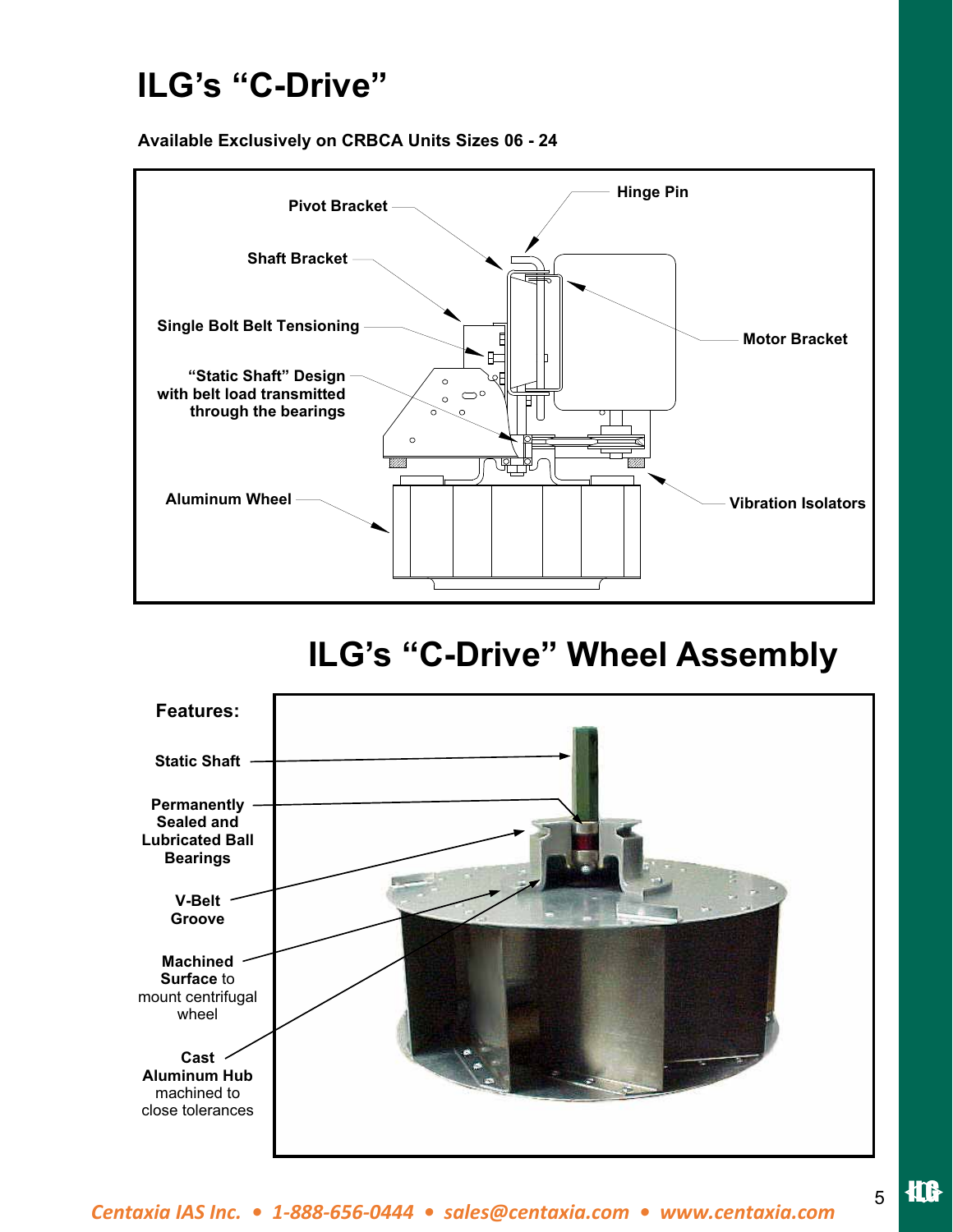# ILG's "C-Drive"

**Available Exclusively on CRBCA Units Sizes 06 - 24**

- Pivot Bracket
- Hinge Pin
- Shaft Bracket
- Single Bolt Belt Tensioning
- Motor Bracket
- "Static Shaft" Design with belt load transmitted through the bearings
- Aluminum Wheel
- Vibration Isolators

# ILG's "C-Drive" Wheel Assembly

**Features:**

- **Static Shaft**
- **Permanently Sealed and Lubricated Ball Bearings**
- **V-Belt Groove**
- **Machined Surface** to mount centrifugal wheel
- **Cast Aluminum Hub** machined to close tolerances

*Centaxia IAS Inc. • 1-888-656-0444 • sales@centaxia.com • www.centaxia.com*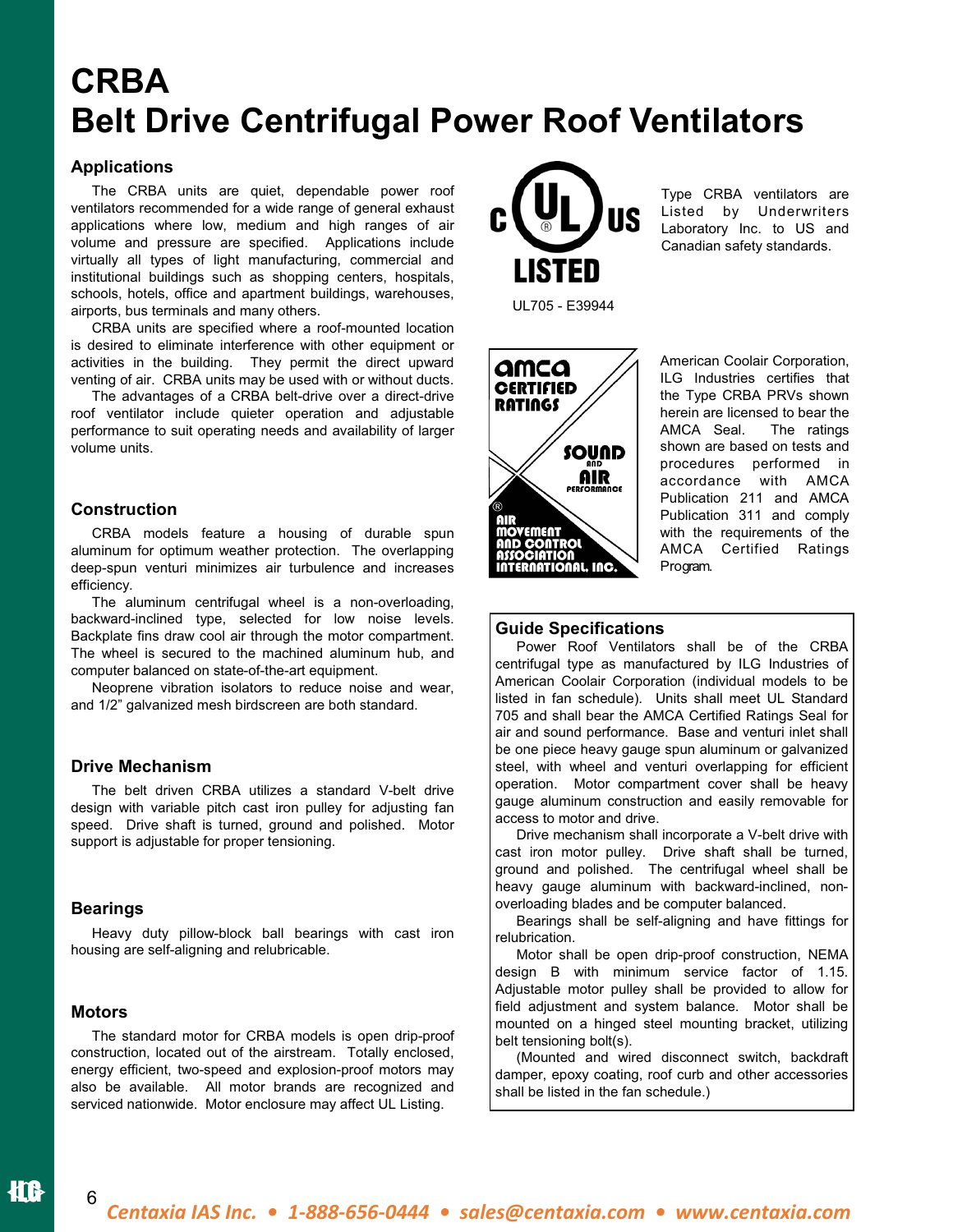# CRBA
# Belt Drive Centrifugal Power Roof Ventilators

## Applications

The CRBA units are quiet, dependable power roof ventilators recommended for a wide range of general exhaust applications where low, medium and high ranges of air volume and pressure are specified. Applications include virtually all types of light manufacturing, commercial and institutional buildings such as shopping centers, hospitals, schools, hotels, office and apartment buildings, warehouses, airports, bus terminals and many others.

CRBA units are specified where a roof-mounted location is desired to eliminate interference with other equipment or activities in the building. They permit the direct upward venting of air. CRBA units may be used with or without ducts.

The advantages of a CRBA belt-drive over a direct-drive roof ventilator include quieter operation and adjustable performance to suit operating needs and availability of larger volume units.

## Construction

CRBA models feature a housing of durable spun aluminum for optimum weather protection. The overlapping deep-spun venturi minimizes air turbulence and increases efficiency.

The aluminum centrifugal wheel is a non-overloading, backward-inclined type, selected for low noise levels. Backplate fins draw cool air through the motor compartment. The wheel is secured to the machined aluminum hub, and computer balanced on state-of-the-art equipment.

Neoprene vibration isolators to reduce noise and wear, and 1/2" galvanized mesh birdscreen are both standard.

## Drive Mechanism

The belt driven CRBA utilizes a standard V-belt drive design with variable pitch cast iron pulley for adjusting fan speed. Drive shaft is turned, ground and polished. Motor support is adjustable for proper tensioning.

## Bearings

Heavy duty pillow-block ball bearings with cast iron housing are self-aligning and relubricable.

## Motors

The standard motor for CRBA models is open drip-proof construction, located out of the airstream. Totally enclosed, energy efficient, two-speed and explosion-proof motors may also be available. All motor brands are recognized and serviced nationwide. Motor enclosure may affect UL Listing.

C UL US LISTED

UL705 - E39944

Type CRBA ventilators are Listed by Underwriters Laboratory Inc. to US and Canadian safety standards.

AMCA CERTIFIED RATINGS — SOUND AND AIR PERFORMANCE — AIR MOVEMENT AND CONTROL ASSOCIATION INTERNATIONAL, INC.

American Coolair Corporation, ILG Industries certifies that the Type CRBA PRVs shown herein are licensed to bear the AMCA Seal. The ratings shown are based on tests and procedures performed in accordance with AMCA Publication 211 and AMCA Publication 311 and comply with the requirements of the AMCA Certified Ratings Program.

## Guide Specifications

Power Roof Ventilators shall be of the CRBA centrifugal type as manufactured by ILG Industries of American Coolair Corporation (individual models to be listed in fan schedule). Units shall meet UL Standard 705 and shall bear the AMCA Certified Ratings Seal for air and sound performance. Base and venturi inlet shall be one piece heavy gauge spun aluminum or galvanized steel, with wheel and venturi overlapping for efficient operation. Motor compartment cover shall be heavy gauge aluminum construction and easily removable for access to motor and drive.

Drive mechanism shall incorporate a V-belt drive with cast iron motor pulley. Drive shaft shall be turned, ground and polished. The centrifugal wheel shall be heavy gauge aluminum with backward-inclined, non-overloading blades and be computer balanced.

Bearings shall be self-aligning and have fittings for relubrication.

Motor shall be open drip-proof construction, NEMA design B with minimum service factor of 1.15. Adjustable motor pulley shall be provided to allow for field adjustment and system balance. Motor shall be mounted on a hinged steel mounting bracket, utilizing belt tensioning bolt(s).

(Mounted and wired disconnect switch, backdraft damper, epoxy coating, roof curb and other accessories shall be listed in the fan schedule.)

*Centaxia IAS Inc. • 1-888-656-0444 • sales@centaxia.com • www.centaxia.com*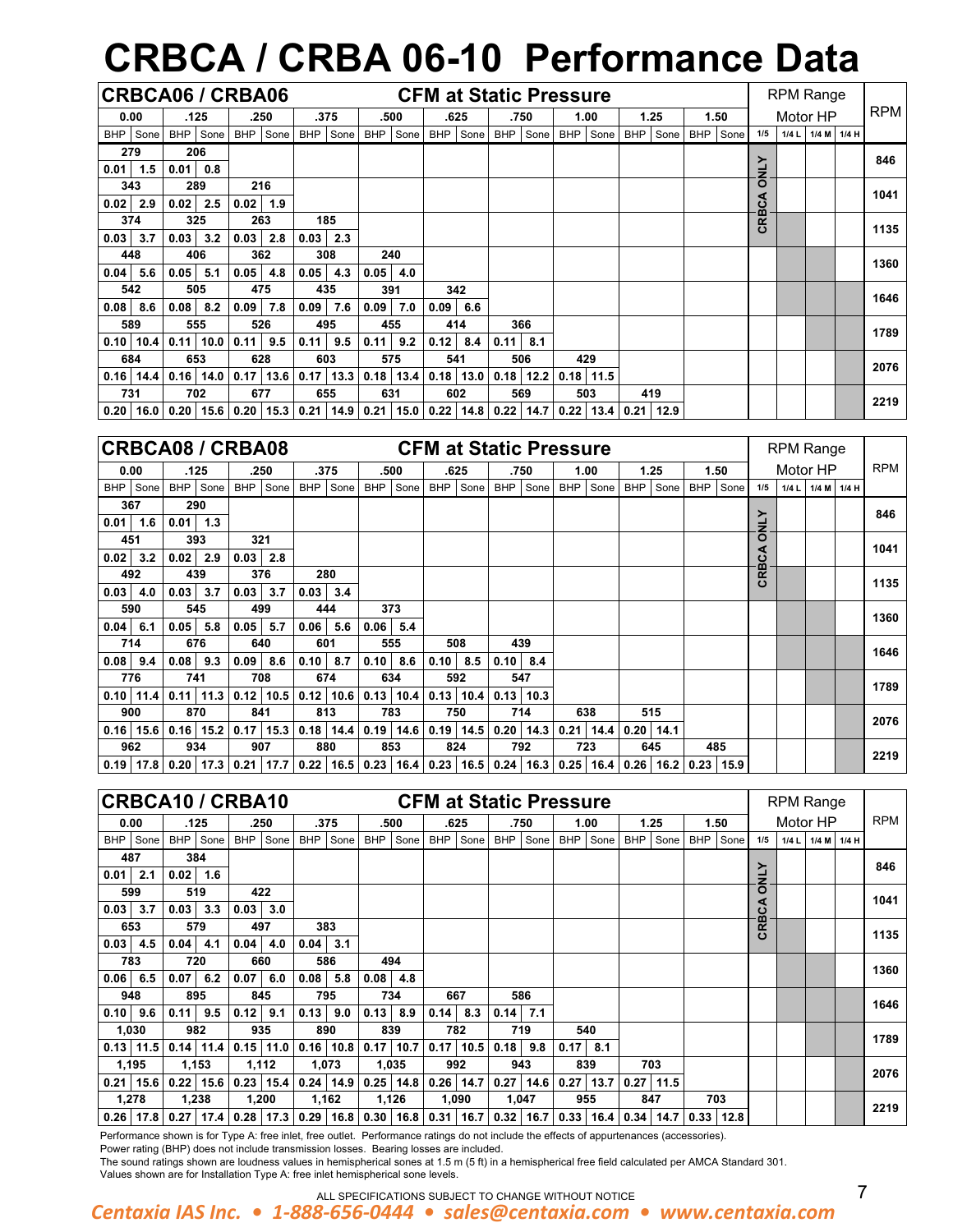# CRBCA / CRBA 06-10 Performance Data

## CRBCA06 / CRBA06

| CFM at Static Pressure | | | | | | | | | | | | | | | | | | | | RPM Range Motor HP | | | | RPM |
|---|---|---|---|---|---|---|---|---|---|---|---|---|---|---|---|---|---|---|---|---|---|---|---|---|
| 0.00 | | .125 | | .250 | | .375 | | .500 | | .625 | | .750 | | 1.00 | | 1.25 | | 1.50 | | | | | | |
| BHP | Sone | BHP | Sone | BHP | Sone | BHP | Sone | BHP | Sone | BHP | Sone | BHP | Sone | BHP | Sone | BHP | Sone | BHP | Sone | 1/5 | 1/4 L | 1/4 M | 1/4 H | |
| 279 | | 206 | | | | | | | | | | | | | | | | | | CRBCA ONLY | | | | 846 |
| 0.01 | 1.5 | 0.01 | 0.8 | | | | | | | | | | | | | | | | | | | | | |
| 343 | | 289 | | 216 | | | | | | | | | | | | | | | | CRBCA ONLY | | | | 1041 |
| 0.02 | 2.9 | 0.02 | 2.5 | 0.02 | 1.9 | | | | | | | | | | | | | | | | | | | |
| 374 | | 325 | | 263 | | 185 | | | | | | | | | | | | | | CRBCA ONLY | | | | 1135 |
| 0.03 | 3.7 | 0.03 | 3.2 | 0.03 | 2.8 | 0.03 | 2.3 | | | | | | | | | | | | | | | | | |
| 448 | | 406 | | 362 | | 308 | | 240 | | | | | | | | | | | | | | | | 1360 |
| 0.04 | 5.6 | 0.05 | 5.1 | 0.05 | 4.8 | 0.05 | 4.3 | 0.05 | 4.0 | | | | | | | | | | | | | | | |
| 542 | | 505 | | 475 | | 435 | | 391 | | 342 | | | | | | | | | | | | | | 1646 |
| 0.08 | 8.6 | 0.08 | 8.2 | 0.09 | 7.8 | 0.09 | 7.6 | 0.09 | 7.0 | 0.09 | 6.6 | | | | | | | | | | | | | |
| 589 | | 555 | | 526 | | 495 | | 455 | | 414 | | 366 | | | | | | | | | | | | 1789 |
| 0.10 | 10.4 | 0.11 | 10.0 | 0.11 | 9.5 | 0.11 | 9.5 | 0.11 | 9.2 | 0.12 | 8.4 | 0.11 | 8.1 | | | | | | | | | | | |
| 684 | | 653 | | 628 | | 603 | | 575 | | 541 | | 506 | | 429 | | | | | | | | | | 2076 |
| 0.16 | 14.4 | 0.16 | 14.0 | 0.17 | 13.6 | 0.17 | 13.3 | 0.18 | 13.4 | 0.18 | 13.0 | 0.18 | 12.2 | 0.18 | 11.5 | | | | | | | | | |
| 731 | | 702 | | 677 | | 655 | | 631 | | 602 | | 569 | | 503 | | 419 | | | | | | | | 2219 |
| 0.20 | 16.0 | 0.20 | 15.6 | 0.20 | 15.3 | 0.21 | 14.9 | 0.21 | 15.0 | 0.22 | 14.8 | 0.22 | 14.7 | 0.22 | 13.4 | 0.21 | 12.9 | | | | | | | |

## CRBCA08 / CRBA08

| CFM at Static Pressure | | | | | | | | | | | | | | | | | | | | RPM Range Motor HP | | | | RPM |
|---|---|---|---|---|---|---|---|---|---|---|---|---|---|---|---|---|---|---|---|---|---|---|---|---|
| 0.00 | | .125 | | .250 | | .375 | | .500 | | .625 | | .750 | | 1.00 | | 1.25 | | 1.50 | | | | | | |
| BHP | Sone | BHP | Sone | BHP | Sone | BHP | Sone | BHP | Sone | BHP | Sone | BHP | Sone | BHP | Sone | BHP | Sone | BHP | Sone | 1/5 | 1/4 L | 1/4 M | 1/4 H | |
| 367 | | 290 | | | | | | | | | | | | | | | | | | CRBCA ONLY | | | | 846 |
| 0.01 | 1.6 | 0.01 | 1.3 | | | | | | | | | | | | | | | | | | | | | |
| 451 | | 393 | | 321 | | | | | | | | | | | | | | | | CRBCA ONLY | | | | 1041 |
| 0.02 | 3.2 | 0.02 | 2.9 | 0.03 | 2.8 | | | | | | | | | | | | | | | | | | | |
| 492 | | 439 | | 376 | | 280 | | | | | | | | | | | | | | CRBCA ONLY | | | | 1135 |
| 0.03 | 4.0 | 0.03 | 3.7 | 0.03 | 3.7 | 0.03 | 3.4 | | | | | | | | | | | | | | | | | |
| 590 | | 545 | | 499 | | 444 | | 373 | | | | | | | | | | | | | | | | 1360 |
| 0.04 | 6.1 | 0.05 | 5.8 | 0.05 | 5.7 | 0.06 | 5.6 | 0.06 | 5.4 | | | | | | | | | | | | | | | |
| 714 | | 676 | | 640 | | 601 | | 555 | | 508 | | 439 | | | | | | | | | | | | 1646 |
| 0.08 | 9.4 | 0.08 | 9.3 | 0.09 | 8.6 | 0.10 | 8.7 | 0.10 | 8.6 | 0.10 | 8.5 | 0.10 | 8.4 | | | | | | | | | | | |
| 776 | | 741 | | 708 | | 674 | | 634 | | 592 | | 547 | | | | | | | | | | | | 1789 |
| 0.10 | 11.4 | 0.11 | 11.3 | 0.12 | 10.5 | 0.12 | 10.6 | 0.13 | 10.4 | 0.13 | 10.4 | 0.13 | 10.3 | | | | | | | | | | | |
| 900 | | 870 | | 841 | | 813 | | 783 | | 750 | | 714 | | 638 | | 515 | | | | | | | | 2076 |
| 0.16 | 15.6 | 0.16 | 15.2 | 0.17 | 15.3 | 0.18 | 14.4 | 0.19 | 14.6 | 0.19 | 14.5 | 0.20 | 14.3 | 0.21 | 14.4 | 0.20 | 14.1 | | | | | | | |
| 962 | | 934 | | 907 | | 880 | | 853 | | 824 | | 792 | | 723 | | 645 | | 485 | | | | | | 2219 |
| 0.19 | 17.8 | 0.20 | 17.3 | 0.21 | 17.7 | 0.22 | 16.5 | 0.23 | 16.4 | 0.23 | 16.5 | 0.24 | 16.3 | 0.25 | 16.4 | 0.26 | 16.2 | 0.23 | 15.9 | | | | | |

## CRBCA10 / CRBA10

| CFM at Static Pressure | | | | | | | | | | | | | | | | | | | | RPM Range Motor HP | | | | RPM |
|---|---|---|---|---|---|---|---|---|---|---|---|---|---|---|---|---|---|---|---|---|---|---|---|---|
| 0.00 | | .125 | | .250 | | .375 | | .500 | | .625 | | .750 | | 1.00 | | 1.25 | | 1.50 | | | | | | |
| BHP | Sone | BHP | Sone | BHP | Sone | BHP | Sone | BHP | Sone | BHP | Sone | BHP | Sone | BHP | Sone | BHP | Sone | BHP | Sone | 1/5 | 1/4 L | 1/4 M | 1/4 H | |
| 487 | | 384 | | | | | | | | | | | | | | | | | | CRBCA ONLY | | | | 846 |
| 0.01 | 2.1 | 0.02 | 1.6 | | | | | | | | | | | | | | | | | | | | | |
| 599 | | 519 | | 422 | | | | | | | | | | | | | | | | CRBCA ONLY | | | | 1041 |
| 0.03 | 3.7 | 0.03 | 3.3 | 0.03 | 3.0 | | | | | | | | | | | | | | | | | | | |
| 653 | | 579 | | 497 | | 383 | | | | | | | | | | | | | | CRBCA ONLY | | | | 1135 |
| 0.03 | 4.5 | 0.04 | 4.1 | 0.04 | 4.0 | 0.04 | 3.1 | | | | | | | | | | | | | | | | | |
| 783 | | 720 | | 660 | | 586 | | 494 | | | | | | | | | | | | | | | | 1360 |
| 0.06 | 6.5 | 0.07 | 6.2 | 0.07 | 6.0 | 0.08 | 5.8 | 0.08 | 4.8 | | | | | | | | | | | | | | | |
| 948 | | 895 | | 845 | | 795 | | 734 | | 667 | | 586 | | | | | | | | | | | | 1646 |
| 0.10 | 9.6 | 0.11 | 9.5 | 0.12 | 9.1 | 0.13 | 9.0 | 0.13 | 8.9 | 0.14 | 8.3 | 0.14 | 7.1 | | | | | | | | | | | |
| 1,030 | | 982 | | 935 | | 890 | | 839 | | 782 | | 719 | | 540 | | | | | | | | | | 1789 |
| 0.13 | 11.5 | 0.14 | 11.4 | 0.15 | 11.0 | 0.16 | 10.8 | 0.17 | 10.7 | 0.17 | 10.5 | 0.18 | 9.8 | 0.17 | 8.1 | | | | | | | | | |
| 1,195 | | 1,153 | | 1,112 | | 1,073 | | 1,035 | | 992 | | 943 | | 839 | | 703 | | | | | | | | 2076 |
| 0.21 | 15.6 | 0.22 | 15.6 | 0.23 | 15.4 | 0.24 | 14.9 | 0.25 | 14.8 | 0.26 | 14.7 | 0.27 | 14.6 | 0.27 | 13.7 | 0.27 | 11.5 | | | | | | | |
| 1,278 | | 1,238 | | 1,200 | | 1,162 | | 1,126 | | 1,090 | | 1,047 | | 955 | | 847 | | 703 | | | | | | 2219 |
| 0.26 | 17.8 | 0.27 | 17.4 | 0.28 | 17.3 | 0.29 | 16.8 | 0.30 | 16.8 | 0.31 | 16.7 | 0.32 | 16.7 | 0.33 | 16.4 | 0.34 | 14.7 | 0.33 | 12.8 | | | | | |

Performance shown is for Type A: free inlet, free outlet. Performance ratings do not include the effects of appurtenances (accessories).
Power rating (BHP) does not include transmission losses. Bearing losses are included.
The sound ratings shown are loudness values in hemispherical sones at 1.5 m (5 ft) in a hemispherical free field calculated per AMCA Standard 301.
Values shown are for Installation Type A: free inlet hemispherical sone levels.

ALL SPECIFICATIONS SUBJECT TO CHANGE WITHOUT NOTICE

*Centaxia IAS Inc. • 1-888-656-0444 • sales@centaxia.com • www.centaxia.com*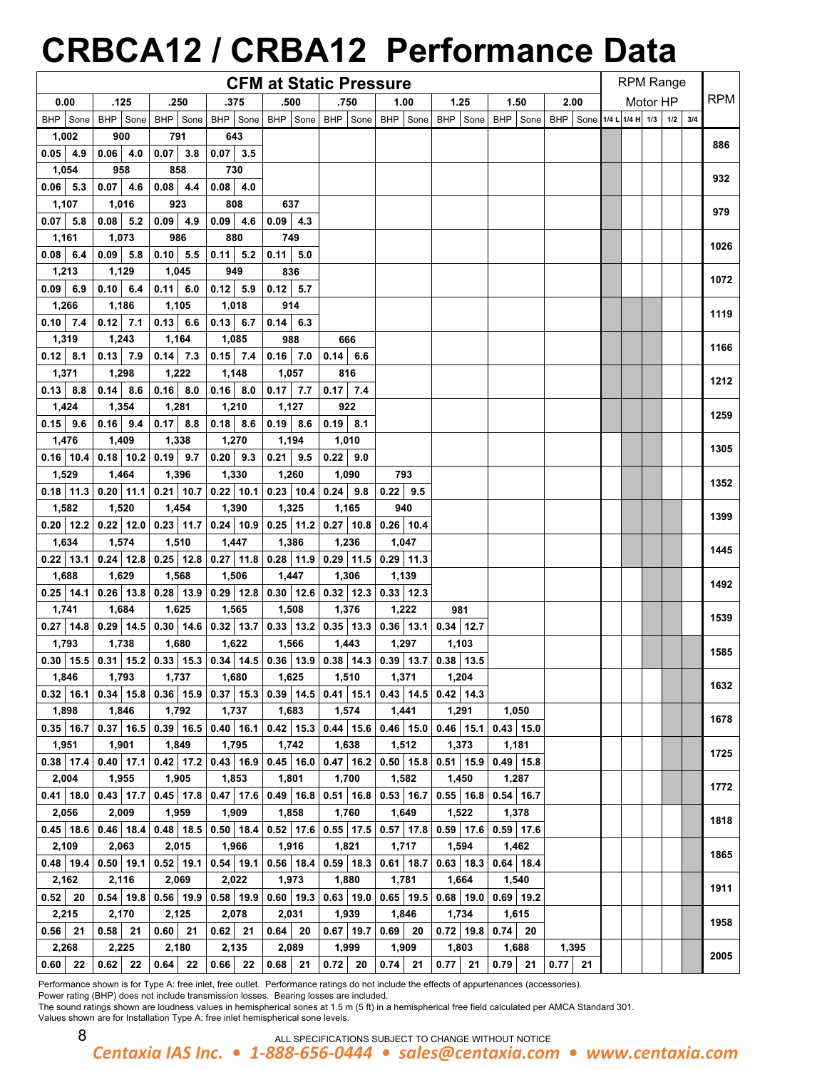# CRBCA12 / CRBA12 Performance Data

| CFM at Static Pressure | | | | | | | | | | | | | | | | | | | | | | | | | | | | | | RPM |
|---|---|---|---|---|---|---|---|---|---|---|---|---|---|---|---|---|---|---|---|---|---|---|---|---|---|---|---|---|---|---|
| 0.00 | | | .125 | | | .250 | | | .375 | | | .500 | | | .750 | | | 1.00 | | | 1.25 | | | 1.50 | | | 2.00 | | | |
| CFM | BHP | Sone | CFM | BHP | Sone | CFM | BHP | Sone | CFM | BHP | Sone | CFM | BHP | Sone | CFM | BHP | Sone | CFM | BHP | Sone | CFM | BHP | Sone | CFM | BHP | Sone | CFM | BHP | Sone | |
| 1,002 | 0.05 | 4.9 | 900 | 0.06 | 4.0 | 791 | 0.07 | 3.8 | 643 | 0.07 | 3.5 | | | | | | | | | | | | | | | | | | | 886 |
| 1,054 | 0.06 | 5.3 | 958 | 0.07 | 4.6 | 858 | 0.08 | 4.4 | 730 | 0.08 | 4.0 | | | | | | | | | | | | | | | | | | | 932 |
| 1,107 | 0.07 | 5.8 | 1,016 | 0.08 | 5.2 | 923 | 0.09 | 4.9 | 808 | 0.09 | 4.6 | 637 | 0.09 | 4.3 | | | | | | | | | | | | | | | | 979 |
| 1,161 | 0.08 | 6.4 | 1,073 | 0.09 | 5.8 | 986 | 0.10 | 5.5 | 880 | 0.11 | 5.2 | 749 | 0.11 | 5.0 | | | | | | | | | | | | | | | | 1026 |
| 1,213 | 0.09 | 6.9 | 1,129 | 0.10 | 6.4 | 1,045 | 0.11 | 6.0 | 949 | 0.12 | 5.9 | 836 | 0.12 | 5.7 | | | | | | | | | | | | | | | | 1072 |
| 1,266 | 0.10 | 7.4 | 1,186 | 0.12 | 7.1 | 1,105 | 0.13 | 6.6 | 1,018 | 0.13 | 6.7 | 914 | 0.14 | 6.3 | | | | | | | | | | | | | | | | 1119 |
| 1,319 | 0.12 | 8.1 | 1,243 | 0.13 | 7.9 | 1,164 | 0.14 | 7.3 | 1,085 | 0.15 | 7.4 | 988 | 0.16 | 7.0 | 666 | 0.14 | 6.6 | | | | | | | | | | | | | 1166 |
| 1,371 | 0.13 | 8.8 | 1,298 | 0.14 | 8.6 | 1,222 | 0.16 | 8.0 | 1,148 | 0.16 | 8.0 | 1,057 | 0.17 | 7.7 | 816 | 0.17 | 7.4 | | | | | | | | | | | | | 1212 |
| 1,424 | 0.15 | 9.6 | 1,354 | 0.16 | 9.4 | 1,281 | 0.17 | 8.8 | 1,210 | 0.18 | 8.6 | 1,127 | 0.19 | 8.6 | 922 | 0.19 | 8.1 | | | | | | | | | | | | | 1259 |
| 1,476 | 0.16 | 10.4 | 1,409 | 0.18 | 10.2 | 1,338 | 0.19 | 9.7 | 1,270 | 0.20 | 9.3 | 1,194 | 0.21 | 9.5 | 1,010 | 0.22 | 9.0 | | | | | | | | | | | | | 1305 |
| 1,529 | 0.18 | 11.3 | 1,464 | 0.20 | 11.1 | 1,396 | 0.21 | 10.7 | 1,330 | 0.22 | 10.1 | 1,260 | 0.23 | 10.4 | 1,090 | 0.24 | 9.8 | 793 | 0.22 | 9.5 | | | | | | | | | | 1352 |
| 1,582 | 0.20 | 12.2 | 1,520 | 0.22 | 12.0 | 1,454 | 0.23 | 11.7 | 1,390 | 0.24 | 10.9 | 1,325 | 0.25 | 11.2 | 1,165 | 0.27 | 10.8 | 940 | 0.26 | 10.4 | | | | | | | | | | 1399 |
| 1,634 | 0.22 | 13.1 | 1,574 | 0.24 | 12.8 | 1,510 | 0.25 | 12.8 | 1,447 | 0.27 | 11.8 | 1,386 | 0.28 | 11.9 | 1,236 | 0.29 | 11.5 | 1,047 | 0.29 | 11.3 | | | | | | | | | | 1445 |
| 1,688 | 0.25 | 14.1 | 1,629 | 0.26 | 13.8 | 1,568 | 0.28 | 13.9 | 1,506 | 0.29 | 12.8 | 1,447 | 0.30 | 12.6 | 1,306 | 0.32 | 12.3 | 1,139 | 0.33 | 12.3 | | | | | | | | | | 1492 |
| 1,741 | 0.27 | 14.8 | 1,684 | 0.29 | 14.5 | 1,625 | 0.30 | 14.6 | 1,565 | 0.32 | 13.7 | 1,508 | 0.33 | 13.2 | 1,376 | 0.35 | 13.3 | 1,222 | 0.36 | 13.1 | 981 | 0.34 | 12.7 | | | | | | | 1539 |
| 1,793 | 0.30 | 15.5 | 1,738 | 0.31 | 15.2 | 1,680 | 0.33 | 15.3 | 1,622 | 0.34 | 14.5 | 1,566 | 0.36 | 13.9 | 1,443 | 0.38 | 14.3 | 1,297 | 0.39 | 13.7 | 1,103 | 0.38 | 13.5 | | | | | | | 1585 |
| 1,846 | 0.32 | 16.1 | 1,793 | 0.34 | 15.8 | 1,737 | 0.36 | 15.9 | 1,680 | 0.37 | 15.3 | 1,625 | 0.39 | 14.5 | 1,510 | 0.41 | 15.1 | 1,371 | 0.43 | 14.5 | 1,204 | 0.42 | 14.3 | | | | | | | 1632 |
| 1,898 | 0.35 | 16.7 | 1,846 | 0.37 | 16.5 | 1,792 | 0.39 | 16.5 | 1,737 | 0.40 | 16.1 | 1,683 | 0.42 | 15.3 | 1,574 | 0.44 | 15.6 | 1,441 | 0.46 | 15.0 | 1,291 | 0.46 | 15.1 | 1,050 | 0.43 | 15.0 | | | | 1678 |
| 1,951 | 0.38 | 17.4 | 1,901 | 0.40 | 17.1 | 1,849 | 0.42 | 17.2 | 1,795 | 0.43 | 16.9 | 1,742 | 0.45 | 16.0 | 1,638 | 0.47 | 16.2 | 1,512 | 0.50 | 15.8 | 1,373 | 0.51 | 15.9 | 1,181 | 0.49 | 15.8 | | | | 1725 |
| 2,004 | 0.41 | 18.0 | 1,955 | 0.43 | 17.7 | 1,905 | 0.45 | 17.8 | 1,853 | 0.47 | 17.6 | 1,801 | 0.49 | 16.8 | 1,700 | 0.51 | 16.8 | 1,582 | 0.53 | 16.7 | 1,450 | 0.55 | 16.8 | 1,287 | 0.54 | 16.7 | | | | 1772 |
| 2,056 | 0.45 | 18.6 | 2,009 | 0.46 | 18.4 | 1,959 | 0.48 | 18.5 | 1,909 | 0.50 | 18.4 | 1,858 | 0.52 | 17.6 | 1,760 | 0.55 | 17.5 | 1,649 | 0.57 | 17.8 | 1,522 | 0.59 | 17.6 | 1,378 | 0.59 | 17.6 | | | | 1818 |
| 2,109 | 0.48 | 19.4 | 2,063 | 0.50 | 19.1 | 2,015 | 0.52 | 19.1 | 1,966 | 0.54 | 19.1 | 1,916 | 0.56 | 18.4 | 1,821 | 0.59 | 18.3 | 1,717 | 0.61 | 18.7 | 1,594 | 0.63 | 18.3 | 1,462 | 0.64 | 18.4 | | | | 1865 |
| 2,162 | 0.52 | 20 | 2,116 | 0.54 | 19.8 | 2,069 | 0.56 | 19.9 | 2,022 | 0.58 | 19.9 | 1,973 | 0.60 | 19.3 | 1,880 | 0.63 | 19.0 | 1,781 | 0.65 | 19.5 | 1,664 | 0.68 | 19.0 | 1,540 | 0.69 | 19.2 | | | | 1911 |
| 2,215 | 0.56 | 21 | 2,170 | 0.58 | 21 | 2,125 | 0.60 | 21 | 2,078 | 0.62 | 21 | 2,031 | 0.64 | 20 | 1,939 | 0.67 | 19.7 | 1,846 | 0.69 | 20 | 1,734 | 0.72 | 19.8 | 1,615 | 0.74 | 20 | | | | 1958 |
| 2,268 | 0.60 | 22 | 2,225 | 0.62 | 22 | 2,180 | 0.64 | 22 | 2,135 | 0.66 | 22 | 2,089 | 0.68 | 21 | 1,999 | 0.72 | 20 | 1,909 | 0.74 | 21 | 1,803 | 0.77 | 21 | 1,688 | 0.79 | 21 | 1,395 | 0.77 | 21 | 2005 |

RPM Range Motor HP: 1/4 L, 1/4 H, 1/3, 1/2, 3/4

Performance shown is for Type A: free inlet, free outlet. Performance ratings do not include the effects of appurtenances (accessories).
Power rating (BHP) does not include transmission losses. Bearing losses are included.
The sound ratings shown are loudness values in hemispherical sones at 1.5 m (5 ft) in a hemispherical free field calculated per AMCA Standard 301.
Values shown are for Installation Type A: free inlet hemispherical sone levels.

ALL SPECIFICATIONS SUBJECT TO CHANGE WITHOUT NOTICE

*Centaxia IAS Inc. • 1-888-656-0444 • sales@centaxia.com • www.centaxia.com*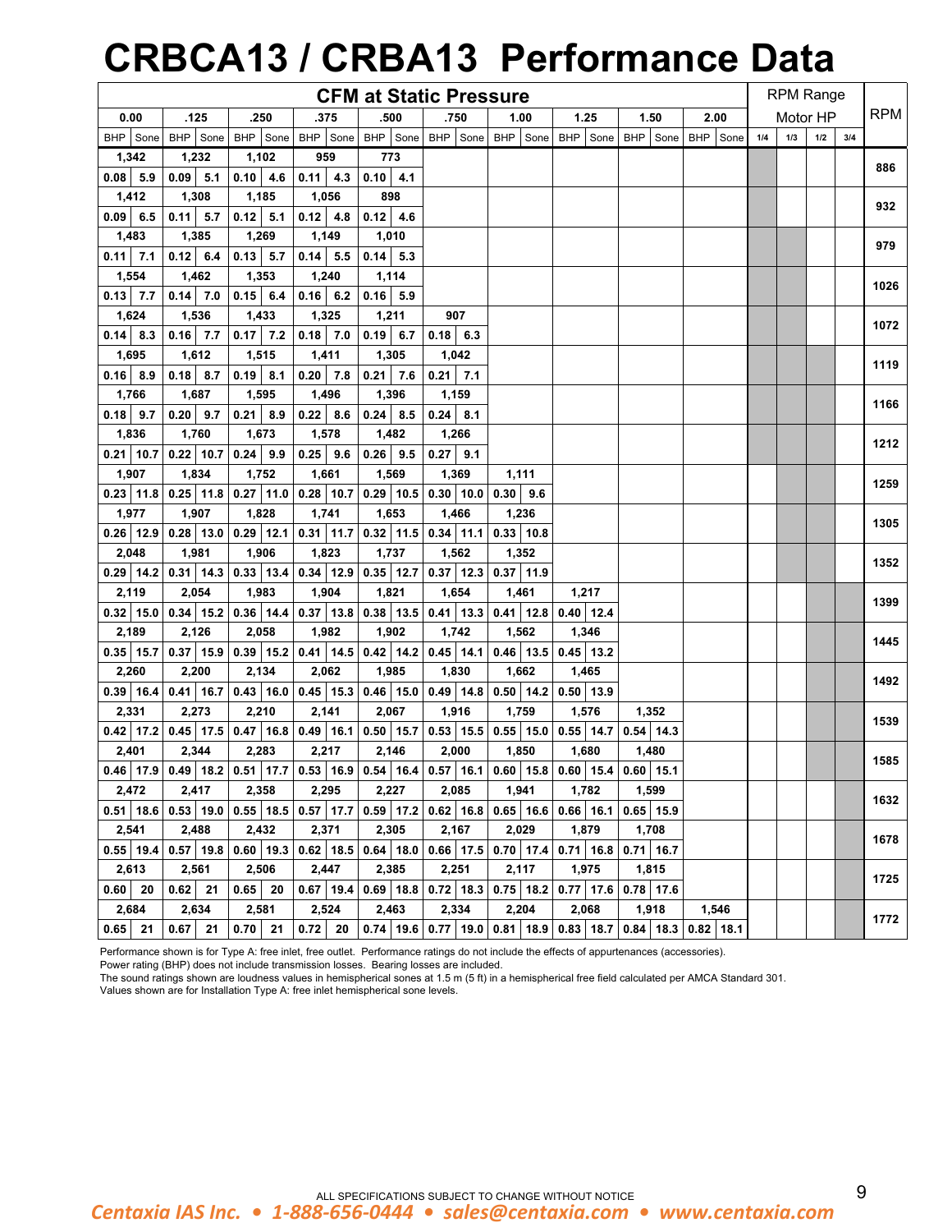# CRBCA13 / CRBA13 Performance Data

| CFM at Static Pressure | | | | | | | | | | | | | | | | | | | | | | | | | | | | | | RPM Range Motor HP | | | | RPM |
|---|---|---|---|---|---|---|---|---|---|---|---|---|---|---|---|---|---|---|---|---|---|---|---|---|---|---|---|---|---|---|---|---|---|---|
| 0.00 | | | .125 | | | .250 | | | .375 | | | .500 | | | .750 | | | 1.00 | | | 1.25 | | | 1.50 | | | 2.00 | | | | | | | |
| CFM | BHP | Sone | CFM | BHP | Sone | CFM | BHP | Sone | CFM | BHP | Sone | CFM | BHP | Sone | CFM | BHP | Sone | CFM | BHP | Sone | CFM | BHP | Sone | CFM | BHP | Sone | CFM | BHP | Sone | 1/4 | 1/3 | 1/2 | 3/4 | |
| 1,342 | 0.08 | 5.9 | 1,232 | 0.09 | 5.1 | 1,102 | 0.10 | 4.6 | 959 | 0.11 | 4.3 | 773 | 0.10 | 4.1 | | | | | | | | | | | | | | | | | | | | 886 |
| 1,412 | 0.09 | 6.5 | 1,308 | 0.11 | 5.7 | 1,185 | 0.12 | 5.1 | 1,056 | 0.12 | 4.8 | 898 | 0.12 | 4.6 | | | | | | | | | | | | | | | | | | | | 932 |
| 1,483 | 0.11 | 7.1 | 1,385 | 0.12 | 6.4 | 1,269 | 0.13 | 5.7 | 1,149 | 0.14 | 5.5 | 1,010 | 0.14 | 5.3 | | | | | | | | | | | | | | | | | | | | 979 |
| 1,554 | 0.13 | 7.7 | 1,462 | 0.14 | 7.0 | 1,353 | 0.15 | 6.4 | 1,240 | 0.16 | 6.2 | 1,114 | 0.16 | 5.9 | | | | | | | | | | | | | | | | | | | | 1026 |
| 1,624 | 0.14 | 8.3 | 1,536 | 0.16 | 7.7 | 1,433 | 0.17 | 7.2 | 1,325 | 0.18 | 7.0 | 1,211 | 0.19 | 6.7 | 907 | 0.18 | 6.3 | | | | | | | | | | | | | | | | | 1072 |
| 1,695 | 0.16 | 8.9 | 1,612 | 0.18 | 8.7 | 1,515 | 0.19 | 8.1 | 1,411 | 0.20 | 7.8 | 1,305 | 0.21 | 7.6 | 1,042 | 0.21 | 7.1 | | | | | | | | | | | | | | | | | 1119 |
| 1,766 | 0.18 | 9.7 | 1,687 | 0.20 | 9.7 | 1,595 | 0.21 | 8.9 | 1,496 | 0.22 | 8.6 | 1,396 | 0.24 | 8.5 | 1,159 | 0.24 | 8.1 | | | | | | | | | | | | | | | | | 1166 |
| 1,836 | 0.21 | 10.7 | 1,760 | 0.22 | 10.7 | 1,673 | 0.24 | 9.9 | 1,578 | 0.25 | 9.6 | 1,482 | 0.26 | 9.5 | 1,266 | 0.27 | 9.1 | | | | | | | | | | | | | | | | | 1212 |
| 1,907 | 0.23 | 11.8 | 1,834 | 0.25 | 11.8 | 1,752 | 0.27 | 11.0 | 1,661 | 0.28 | 10.7 | 1,569 | 0.29 | 10.5 | 1,369 | 0.30 | 10.0 | 1,111 | 0.30 | 9.6 | | | | | | | | | | | | | | 1259 |
| 1,977 | 0.26 | 12.9 | 1,907 | 0.28 | 13.0 | 1,828 | 0.29 | 12.1 | 1,741 | 0.31 | 11.7 | 1,653 | 0.32 | 11.5 | 1,466 | 0.34 | 11.1 | 1,236 | 0.33 | 10.8 | | | | | | | | | | | | | | 1305 |
| 2,048 | 0.29 | 14.2 | 1,981 | 0.31 | 14.3 | 1,906 | 0.33 | 13.4 | 1,823 | 0.34 | 12.9 | 1,737 | 0.35 | 12.7 | 1,562 | 0.37 | 12.3 | 1,352 | 0.37 | 11.9 | | | | | | | | | | | | | | 1352 |
| 2,119 | 0.32 | 15.0 | 2,054 | 0.34 | 15.2 | 1,983 | 0.36 | 14.4 | 1,904 | 0.37 | 13.8 | 1,821 | 0.38 | 13.5 | 1,654 | 0.41 | 13.3 | 1,461 | 0.41 | 12.8 | 1,217 | 0.40 | 12.4 | | | | | | | | | | | 1399 |
| 2,189 | 0.35 | 15.7 | 2,126 | 0.37 | 15.9 | 2,058 | 0.39 | 15.2 | 1,982 | 0.41 | 14.5 | 1,902 | 0.42 | 14.2 | 1,742 | 0.45 | 14.1 | 1,562 | 0.46 | 13.5 | 1,346 | 0.45 | 13.2 | | | | | | | | | | | 1445 |
| 2,260 | 0.39 | 16.4 | 2,200 | 0.41 | 16.7 | 2,134 | 0.43 | 16.0 | 2,062 | 0.45 | 15.3 | 1,985 | 0.46 | 15.0 | 1,830 | 0.49 | 14.8 | 1,662 | 0.50 | 14.2 | 1,465 | 0.50 | 13.9 | | | | | | | | | | | 1492 |
| 2,331 | 0.42 | 17.2 | 2,273 | 0.45 | 17.5 | 2,210 | 0.47 | 16.8 | 2,141 | 0.49 | 16.1 | 2,067 | 0.50 | 15.7 | 1,916 | 0.53 | 15.5 | 1,759 | 0.55 | 15.0 | 1,576 | 0.55 | 14.7 | 1,352 | 0.54 | 14.3 | | | | | | | | 1539 |
| 2,401 | 0.46 | 17.9 | 2,344 | 0.49 | 18.2 | 2,283 | 0.51 | 17.7 | 2,217 | 0.53 | 16.9 | 2,146 | 0.54 | 16.4 | 2,000 | 0.57 | 16.1 | 1,850 | 0.60 | 15.8 | 1,680 | 0.60 | 15.4 | 1,480 | 0.60 | 15.1 | | | | | | | | 1585 |
| 2,472 | 0.51 | 18.6 | 2,417 | 0.53 | 19.0 | 2,358 | 0.55 | 18.5 | 2,295 | 0.57 | 17.7 | 2,227 | 0.59 | 17.2 | 2,085 | 0.62 | 16.8 | 1,941 | 0.65 | 16.6 | 1,782 | 0.66 | 16.1 | 1,599 | 0.65 | 15.9 | | | | | | | | 1632 |
| 2,541 | 0.55 | 19.4 | 2,488 | 0.57 | 19.8 | 2,432 | 0.60 | 19.3 | 2,371 | 0.62 | 18.5 | 2,305 | 0.64 | 18.0 | 2,167 | 0.66 | 17.5 | 2,029 | 0.70 | 17.4 | 1,879 | 0.71 | 16.8 | 1,708 | 0.71 | 16.7 | | | | | | | | 1678 |
| 2,613 | 0.60 | 20 | 2,561 | 0.62 | 21 | 2,506 | 0.65 | 20 | 2,447 | 0.67 | 19.4 | 2,385 | 0.69 | 18.8 | 2,251 | 0.72 | 18.3 | 2,117 | 0.75 | 18.2 | 1,975 | 0.77 | 17.6 | 1,815 | 0.78 | 17.6 | | | | | | | | 1725 |
| 2,684 | 0.65 | 21 | 2,634 | 0.67 | 21 | 2,581 | 0.70 | 21 | 2,524 | 0.72 | 20 | 2,463 | 0.74 | 19.6 | 2,334 | 0.77 | 19.0 | 2,204 | 0.81 | 18.9 | 2,068 | 0.83 | 18.7 | 1,918 | 0.84 | 18.3 | 1,546 | 0.82 | 18.1 | | | | | 1772 |

Performance shown is for Type A: free inlet, free outlet. Performance ratings do not include the effects of appurtenances (accessories).
Power rating (BHP) does not include transmission losses. Bearing losses are included.
The sound ratings shown are loudness values in hemispherical sones at 1.5 m (5 ft) in a hemispherical free field calculated per AMCA Standard 301.
Values shown are for Installation Type A: free inlet hemispherical sone levels.

ALL SPECIFICATIONS SUBJECT TO CHANGE WITHOUT NOTICE

*Centaxia IAS Inc. • 1-888-656-0444 • sales@centaxia.com • www.centaxia.com*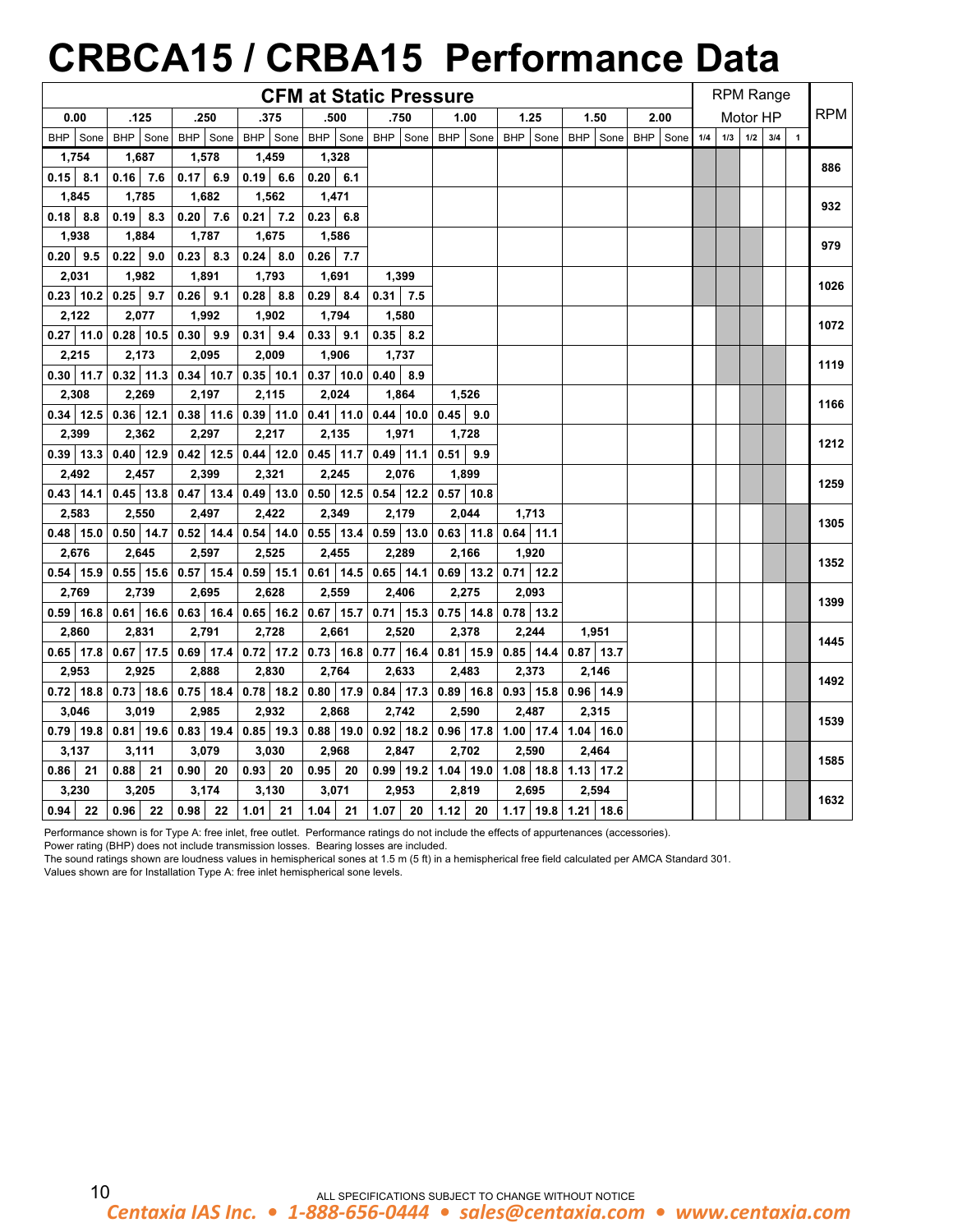# CRBCA15 / CRBA15 Performance Data

| RPM | 0.00 CFM | 0.00 BHP | 0.00 Sone | .125 CFM | .125 BHP | .125 Sone | .250 CFM | .250 BHP | .250 Sone | .375 CFM | .375 BHP | .375 Sone | .500 CFM | .500 BHP | .500 Sone | .750 CFM | .750 BHP | .750 Sone | 1.00 CFM | 1.00 BHP | 1.00 Sone | 1.25 CFM | 1.25 BHP | 1.25 Sone | 1.50 CFM | 1.50 BHP | 1.50 Sone | 2.00 CFM | 2.00 BHP | 2.00 Sone |
|---|---|---|---|---|---|---|---|---|---|---|---|---|---|---|---|---|---|---|---|---|---|---|---|---|---|---|---|---|---|---|
| 886 | 1,754 | 0.15 | 8.1 | 1,687 | 0.16 | 7.6 | 1,578 | 0.17 | 6.9 | 1,459 | 0.19 | 6.6 | 1,328 | 0.20 | 6.1 | | | | | | | | | | | | | | | |
| 932 | 1,845 | 0.18 | 8.8 | 1,785 | 0.19 | 8.3 | 1,682 | 0.20 | 7.6 | 1,562 | 0.21 | 7.2 | 1,471 | 0.23 | 6.8 | | | | | | | | | | | | | | | |
| 979 | 1,938 | 0.20 | 9.5 | 1,884 | 0.22 | 9.0 | 1,787 | 0.23 | 8.3 | 1,675 | 0.24 | 8.0 | 1,586 | 0.26 | 7.7 | | | | | | | | | | | | | | | |
| 1026 | 2,031 | 0.23 | 10.2 | 1,982 | 0.25 | 9.7 | 1,891 | 0.26 | 9.1 | 1,793 | 0.28 | 8.8 | 1,691 | 0.29 | 8.4 | 1,399 | 0.31 | 7.5 | | | | | | | | | | | | |
| 1072 | 2,122 | 0.27 | 11.0 | 2,077 | 0.28 | 10.5 | 1,992 | 0.30 | 9.9 | 1,902 | 0.31 | 9.4 | 1,794 | 0.33 | 9.1 | 1,580 | 0.35 | 8.2 | | | | | | | | | | | | |
| 1119 | 2,215 | 0.30 | 11.7 | 2,173 | 0.32 | 11.3 | 2,095 | 0.34 | 10.7 | 2,009 | 0.35 | 10.1 | 1,906 | 0.37 | 10.0 | 1,737 | 0.40 | 8.9 | | | | | | | | | | | | |
| 1166 | 2,308 | 0.34 | 12.5 | 2,269 | 0.36 | 12.1 | 2,197 | 0.38 | 11.6 | 2,115 | 0.39 | 11.0 | 2,024 | 0.41 | 11.0 | 1,864 | 0.44 | 10.0 | 1,526 | 0.45 | 9.0 | | | | | | | | | |
| 1212 | 2,399 | 0.39 | 13.3 | 2,362 | 0.40 | 12.9 | 2,297 | 0.42 | 12.5 | 2,217 | 0.44 | 12.0 | 2,135 | 0.45 | 11.7 | 1,971 | 0.49 | 11.1 | 1,728 | 0.51 | 9.9 | | | | | | | | | |
| 1259 | 2,492 | 0.43 | 14.1 | 2,457 | 0.45 | 13.8 | 2,399 | 0.47 | 13.4 | 2,321 | 0.49 | 13.0 | 2,245 | 0.50 | 12.5 | 2,076 | 0.54 | 12.2 | 1,899 | 0.57 | 10.8 | | | | | | | | | |
| 1305 | 2,583 | 0.48 | 15.0 | 2,550 | 0.50 | 14.7 | 2,497 | 0.52 | 14.4 | 2,422 | 0.54 | 14.0 | 2,349 | 0.55 | 13.4 | 2,179 | 0.59 | 13.0 | 2,044 | 0.63 | 11.8 | 1,713 | 0.64 | 11.1 | | | | | | |
| 1352 | 2,676 | 0.54 | 15.9 | 2,645 | 0.55 | 15.6 | 2,597 | 0.57 | 15.4 | 2,525 | 0.59 | 15.1 | 2,455 | 0.61 | 14.5 | 2,289 | 0.65 | 14.1 | 2,166 | 0.69 | 13.2 | 1,920 | 0.71 | 12.2 | | | | | | |
| 1399 | 2,769 | 0.59 | 16.8 | 2,739 | 0.61 | 16.6 | 2,695 | 0.63 | 16.4 | 2,628 | 0.65 | 16.2 | 2,559 | 0.67 | 15.7 | 2,406 | 0.71 | 15.3 | 2,275 | 0.75 | 14.8 | 2,093 | 0.78 | 13.2 | | | | | | |
| 1445 | 2,860 | 0.65 | 17.8 | 2,831 | 0.67 | 17.5 | 2,791 | 0.69 | 17.4 | 2,728 | 0.72 | 17.2 | 2,661 | 0.73 | 16.8 | 2,520 | 0.77 | 16.4 | 2,378 | 0.81 | 15.9 | 2,244 | 0.85 | 14.4 | 1,951 | 0.87 | 13.7 | | | |
| 1492 | 2,953 | 0.72 | 18.8 | 2,925 | 0.73 | 18.6 | 2,888 | 0.75 | 18.4 | 2,830 | 0.78 | 18.2 | 2,764 | 0.80 | 17.9 | 2,633 | 0.84 | 17.3 | 2,483 | 0.89 | 16.8 | 2,373 | 0.93 | 15.8 | 2,146 | 0.96 | 14.9 | | | |
| 1539 | 3,046 | 0.79 | 19.8 | 3,019 | 0.81 | 19.6 | 2,985 | 0.83 | 19.4 | 2,932 | 0.85 | 19.3 | 2,868 | 0.88 | 19.0 | 2,742 | 0.92 | 18.2 | 2,590 | 0.96 | 17.8 | 2,487 | 1.00 | 17.4 | 2,315 | 1.04 | 16.0 | | | |
| 1585 | 3,137 | 0.86 | 21 | 3,111 | 0.88 | 21 | 3,079 | 0.90 | 20 | 3,030 | 0.93 | 20 | 2,968 | 0.95 | 20 | 2,847 | 0.99 | 19.2 | 2,702 | 1.04 | 19.0 | 2,590 | 1.08 | 18.8 | 2,464 | 1.13 | 17.2 | | | |
| 1632 | 3,230 | 0.94 | 22 | 3,205 | 0.96 | 22 | 3,174 | 0.98 | 22 | 3,130 | 1.01 | 21 | 3,071 | 1.04 | 21 | 2,953 | 1.07 | 20 | 2,819 | 1.12 | 20 | 2,695 | 1.17 | 19.8 | 2,594 | 1.21 | 18.6 | | | |

Performance shown is for Type A: free inlet, free outlet. Performance ratings do not include the effects of appurtenances (accessories).
Power rating (BHP) does not include transmission losses. Bearing losses are included.
The sound ratings shown are loudness values in hemispherical sones at 1.5 m (5 ft) in a hemispherical free field calculated per AMCA Standard 301.
Values shown are for Installation Type A: free inlet hemispherical sone levels.

ALL SPECIFICATIONS SUBJECT TO CHANGE WITHOUT NOTICE

*Centaxia IAS Inc. • 1-888-656-0444 • sales@centaxia.com • www.centaxia.com*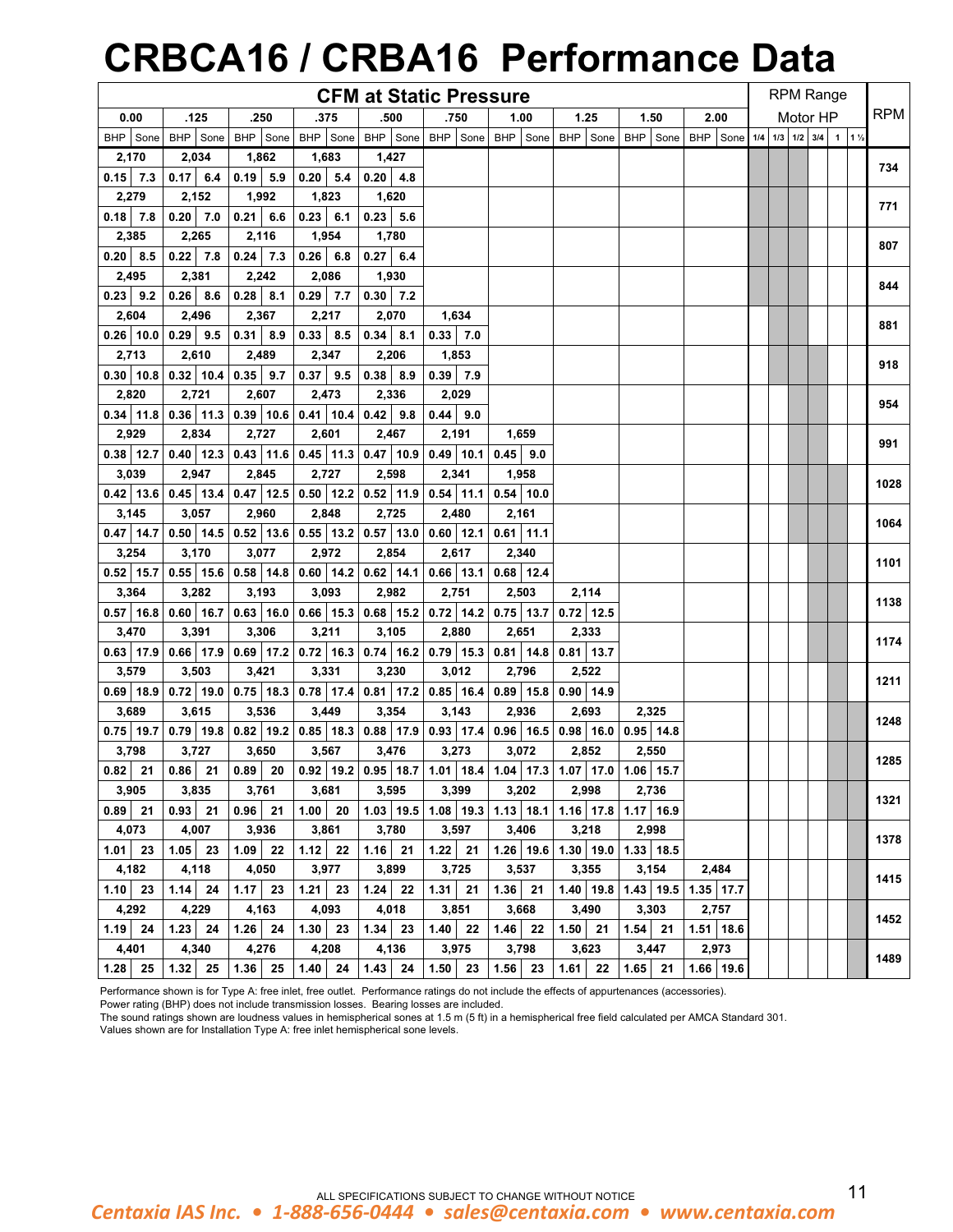# CRBCA16 / CRBA16 Performance Data

**CFM at Static Pressure**

| RPM | | 0.00 | | | .125 | | | .250 | | | .375 | | | .500 | | | .750 | | | 1.00 | | | 1.25 | | | 1.50 | | | 2.00 | | Motor HP (RPM Range) |
|---|---|---|---|---|---|---|---|---|---|---|---|---|---|---|---|---|---|---|---|---|---|---|---|---|---|---|---|---|---|---|---|
| | CFM | BHP | Sone | CFM | BHP | Sone | CFM | BHP | Sone | CFM | BHP | Sone | CFM | BHP | Sone | CFM | BHP | Sone | CFM | BHP | Sone | CFM | BHP | Sone | CFM | BHP | Sone | CFM | BHP | Sone | |
| 734 | 2,170 | 0.15 | 7.3 | 2,034 | 0.17 | 6.4 | 1,862 | 0.19 | 5.9 | 1,683 | 0.20 | 5.4 | 1,427 | 0.20 | 4.8 | | | | | | | | | | | | | | | | 1/4, 1/3, 1/2 |
| 771 | 2,279 | 0.18 | 7.8 | 2,152 | 0.20 | 7.0 | 1,992 | 0.21 | 6.6 | 1,823 | 0.23 | 6.1 | 1,620 | 0.23 | 5.6 | | | | | | | | | | | | | | | | 1/4, 1/3, 1/2 |
| 807 | 2,385 | 0.20 | 8.5 | 2,265 | 0.22 | 7.8 | 2,116 | 0.24 | 7.3 | 1,954 | 0.26 | 6.8 | 1,780 | 0.27 | 6.4 | | | | | | | | | | | | | | | | 1/4, 1/3, 1/2 |
| 844 | 2,495 | 0.23 | 9.2 | 2,381 | 0.26 | 8.6 | 2,242 | 0.28 | 8.1 | 2,086 | 0.29 | 7.7 | 1,930 | 0.30 | 7.2 | | | | | | | | | | | | | | | | 1/4, 1/3, 1/2 |
| 881 | 2,604 | 0.26 | 10.0 | 2,496 | 0.29 | 9.5 | 2,367 | 0.31 | 8.9 | 2,217 | 0.33 | 8.5 | 2,070 | 0.34 | 8.1 | 1,634 | 0.33 | 7.0 | | | | | | | | | | | | | 1/3, 1/2 |
| 918 | 2,713 | 0.30 | 10.8 | 2,610 | 0.32 | 10.4 | 2,489 | 0.35 | 9.7 | 2,347 | 0.37 | 9.5 | 2,206 | 0.38 | 8.9 | 1,853 | 0.39 | 7.9 | | | | | | | | | | | | | 1/3, 1/2 |
| 954 | 2,820 | 0.34 | 11.8 | 2,721 | 0.36 | 11.3 | 2,607 | 0.39 | 10.6 | 2,473 | 0.41 | 10.4 | 2,336 | 0.42 | 9.8 | 2,029 | 0.44 | 9.0 | | | | | | | | | | | | | 1/2 |
| 991 | 2,929 | 0.38 | 12.7 | 2,834 | 0.40 | 12.3 | 2,727 | 0.43 | 11.6 | 2,601 | 0.45 | 11.3 | 2,467 | 0.47 | 10.9 | 2,191 | 0.49 | 10.1 | 1,659 | 0.45 | 9.0 | | | | | | | | | | 1/2 |
| 1028 | 3,039 | 0.42 | 13.6 | 2,947 | 0.45 | 13.4 | 2,845 | 0.47 | 12.5 | 2,727 | 0.50 | 12.2 | 2,598 | 0.52 | 11.9 | 2,341 | 0.54 | 11.1 | 1,958 | 0.54 | 10.0 | | | | | | | | | | 1/2, 3/4 |
| 1064 | 3,145 | 0.47 | 14.7 | 3,057 | 0.50 | 14.5 | 2,960 | 0.52 | 13.6 | 2,848 | 0.55 | 13.2 | 2,725 | 0.57 | 13.0 | 2,480 | 0.60 | 12.1 | 2,161 | 0.61 | 11.1 | | | | | | | | | | 1/2, 3/4 |
| 1101 | 3,254 | 0.52 | 15.7 | 3,170 | 0.55 | 15.6 | 3,077 | 0.58 | 14.8 | 2,972 | 0.60 | 14.2 | 2,854 | 0.62 | 14.1 | 2,617 | 0.66 | 13.1 | 2,340 | 0.68 | 12.4 | | | | | | | | | | 3/4 |
| 1138 | 3,364 | 0.57 | 16.8 | 3,282 | 0.60 | 16.7 | 3,193 | 0.63 | 16.0 | 3,093 | 0.66 | 15.3 | 2,982 | 0.68 | 15.2 | 2,751 | 0.72 | 14.2 | 2,503 | 0.75 | 13.7 | 2,114 | 0.72 | 12.5 | | | | | | | 3/4 |
| 1174 | 3,470 | 0.63 | 17.9 | 3,391 | 0.66 | 17.9 | 3,306 | 0.69 | 17.2 | 3,211 | 0.72 | 16.3 | 3,105 | 0.74 | 16.2 | 2,880 | 0.79 | 15.3 | 2,651 | 0.81 | 14.8 | 2,333 | 0.81 | 13.7 | | | | | | | 3/4 |
| 1211 | 3,579 | 0.69 | 18.9 | 3,503 | 0.72 | 19.0 | 3,421 | 0.75 | 18.3 | 3,331 | 0.78 | 17.4 | 3,230 | 0.81 | 17.2 | 3,012 | 0.85 | 16.4 | 2,796 | 0.89 | 15.8 | 2,522 | 0.90 | 14.9 | | | | | | | 1 |
| 1248 | 3,689 | 0.75 | 19.7 | 3,615 | 0.79 | 19.8 | 3,536 | 0.82 | 19.2 | 3,449 | 0.85 | 18.3 | 3,354 | 0.88 | 17.9 | 3,143 | 0.93 | 17.4 | 2,936 | 0.96 | 16.5 | 2,693 | 0.98 | 16.0 | 2,325 | 0.95 | 14.8 | | | | 1 1/2 |
| 1285 | 3,798 | 0.82 | 21 | 3,727 | 0.86 | 21 | 3,650 | 0.89 | 20 | 3,567 | 0.92 | 19.2 | 3,476 | 0.95 | 18.7 | 3,273 | 1.01 | 18.4 | 3,072 | 1.04 | 17.3 | 2,852 | 1.07 | 17.0 | 2,550 | 1.06 | 15.7 | | | | 1 1/2 |
| 1321 | 3,905 | 0.89 | 21 | 3,835 | 0.93 | 21 | 3,761 | 0.96 | 21 | 3,681 | 1.00 | 20 | 3,595 | 1.03 | 19.5 | 3,399 | 1.08 | 19.3 | 3,202 | 1.13 | 18.1 | 2,998 | 1.16 | 17.8 | 2,736 | 1.17 | 16.9 | | | | 1 1/2 |
| 1378 | 4,073 | 1.01 | 23 | 4,007 | 1.05 | 23 | 3,936 | 1.09 | 22 | 3,861 | 1.12 | 22 | 3,780 | 1.16 | 21 | 3,597 | 1.22 | 21 | 3,406 | 1.26 | 19.6 | 3,218 | 1.30 | 19.0 | 2,998 | 1.33 | 18.5 | | | | 1 1/2 |
| 1415 | 4,182 | 1.10 | 23 | 4,118 | 1.14 | 24 | 4,050 | 1.17 | 23 | 3,977 | 1.21 | 23 | 3,899 | 1.24 | 22 | 3,725 | 1.31 | 21 | 3,537 | 1.36 | 21 | 3,355 | 1.40 | 19.8 | 3,154 | 1.43 | 19.5 | 2,484 | 1.35 | 17.7 | 1 1/2 |
| 1452 | 4,292 | 1.19 | 24 | 4,229 | 1.23 | 24 | 4,163 | 1.26 | 24 | 4,093 | 1.30 | 23 | 4,018 | 1.34 | 23 | 3,851 | 1.40 | 22 | 3,668 | 1.46 | 22 | 3,490 | 1.50 | 21 | 3,303 | 1.54 | 21 | 2,757 | 1.51 | 18.6 | 1 1/2 |
| 1489 | 4,401 | 1.28 | 25 | 4,340 | 1.32 | 25 | 4,276 | 1.36 | 25 | 4,208 | 1.40 | 24 | 4,136 | 1.43 | 24 | 3,975 | 1.50 | 23 | 3,798 | 1.56 | 23 | 3,623 | 1.61 | 22 | 3,447 | 1.65 | 21 | 2,973 | 1.66 | 19.6 | 1 1/2 |

Performance shown is for Type A: free inlet, free outlet. Performance ratings do not include the effects of appurtenances (accessories).
Power rating (BHP) does not include transmission losses. Bearing losses are included.
The sound ratings shown are loudness values in hemispherical sones at 1.5 m (5 ft) in a hemispherical free field calculated per AMCA Standard 301.
Values shown are for Installation Type A: free inlet hemispherical sone levels.

ALL SPECIFICATIONS SUBJECT TO CHANGE WITHOUT NOTICE

*Centaxia IAS Inc. • 1-888-656-0444 • sales@centaxia.com • www.centaxia.com*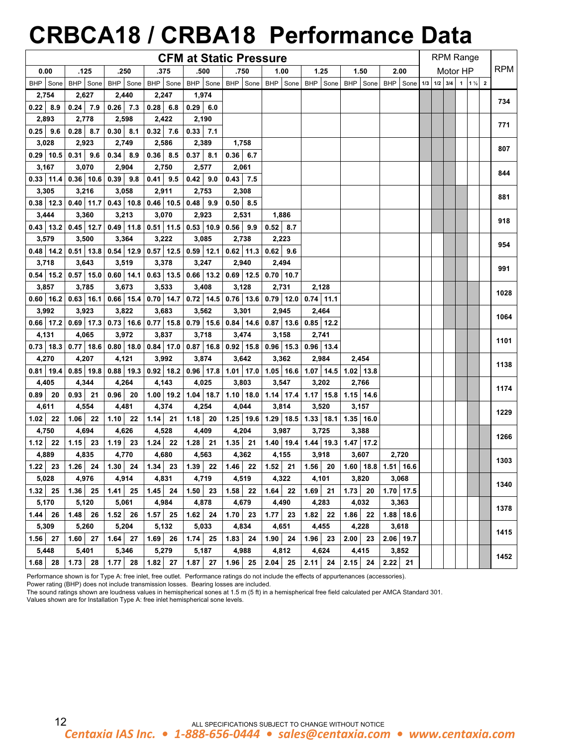# CRBCA18 / CRBA18 Performance Data

| RPM | CFM at Static Pressure 0.00 | | | .125 | | | .250 | | | .375 | | | .500 | | | .750 | | | 1.00 | | | 1.25 | | | 1.50 | | | 2.00 | | |
|---|---|---|---|---|---|---|---|---|---|---|---|---|---|---|---|---|---|---|---|---|---|---|---|---|---|---|---|---|---|---|
| | CFM | BHP | Sone | CFM | BHP | Sone | CFM | BHP | Sone | CFM | BHP | Sone | CFM | BHP | Sone | CFM | BHP | Sone | CFM | BHP | Sone | CFM | BHP | Sone | CFM | BHP | Sone | CFM | BHP | Sone |
| 734 | 2,754 | 0.22 | 8.9 | 2,627 | 0.24 | 7.9 | 2,440 | 0.26 | 7.3 | 2,247 | 0.28 | 6.8 | 1,974 | 0.29 | 6.0 | | | | | | | | | | | | | | | |
| 771 | 2,893 | 0.25 | 9.6 | 2,778 | 0.28 | 8.7 | 2,598 | 0.30 | 8.1 | 2,422 | 0.32 | 7.6 | 2,190 | 0.33 | 7.1 | | | | | | | | | | | | | | | |
| 807 | 3,028 | 0.29 | 10.5 | 2,923 | 0.31 | 9.6 | 2,749 | 0.34 | 8.9 | 2,586 | 0.36 | 8.5 | 2,389 | 0.37 | 8.1 | 1,758 | 0.36 | 6.7 | | | | | | | | | | | | |
| 844 | 3,167 | 0.33 | 11.4 | 3,070 | 0.36 | 10.6 | 2,904 | 0.39 | 9.8 | 2,750 | 0.41 | 9.5 | 2,577 | 0.42 | 9.0 | 2,061 | 0.43 | 7.5 | | | | | | | | | | | | |
| 881 | 3,305 | 0.38 | 12.3 | 3,216 | 0.40 | 11.7 | 3,058 | 0.43 | 10.8 | 2,911 | 0.46 | 10.5 | 2,753 | 0.48 | 9.9 | 2,308 | 0.50 | 8.5 | | | | | | | | | | | | |
| 918 | 3,444 | 0.43 | 13.2 | 3,360 | 0.45 | 12.7 | 3,213 | 0.49 | 11.8 | 3,070 | 0.51 | 11.5 | 2,923 | 0.53 | 10.9 | 2,531 | 0.56 | 9.9 | 1,886 | 0.52 | 8.7 | | | | | | | | | |
| 954 | 3,579 | 0.48 | 14.2 | 3,500 | 0.51 | 13.8 | 3,364 | 0.54 | 12.9 | 3,222 | 0.57 | 12.5 | 3,085 | 0.59 | 12.1 | 2,738 | 0.62 | 11.3 | 2,223 | 0.62 | 9.6 | | | | | | | | | |
| 991 | 3,718 | 0.54 | 15.2 | 3,643 | 0.57 | 15.0 | 3,519 | 0.60 | 14.1 | 3,378 | 0.63 | 13.5 | 3,247 | 0.66 | 13.2 | 2,940 | 0.69 | 12.5 | 2,494 | 0.70 | 10.7 | | | | | | | | | |
| 1028 | 3,857 | 0.60 | 16.2 | 3,785 | 0.63 | 16.1 | 3,673 | 0.66 | 15.4 | 3,533 | 0.70 | 14.7 | 3,408 | 0.72 | 14.5 | 3,128 | 0.76 | 13.6 | 2,731 | 0.79 | 12.0 | 2,128 | 0.74 | 11.1 | | | | | | |
| 1064 | 3,992 | 0.66 | 17.2 | 3,923 | 0.69 | 17.3 | 3,822 | 0.73 | 16.6 | 3,683 | 0.77 | 15.8 | 3,562 | 0.79 | 15.6 | 3,301 | 0.84 | 14.6 | 2,945 | 0.87 | 13.6 | 2,464 | 0.85 | 12.2 | | | | | | |
| 1101 | 4,131 | 0.73 | 18.3 | 4,065 | 0.77 | 18.6 | 3,972 | 0.80 | 18.0 | 3,837 | 0.84 | 17.0 | 3,718 | 0.87 | 16.8 | 3,474 | 0.92 | 15.8 | 3,158 | 0.96 | 15.3 | 2,741 | 0.96 | 13.4 | | | | | | |
| 1138 | 4,270 | 0.81 | 19.4 | 4,207 | 0.85 | 19.8 | 4,121 | 0.88 | 19.3 | 3,992 | 0.92 | 18.2 | 3,874 | 0.96 | 17.8 | 3,642 | 1.01 | 17.0 | 3,362 | 1.05 | 16.6 | 2,984 | 1.07 | 14.5 | 2,454 | 1.02 | 13.8 | | | |
| 1174 | 4,405 | 0.89 | 20 | 4,344 | 0.93 | 21 | 4,264 | 0.96 | 20 | 4,143 | 1.00 | 19.2 | 4,025 | 1.04 | 18.7 | 3,803 | 1.10 | 18.0 | 3,547 | 1.14 | 17.4 | 3,202 | 1.17 | 15.8 | 2,766 | 1.15 | 14.6 | | | |
| 1229 | 4,611 | 1.02 | 22 | 4,554 | 1.06 | 22 | 4,481 | 1.10 | 22 | 4,374 | 1.14 | 21 | 4,254 | 1.18 | 20 | 4,044 | 1.25 | 19.6 | 3,814 | 1.29 | 18.5 | 3,520 | 1.33 | 18.1 | 3,157 | 1.35 | 16.0 | | | |
| 1266 | 4,750 | 1.12 | 22 | 4,694 | 1.15 | 23 | 4,626 | 1.19 | 23 | 4,528 | 1.24 | 22 | 4,409 | 1.28 | 21 | 4,204 | 1.35 | 21 | 3,987 | 1.40 | 19.4 | 3,725 | 1.44 | 19.3 | 3,388 | 1.47 | 17.2 | | | |
| 1303 | 4,889 | 1.22 | 23 | 4,835 | 1.26 | 24 | 4,770 | 1.30 | 24 | 4,680 | 1.34 | 23 | 4,563 | 1.39 | 22 | 4,362 | 1.46 | 22 | 4,155 | 1.52 | 21 | 3,918 | 1.56 | 20 | 3,607 | 1.60 | 18.8 | 2,720 | 1.51 | 16.6 |
| 1340 | 5,028 | 1.32 | 25 | 4,976 | 1.36 | 25 | 4,914 | 1.41 | 25 | 4,831 | 1.45 | 24 | 4,719 | 1.50 | 23 | 4,519 | 1.58 | 22 | 4,322 | 1.64 | 22 | 4,101 | 1.69 | 21 | 3,820 | 1.73 | 20 | 3,068 | 1.70 | 17.5 |
| 1378 | 5,170 | 1.44 | 26 | 5,120 | 1.48 | 26 | 5,061 | 1.52 | 26 | 4,984 | 1.57 | 25 | 4,878 | 1.62 | 24 | 4,679 | 1.70 | 23 | 4,490 | 1.77 | 23 | 4,283 | 1.82 | 22 | 4,032 | 1.86 | 22 | 3,363 | 1.88 | 18.6 |
| 1415 | 5,309 | 1.56 | 27 | 5,260 | 1.60 | 27 | 5,204 | 1.64 | 27 | 5,132 | 1.69 | 26 | 5,033 | 1.74 | 25 | 4,834 | 1.83 | 24 | 4,651 | 1.90 | 24 | 4,455 | 1.96 | 23 | 4,228 | 2.00 | 23 | 3,618 | 2.06 | 19.7 |
| 1452 | 5,448 | 1.68 | 28 | 5,401 | 1.73 | 28 | 5,346 | 1.77 | 28 | 5,279 | 1.82 | 27 | 5,187 | 1.87 | 27 | 4,988 | 1.96 | 25 | 4,812 | 2.04 | 25 | 4,624 | 2.11 | 24 | 4,415 | 2.15 | 24 | 3,852 | 2.22 | 21 |

RPM Range / Motor HP: 1/3, 1/2, 3/4, 1, 1 ½, 2

Performance shown is for Type A: free inlet, free outlet. Performance ratings do not include the effects of appurtenances (accessories).
Power rating (BHP) does not include transmission losses. Bearing losses are included.
The sound ratings shown are loudness values in hemispherical sones at 1.5 m (5 ft) in a hemispherical free field calculated per AMCA Standard 301.
Values shown are for Installation Type A: free inlet hemispherical sone levels.

ALL SPECIFICATIONS SUBJECT TO CHANGE WITHOUT NOTICE

*Centaxia IAS Inc. • 1-888-656-0444 • sales@centaxia.com • www.centaxia.com*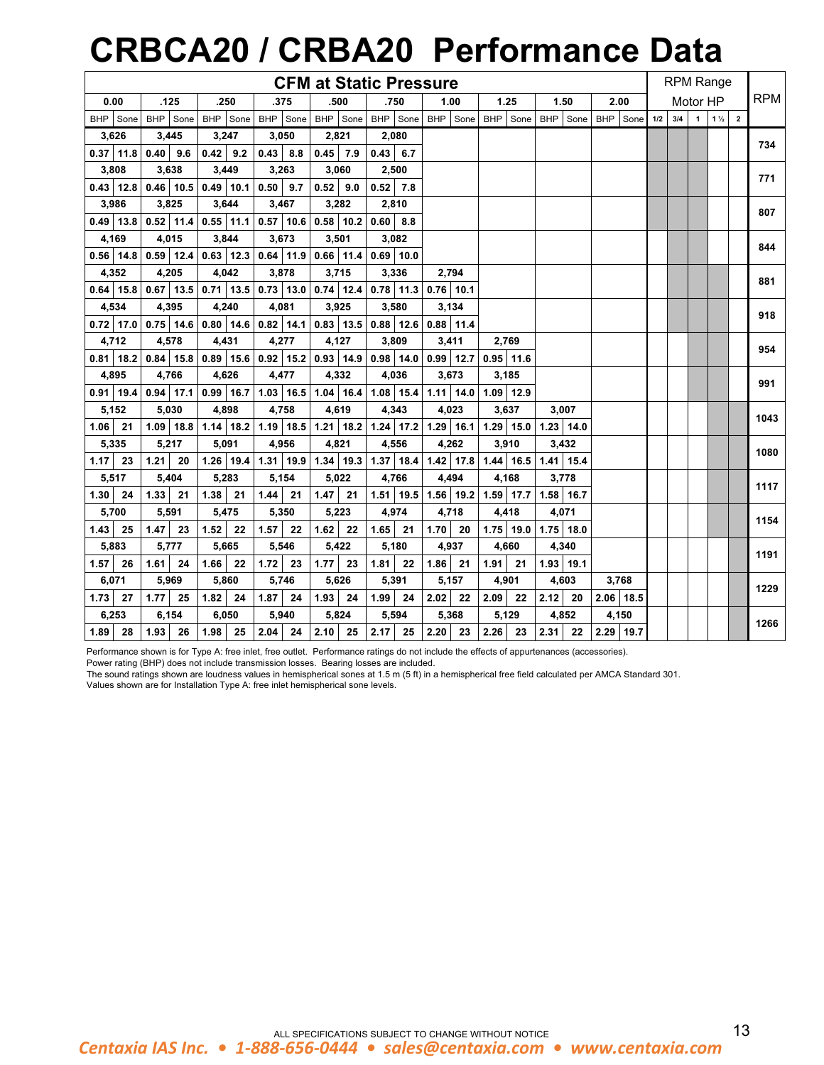# CRBCA20 / CRBA20 Performance Data

| CFM at Static Pressure | | | | | | | | | | | | | | | | | | | | RPM Range Motor HP | | | | | RPM |
|---|---|---|---|---|---|---|---|---|---|---|---|---|---|---|---|---|---|---|---|---|---|---|---|---|---|
| 0.00 | | .125 | | .250 | | .375 | | .500 | | .750 | | 1.00 | | 1.25 | | 1.50 | | 2.00 | | | | | | | |
| BHP | Sone | BHP | Sone | BHP | Sone | BHP | Sone | BHP | Sone | BHP | Sone | BHP | Sone | BHP | Sone | BHP | Sone | BHP | Sone | 1/2 | 3/4 | 1 | 1 ½ | 2 | |
| 3,626 | | 3,445 | | 3,247 | | 3,050 | | 2,821 | | 2,080 | | | | | | | | | | | | | | | 734 |
| 0.37 | 11.8 | 0.40 | 9.6 | 0.42 | 9.2 | 0.43 | 8.8 | 0.45 | 7.9 | 0.43 | 6.7 | | | | | | | | | | | | | | |
| 3,808 | | 3,638 | | 3,449 | | 3,263 | | 3,060 | | 2,500 | | | | | | | | | | | | | | | 771 |
| 0.43 | 12.8 | 0.46 | 10.5 | 0.49 | 10.1 | 0.50 | 9.7 | 0.52 | 9.0 | 0.52 | 7.8 | | | | | | | | | | | | | | |
| 3,986 | | 3,825 | | 3,644 | | 3,467 | | 3,282 | | 2,810 | | | | | | | | | | | | | | | 807 |
| 0.49 | 13.8 | 0.52 | 11.4 | 0.55 | 11.1 | 0.57 | 10.6 | 0.58 | 10.2 | 0.60 | 8.8 | | | | | | | | | | | | | | |
| 4,169 | | 4,015 | | 3,844 | | 3,673 | | 3,501 | | 3,082 | | | | | | | | | | | | | | | 844 |
| 0.56 | 14.8 | 0.59 | 12.4 | 0.63 | 12.3 | 0.64 | 11.9 | 0.66 | 11.4 | 0.69 | 10.0 | | | | | | | | | | | | | | |
| 4,352 | | 4,205 | | 4,042 | | 3,878 | | 3,715 | | 3,336 | | 2,794 | | | | | | | | | | | | | 881 |
| 0.64 | 15.8 | 0.67 | 13.5 | 0.71 | 13.5 | 0.73 | 13.0 | 0.74 | 12.4 | 0.78 | 11.3 | 0.76 | 10.1 | | | | | | | | | | | | |
| 4,534 | | 4,395 | | 4,240 | | 4,081 | | 3,925 | | 3,580 | | 3,134 | | | | | | | | | | | | | 918 |
| 0.72 | 17.0 | 0.75 | 14.6 | 0.80 | 14.6 | 0.82 | 14.1 | 0.83 | 13.5 | 0.88 | 12.6 | 0.88 | 11.4 | | | | | | | | | | | | |
| 4,712 | | 4,578 | | 4,431 | | 4,277 | | 4,127 | | 3,809 | | 3,411 | | 2,769 | | | | | | | | | | | 954 |
| 0.81 | 18.2 | 0.84 | 15.8 | 0.89 | 15.6 | 0.92 | 15.2 | 0.93 | 14.9 | 0.98 | 14.0 | 0.99 | 12.7 | 0.95 | 11.6 | | | | | | | | | | |
| 4,895 | | 4,766 | | 4,626 | | 4,477 | | 4,332 | | 4,036 | | 3,673 | | 3,185 | | | | | | | | | | | 991 |
| 0.91 | 19.4 | 0.94 | 17.1 | 0.99 | 16.7 | 1.03 | 16.5 | 1.04 | 16.4 | 1.08 | 15.4 | 1.11 | 14.0 | 1.09 | 12.9 | | | | | | | | | | |
| 5,152 | | 5,030 | | 4,898 | | 4,758 | | 4,619 | | 4,343 | | 4,023 | | 3,637 | | 3,007 | | | | | | | | | 1043 |
| 1.06 | 21 | 1.09 | 18.8 | 1.14 | 18.2 | 1.19 | 18.5 | 1.21 | 18.2 | 1.24 | 17.2 | 1.29 | 16.1 | 1.29 | 15.0 | 1.23 | 14.0 | | | | | | | | |
| 5,335 | | 5,217 | | 5,091 | | 4,956 | | 4,821 | | 4,556 | | 4,262 | | 3,910 | | 3,432 | | | | | | | | | 1080 |
| 1.17 | 23 | 1.21 | 20 | 1.26 | 19.4 | 1.31 | 19.9 | 1.34 | 19.3 | 1.37 | 18.4 | 1.42 | 17.8 | 1.44 | 16.5 | 1.41 | 15.4 | | | | | | | | |
| 5,517 | | 5,404 | | 5,283 | | 5,154 | | 5,022 | | 4,766 | | 4,494 | | 4,168 | | 3,778 | | | | | | | | | 1117 |
| 1.30 | 24 | 1.33 | 21 | 1.38 | 21 | 1.44 | 21 | 1.47 | 21 | 1.51 | 19.5 | 1.56 | 19.2 | 1.59 | 17.7 | 1.58 | 16.7 | | | | | | | | |
| 5,700 | | 5,591 | | 5,475 | | 5,350 | | 5,223 | | 4,974 | | 4,718 | | 4,418 | | 4,071 | | | | | | | | | 1154 |
| 1.43 | 25 | 1.47 | 23 | 1.52 | 22 | 1.57 | 22 | 1.62 | 22 | 1.65 | 21 | 1.70 | 20 | 1.75 | 19.0 | 1.75 | 18.0 | | | | | | | | |
| 5,883 | | 5,777 | | 5,665 | | 5,546 | | 5,422 | | 5,180 | | 4,937 | | 4,660 | | 4,340 | | | | | | | | | 1191 |
| 1.57 | 26 | 1.61 | 24 | 1.66 | 22 | 1.72 | 23 | 1.77 | 23 | 1.81 | 22 | 1.86 | 21 | 1.91 | 21 | 1.93 | 19.1 | | | | | | | | |
| 6,071 | | 5,969 | | 5,860 | | 5,746 | | 5,626 | | 5,391 | | 5,157 | | 4,901 | | 4,603 | | 3,768 | | | | | | | 1229 |
| 1.73 | 27 | 1.77 | 25 | 1.82 | 24 | 1.87 | 24 | 1.93 | 24 | 1.99 | 24 | 2.02 | 22 | 2.09 | 22 | 2.12 | 20 | 2.06 | 18.5 | | | | | | |
| 6,253 | | 6,154 | | 6,050 | | 5,940 | | 5,824 | | 5,594 | | 5,368 | | 5,129 | | 4,852 | | 4,150 | | | | | | | 1266 |
| 1.89 | 28 | 1.93 | 26 | 1.98 | 25 | 2.04 | 24 | 2.10 | 25 | 2.17 | 25 | 2.20 | 23 | 2.26 | 23 | 2.31 | 22 | 2.29 | 19.7 | | | | | | |

Performance shown is for Type A: free inlet, free outlet. Performance ratings do not include the effects of appurtenances (accessories).
Power rating (BHP) does not include transmission losses. Bearing losses are included.
The sound ratings shown are loudness values in hemispherical sones at 1.5 m (5 ft) in a hemispherical free field calculated per AMCA Standard 301.
Values shown are for Installation Type A: free inlet hemispherical sone levels.

ALL SPECIFICATIONS SUBJECT TO CHANGE WITHOUT NOTICE

*Centaxia IAS Inc. • 1-888-656-0444 • sales@centaxia.com • www.centaxia.com*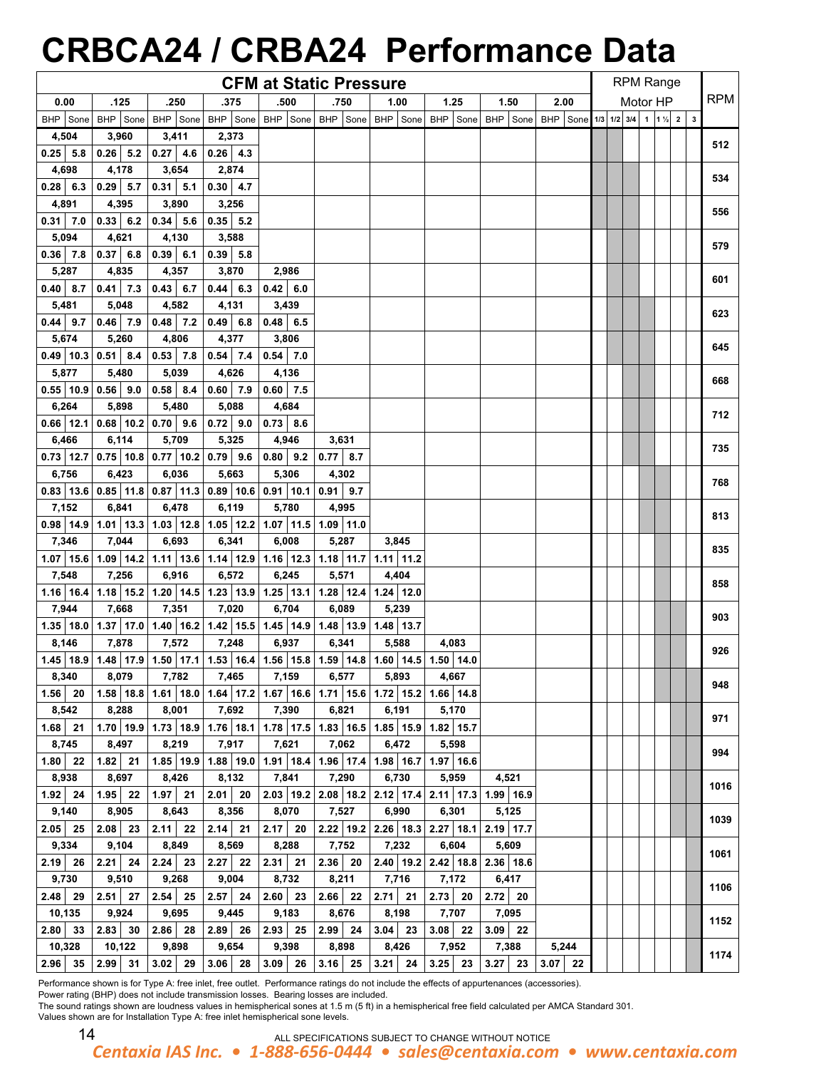# CRBCA24 / CRBA24 Performance Data

| RPM | CFM at Static Pressure | | | | | | | | | | | | | | | | | | | | | | | | | | | | | |
|---|---|---|---|---|---|---|---|---|---|---|---|---|---|---|---|---|---|---|---|---|---|---|---|---|---|---|---|---|---|---|
| | 0.00 | | | .125 | | | .250 | | | .375 | | | .500 | | | .750 | | | 1.00 | | | 1.25 | | | 1.50 | | | 2.00 | | |
| | CFM | BHP | Sone | CFM | BHP | Sone | CFM | BHP | Sone | CFM | BHP | Sone | CFM | BHP | Sone | CFM | BHP | Sone | CFM | BHP | Sone | CFM | BHP | Sone | CFM | BHP | Sone | CFM | BHP | Sone |
| 512 | 4,504 | 0.25 | 5.8 | 3,960 | 0.26 | 5.2 | 3,411 | 0.27 | 4.6 | 2,373 | 0.26 | 4.3 | | | | | | | | | | | | | | | | | | |
| 534 | 4,698 | 0.28 | 6.3 | 4,178 | 0.29 | 5.7 | 3,654 | 0.31 | 5.1 | 2,874 | 0.30 | 4.7 | | | | | | | | | | | | | | | | | | |
| 556 | 4,891 | 0.31 | 7.0 | 4,395 | 0.33 | 6.2 | 3,890 | 0.34 | 5.6 | 3,256 | 0.35 | 5.2 | | | | | | | | | | | | | | | | | | |
| 579 | 5,094 | 0.36 | 7.8 | 4,621 | 0.37 | 6.8 | 4,130 | 0.39 | 6.1 | 3,588 | 0.39 | 5.8 | | | | | | | | | | | | | | | | | | |
| 601 | 5,287 | 0.40 | 8.7 | 4,835 | 0.41 | 7.3 | 4,357 | 0.43 | 6.7 | 3,870 | 0.44 | 6.3 | 2,986 | 0.42 | 6.0 | | | | | | | | | | | | | | | |
| 623 | 5,481 | 0.44 | 9.7 | 5,048 | 0.46 | 7.9 | 4,582 | 0.48 | 7.2 | 4,131 | 0.49 | 6.8 | 3,439 | 0.48 | 6.5 | | | | | | | | | | | | | | | |
| 645 | 5,674 | 0.49 | 10.3 | 5,260 | 0.51 | 8.4 | 4,806 | 0.53 | 7.8 | 4,377 | 0.54 | 7.4 | 3,806 | 0.54 | 7.0 | | | | | | | | | | | | | | | |
| 668 | 5,877 | 0.55 | 10.9 | 5,480 | 0.56 | 9.0 | 5,039 | 0.58 | 8.4 | 4,626 | 0.60 | 7.9 | 4,136 | 0.60 | 7.5 | | | | | | | | | | | | | | | |
| 712 | 6,264 | 0.66 | 12.1 | 5,898 | 0.68 | 10.2 | 5,480 | 0.70 | 9.6 | 5,088 | 0.72 | 9.0 | 4,684 | 0.73 | 8.6 | | | | | | | | | | | | | | | |
| 735 | 6,466 | 0.73 | 12.7 | 6,114 | 0.75 | 10.8 | 5,709 | 0.77 | 10.2 | 5,325 | 0.79 | 9.6 | 4,946 | 0.80 | 9.2 | 3,631 | 0.77 | 8.7 | | | | | | | | | | | | |
| 768 | 6,756 | 0.83 | 13.6 | 6,423 | 0.85 | 11.8 | 6,036 | 0.87 | 11.3 | 5,663 | 0.89 | 10.6 | 5,306 | 0.91 | 10.1 | 4,302 | 0.91 | 9.7 | | | | | | | | | | | | |
| 813 | 7,152 | 0.98 | 14.9 | 6,841 | 1.01 | 13.3 | 6,478 | 1.03 | 12.8 | 6,119 | 1.05 | 12.2 | 5,780 | 1.07 | 11.5 | 4,995 | 1.09 | 11.0 | | | | | | | | | | | | |
| 835 | 7,346 | 1.07 | 15.6 | 7,044 | 1.09 | 14.2 | 6,693 | 1.11 | 13.6 | 6,341 | 1.14 | 12.9 | 6,008 | 1.16 | 12.3 | 5,287 | 1.18 | 11.7 | 3,845 | 1.11 | 11.2 | | | | | | | | | |
| 858 | 7,548 | 1.16 | 16.4 | 7,256 | 1.18 | 15.2 | 6,916 | 1.20 | 14.5 | 6,572 | 1.23 | 13.9 | 6,245 | 1.25 | 13.1 | 5,571 | 1.28 | 12.4 | 4,404 | 1.24 | 12.0 | | | | | | | | | |
| 903 | 7,944 | 1.35 | 18.0 | 7,668 | 1.37 | 17.0 | 7,351 | 1.40 | 16.2 | 7,020 | 1.42 | 15.5 | 6,704 | 1.45 | 14.9 | 6,089 | 1.48 | 13.9 | 5,239 | 1.48 | 13.7 | | | | | | | | | |
| 926 | 8,146 | 1.45 | 18.9 | 7,878 | 1.48 | 17.9 | 7,572 | 1.50 | 17.1 | 7,248 | 1.53 | 16.4 | 6,937 | 1.56 | 15.8 | 6,341 | 1.59 | 14.8 | 5,588 | 1.60 | 14.5 | 4,083 | 1.50 | 14.0 | | | | | | |
| 948 | 8,340 | 1.56 | 20 | 8,079 | 1.58 | 18.8 | 7,782 | 1.61 | 18.0 | 7,465 | 1.64 | 17.2 | 7,159 | 1.67 | 16.6 | 6,577 | 1.71 | 15.6 | 5,893 | 1.72 | 15.2 | 4,667 | 1.66 | 14.8 | | | | | | |
| 971 | 8,542 | 1.68 | 21 | 8,288 | 1.70 | 19.9 | 8,001 | 1.73 | 18.9 | 7,692 | 1.76 | 18.1 | 7,390 | 1.78 | 17.5 | 6,821 | 1.83 | 16.5 | 6,191 | 1.85 | 15.9 | 5,170 | 1.82 | 15.7 | | | | | | |
| 994 | 8,745 | 1.80 | 22 | 8,497 | 1.82 | 21 | 8,219 | 1.85 | 19.9 | 7,917 | 1.88 | 19.0 | 7,621 | 1.91 | 18.4 | 7,062 | 1.96 | 17.4 | 6,472 | 1.98 | 16.7 | 5,598 | 1.97 | 16.6 | | | | | | |
| 1016 | 8,938 | 1.92 | 24 | 8,697 | 1.95 | 22 | 8,426 | 1.97 | 21 | 8,132 | 2.01 | 20 | 7,841 | 2.03 | 19.2 | 7,290 | 2.08 | 18.2 | 6,730 | 2.12 | 17.4 | 5,959 | 2.11 | 17.3 | 4,521 | 1.99 | 16.9 | | | |
| 1039 | 9,140 | 2.05 | 25 | 8,905 | 2.08 | 23 | 8,643 | 2.11 | 22 | 8,356 | 2.14 | 21 | 8,070 | 2.17 | 20 | 7,527 | 2.22 | 19.2 | 6,990 | 2.26 | 18.3 | 6,301 | 2.27 | 18.1 | 5,125 | 2.19 | 17.7 | | | |
| 1061 | 9,334 | 2.19 | 26 | 9,104 | 2.21 | 24 | 8,849 | 2.24 | 23 | 8,569 | 2.27 | 22 | 8,288 | 2.31 | 21 | 7,752 | 2.36 | 20 | 7,232 | 2.40 | 19.2 | 6,604 | 2.42 | 18.8 | 5,609 | 2.36 | 18.6 | | | |
| 1106 | 9,730 | 2.48 | 29 | 9,510 | 2.51 | 27 | 9,268 | 2.54 | 25 | 9,004 | 2.57 | 24 | 8,732 | 2.60 | 23 | 8,211 | 2.66 | 22 | 7,716 | 2.71 | 21 | 7,172 | 2.73 | 20 | 6,417 | 2.72 | 20 | | | |
| 1152 | 10,135 | 2.80 | 33 | 9,924 | 2.83 | 30 | 9,695 | 2.86 | 28 | 9,445 | 2.89 | 26 | 9,183 | 2.93 | 25 | 8,676 | 2.99 | 24 | 8,198 | 3.04 | 23 | 7,707 | 3.08 | 22 | 7,095 | 3.09 | 22 | | | |
| 1174 | 10,328 | 2.96 | 35 | 10,122 | 2.99 | 31 | 9,898 | 3.02 | 29 | 9,654 | 3.06 | 28 | 9,398 | 3.09 | 26 | 8,898 | 3.16 | 25 | 8,426 | 3.21 | 24 | 7,952 | 3.25 | 23 | 7,388 | 3.27 | 23 | 5,244 | 3.07 | 22 |

RPM Range / Motor HP: 1/3, 1/2, 3/4, 1, 1 ½, 2, 3

Performance shown is for Type A: free inlet, free outlet. Performance ratings do not include the effects of appurtenances (accessories).
Power rating (BHP) does not include transmission losses. Bearing losses are included.
The sound ratings shown are loudness values in hemispherical sones at 1.5 m (5 ft) in a hemispherical free field calculated per AMCA Standard 301.
Values shown are for Installation Type A: free inlet hemispherical sone levels.

ALL SPECIFICATIONS SUBJECT TO CHANGE WITHOUT NOTICE

*Centaxia IAS Inc. • 1-888-656-0444 • sales@centaxia.com • www.centaxia.com*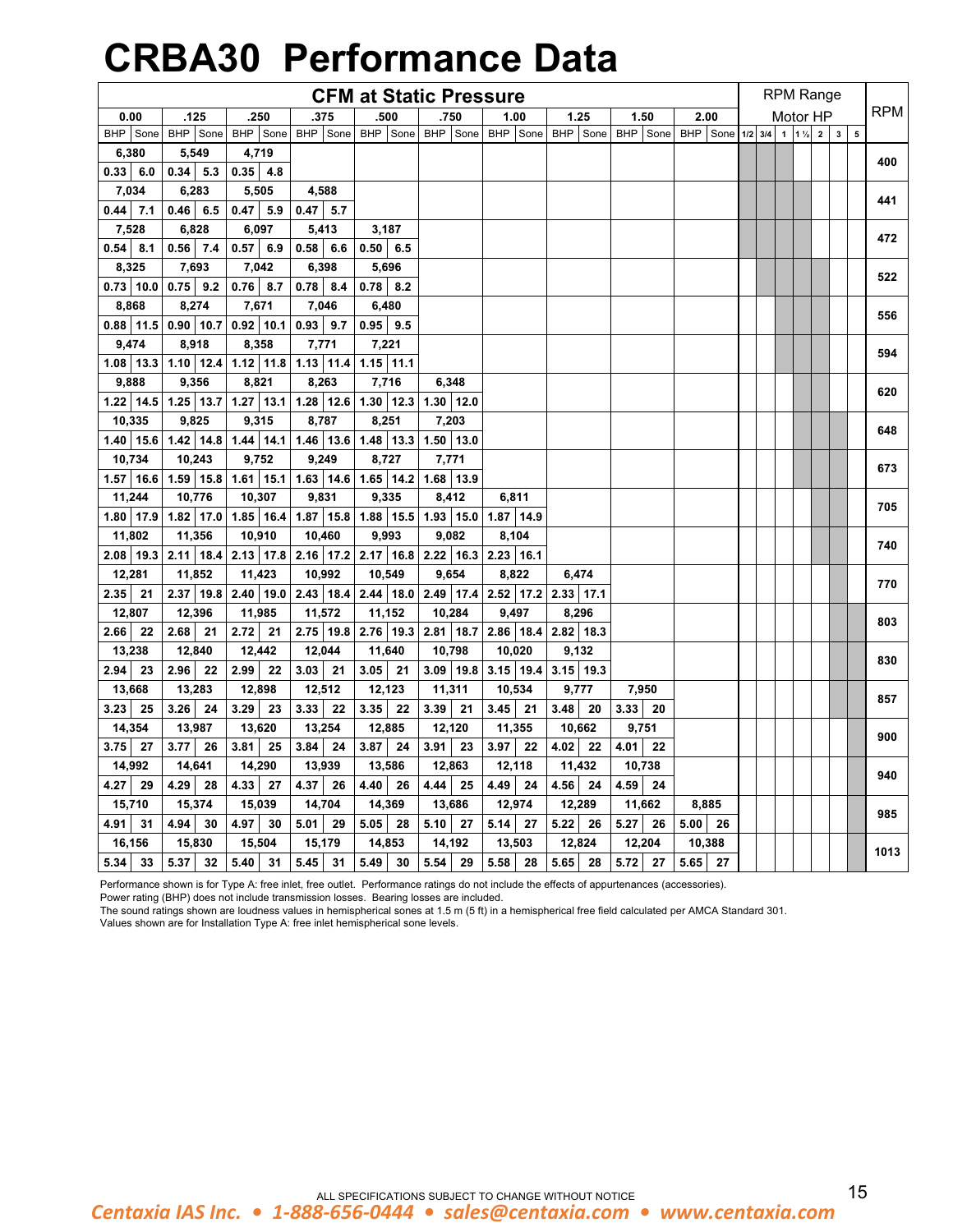# CRBA30 Performance Data

**CFM at Static Pressure**

| RPM | 0.00 | | | .125 | | | .250 | | | .375 | | | .500 | | | .750 | | | 1.00 | | | 1.25 | | | 1.50 | | | 2.00 | | |
|---|---|---|---|---|---|---|---|---|---|---|---|---|---|---|---|---|---|---|---|---|---|---|---|---|---|---|---|---|---|---|
| | CFM | BHP | Sone | CFM | BHP | Sone | CFM | BHP | Sone | CFM | BHP | Sone | CFM | BHP | Sone | CFM | BHP | Sone | CFM | BHP | Sone | CFM | BHP | Sone | CFM | BHP | Sone | CFM | BHP | Sone |
| 400 | 6,380 | 0.33 | 6.0 | 5,549 | 0.34 | 5.3 | 4,719 | 0.35 | 4.8 | | | | | | | | | | | | | | | | | | | | | |
| 441 | 7,034 | 0.44 | 7.1 | 6,283 | 0.46 | 6.5 | 5,505 | 0.47 | 5.9 | 4,588 | 0.47 | 5.7 | | | | | | | | | | | | | | | | | | |
| 472 | 7,528 | 0.54 | 8.1 | 6,828 | 0.56 | 7.4 | 6,097 | 0.57 | 6.9 | 5,413 | 0.58 | 6.6 | 3,187 | 0.50 | 6.5 | | | | | | | | | | | | | | | |
| 522 | 8,325 | 0.73 | 10.0 | 7,693 | 0.75 | 9.2 | 7,042 | 0.76 | 8.7 | 6,398 | 0.78 | 8.4 | 5,696 | 0.78 | 8.2 | | | | | | | | | | | | | | | |
| 556 | 8,868 | 0.88 | 11.5 | 8,274 | 0.90 | 10.7 | 7,671 | 0.92 | 10.1 | 7,046 | 0.93 | 9.7 | 6,480 | 0.95 | 9.5 | | | | | | | | | | | | | | | |
| 594 | 9,474 | 1.08 | 13.3 | 8,918 | 1.10 | 12.4 | 8,358 | 1.12 | 11.8 | 7,771 | 1.13 | 11.4 | 7,221 | 1.15 | 11.1 | | | | | | | | | | | | | | | |
| 620 | 9,888 | 1.22 | 14.5 | 9,356 | 1.25 | 13.7 | 8,821 | 1.27 | 13.1 | 8,263 | 1.28 | 12.6 | 7,716 | 1.30 | 12.3 | 6,348 | 1.30 | 12.0 | | | | | | | | | | | | |
| 648 | 10,335 | 1.40 | 15.6 | 9,825 | 1.42 | 14.8 | 9,315 | 1.44 | 14.1 | 8,787 | 1.46 | 13.6 | 8,251 | 1.48 | 13.3 | 7,203 | 1.50 | 13.0 | | | | | | | | | | | | |
| 673 | 10,734 | 1.57 | 16.6 | 10,243 | 1.59 | 15.8 | 9,752 | 1.61 | 15.1 | 9,249 | 1.63 | 14.6 | 8,727 | 1.65 | 14.2 | 7,771 | 1.68 | 13.9 | | | | | | | | | | | | |
| 705 | 11,244 | 1.80 | 17.9 | 10,776 | 1.82 | 17.0 | 10,307 | 1.85 | 16.4 | 9,831 | 1.87 | 15.8 | 9,335 | 1.88 | 15.5 | 8,412 | 1.93 | 15.0 | 6,811 | 1.87 | 14.9 | | | | | | | | | |
| 740 | 11,802 | 2.08 | 19.3 | 11,356 | 2.11 | 18.4 | 10,910 | 2.13 | 17.8 | 10,460 | 2.16 | 17.2 | 9,993 | 2.17 | 16.8 | 9,082 | 2.22 | 16.3 | 8,104 | 2.23 | 16.1 | | | | | | | | | |
| 770 | 12,281 | 2.35 | 21 | 11,852 | 2.37 | 19.8 | 11,423 | 2.40 | 19.0 | 10,992 | 2.43 | 18.4 | 10,549 | 2.44 | 18.0 | 9,654 | 2.49 | 17.4 | 8,822 | 2.52 | 17.2 | 6,474 | 2.33 | 17.1 | | | | | | |
| 803 | 12,807 | 2.66 | 22 | 12,396 | 2.68 | 21 | 11,985 | 2.72 | 21 | 11,572 | 2.75 | 19.8 | 11,152 | 2.76 | 19.3 | 10,284 | 2.81 | 18.7 | 9,497 | 2.86 | 18.4 | 8,296 | 2.82 | 18.3 | | | | | | |
| 830 | 13,238 | 2.94 | 23 | 12,840 | 2.96 | 22 | 12,442 | 2.99 | 22 | 12,044 | 3.03 | 21 | 11,640 | 3.05 | 21 | 10,798 | 3.09 | 19.8 | 10,020 | 3.15 | 19.4 | 9,132 | 3.15 | 19.3 | | | | | | |
| 857 | 13,668 | 3.23 | 25 | 13,283 | 3.26 | 24 | 12,898 | 3.29 | 23 | 12,512 | 3.33 | 22 | 12,123 | 3.35 | 22 | 11,311 | 3.39 | 21 | 10,534 | 3.45 | 21 | 9,777 | 3.48 | 20 | 7,950 | 3.33 | 20 | | | |
| 900 | 14,354 | 3.75 | 27 | 13,987 | 3.77 | 26 | 13,620 | 3.81 | 25 | 13,254 | 3.84 | 24 | 12,885 | 3.87 | 24 | 12,120 | 3.91 | 23 | 11,355 | 3.97 | 22 | 10,662 | 4.02 | 22 | 9,751 | 4.01 | 22 | | | |
| 940 | 14,992 | 4.27 | 29 | 14,641 | 4.29 | 28 | 14,290 | 4.33 | 27 | 13,939 | 4.37 | 26 | 13,586 | 4.40 | 26 | 12,863 | 4.44 | 25 | 12,118 | 4.49 | 24 | 11,432 | 4.56 | 24 | 10,738 | 4.59 | 24 | | | |
| 985 | 15,710 | 4.91 | 31 | 15,374 | 4.94 | 30 | 15,039 | 4.97 | 30 | 14,704 | 5.01 | 29 | 14,369 | 5.05 | 28 | 13,686 | 5.10 | 27 | 12,974 | 5.14 | 27 | 12,289 | 5.22 | 26 | 11,662 | 5.27 | 26 | 8,885 | 5.00 | 26 |
| 1013 | 16,156 | 5.34 | 33 | 15,830 | 5.37 | 32 | 15,504 | 5.40 | 31 | 15,179 | 5.45 | 31 | 14,853 | 5.49 | 30 | 14,192 | 5.54 | 29 | 13,503 | 5.58 | 28 | 12,824 | 5.65 | 28 | 12,204 | 5.72 | 27 | 10,388 | 5.65 | 27 |

RPM Range Motor HP: 1/2, 3/4, 1, 1 ½, 2, 3, 5

Performance shown is for Type A: free inlet, free outlet. Performance ratings do not include the effects of appurtenances (accessories).
Power rating (BHP) does not include transmission losses. Bearing losses are included.
The sound ratings shown are loudness values in hemispherical sones at 1.5 m (5 ft) in a hemispherical free field calculated per AMCA Standard 301.
Values shown are for Installation Type A: free inlet hemispherical sone levels.

ALL SPECIFICATIONS SUBJECT TO CHANGE WITHOUT NOTICE

*Centaxia IAS Inc. • 1-888-656-0444 • sales@centaxia.com • www.centaxia.com*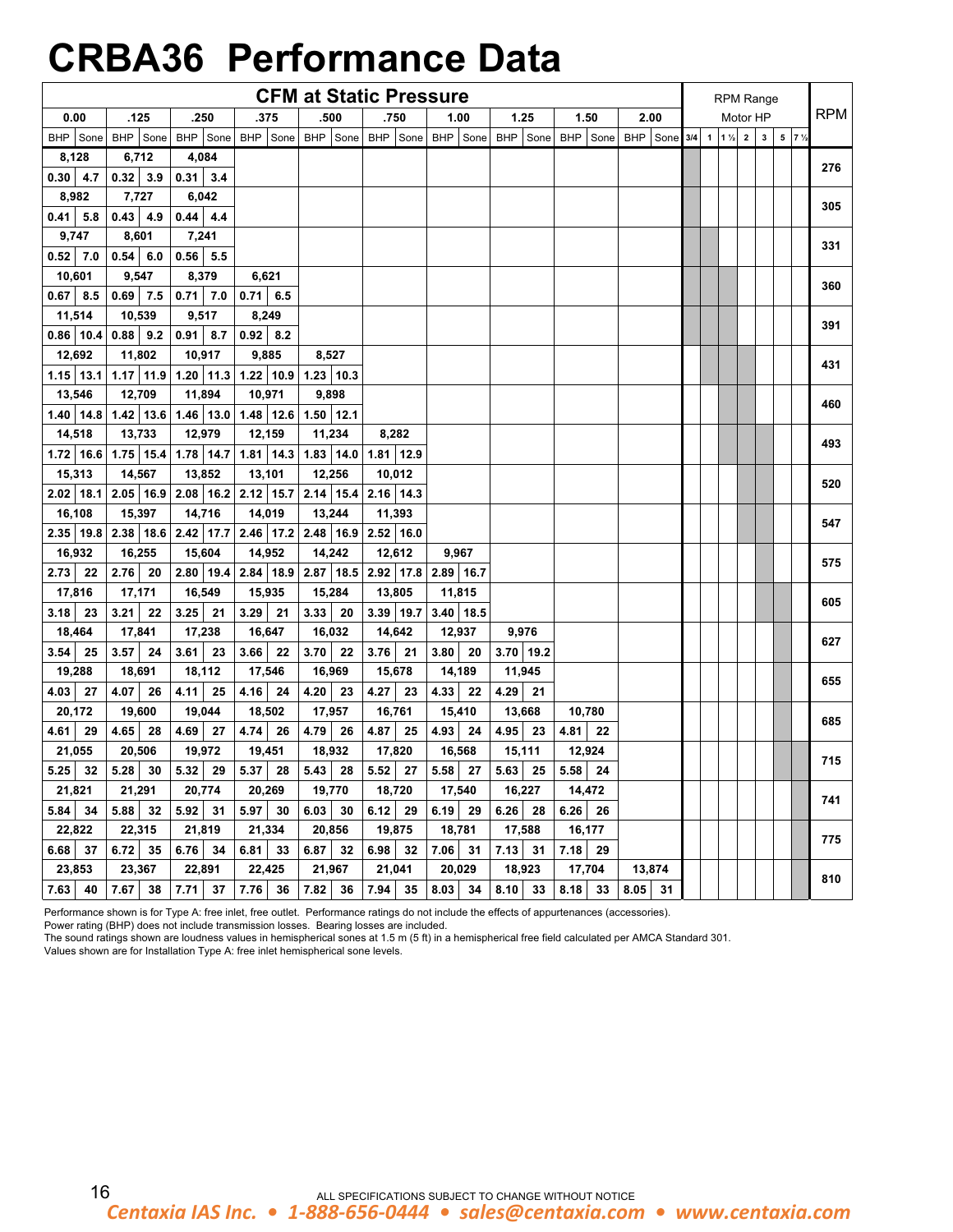# CRBA36 Performance Data

| CFM at Static Pressure | | | | | | | | | | | | | | | | | | | | RPM Range Motor HP | | | | | | | RPM |
|---|---|---|---|---|---|---|---|---|---|---|---|---|---|---|---|---|---|---|---|---|---|---|---|---|---|---|---|
| 0.00 | | .125 | | .250 | | .375 | | .500 | | .750 | | 1.00 | | 1.25 | | 1.50 | | 2.00 | | | | | | | | | |
| BHP | Sone | BHP | Sone | BHP | Sone | BHP | Sone | BHP | Sone | BHP | Sone | BHP | Sone | BHP | Sone | BHP | Sone | BHP | Sone | 3/4 | 1 | 1 ½ | 2 | 3 | 5 | 7 ½ | |
| 8,128 | | 6,712 | | 4,084 | | | | | | | | | | | | | | | | ■ | | | | | | | 276 |
| 0.30 | 4.7 | 0.32 | 3.9 | 0.31 | 3.4 | | | | | | | | | | | | | | | | | | | | | | |
| 8,982 | | 7,727 | | 6,042 | | | | | | | | | | | | | | | | ■ | | | | | | | 305 |
| 0.41 | 5.8 | 0.43 | 4.9 | 0.44 | 4.4 | | | | | | | | | | | | | | | | | | | | | | |
| 9,747 | | 8,601 | | 7,241 | | | | | | | | | | | | | | | | ■ | ■ | | | | | | 331 |
| 0.52 | 7.0 | 0.54 | 6.0 | 0.56 | 5.5 | | | | | | | | | | | | | | | | | | | | | | |
| 10,601 | | 9,547 | | 8,379 | | 6,621 | | | | | | | | | | | | | | ■ | ■ | ■ | | | | | 360 |
| 0.67 | 8.5 | 0.69 | 7.5 | 0.71 | 7.0 | 0.71 | 6.5 | | | | | | | | | | | | | | | | | | | | |
| 11,514 | | 10,539 | | 9,517 | | 8,249 | | | | | | | | | | | | | | ■ | ■ | ■ | | | | | 391 |
| 0.86 | 10.4 | 0.88 | 9.2 | 0.91 | 8.7 | 0.92 | 8.2 | | | | | | | | | | | | | | | | | | | | |
| 12,692 | | 11,802 | | 10,917 | | 9,885 | | 8,527 | | | | | | | | | | | | | ■ | ■ | ■ | | | | 431 |
| 1.15 | 13.1 | 1.17 | 11.9 | 1.20 | 11.3 | 1.22 | 10.9 | 1.23 | 10.3 | | | | | | | | | | | | | | | | | | |
| 13,546 | | 12,709 | | 11,894 | | 10,971 | | 9,898 | | | | | | | | | | | | | | ■ | ■ | | | | 460 |
| 1.40 | 14.8 | 1.42 | 13.6 | 1.46 | 13.0 | 1.48 | 12.6 | 1.50 | 12.1 | | | | | | | | | | | | | | | | | | |
| 14,518 | | 13,733 | | 12,979 | | 12,159 | | 11,234 | | 8,282 | | | | | | | | | | | | ■ | ■ | ■ | | | 493 |
| 1.72 | 16.6 | 1.75 | 15.4 | 1.78 | 14.7 | 1.81 | 14.3 | 1.83 | 14.0 | 1.81 | 12.9 | | | | | | | | | | | | | | | | |
| 15,313 | | 14,567 | | 13,852 | | 13,101 | | 12,256 | | 10,012 | | | | | | | | | | | | | ■ | ■ | | | 520 |
| 2.02 | 18.1 | 2.05 | 16.9 | 2.08 | 16.2 | 2.12 | 15.7 | 2.14 | 15.4 | 2.16 | 14.3 | | | | | | | | | | | | | | | | |
| 16,108 | | 15,397 | | 14,716 | | 14,019 | | 13,244 | | 11,393 | | | | | | | | | | | | | ■ | ■ | | | 547 |
| 2.35 | 19.8 | 2.38 | 18.6 | 2.42 | 17.7 | 2.46 | 17.2 | 2.48 | 16.9 | 2.52 | 16.0 | | | | | | | | | | | | | | | | |
| 16,932 | | 16,255 | | 15,604 | | 14,952 | | 14,242 | | 12,612 | | 9,967 | | | | | | | | | | | | ■ | | | 575 |
| 2.73 | 22 | 2.76 | 20 | 2.80 | 19.4 | 2.84 | 18.9 | 2.87 | 18.5 | 2.92 | 17.8 | 2.89 | 16.7 | | | | | | | | | | | | | | |
| 17,816 | | 17,171 | | 16,549 | | 15,935 | | 15,284 | | 13,805 | | 11,815 | | | | | | | | | | | | ■ | ■ | | 605 |
| 3.18 | 23 | 3.21 | 22 | 3.25 | 21 | 3.29 | 21 | 3.33 | 20 | 3.39 | 19.7 | 3.40 | 18.5 | | | | | | | | | | | | | | |
| 18,464 | | 17,841 | | 17,238 | | 16,647 | | 16,032 | | 14,642 | | 12,937 | | 9,976 | | | | | | | | | | | ■ | | 627 |
| 3.54 | 25 | 3.57 | 24 | 3.61 | 23 | 3.66 | 22 | 3.70 | 22 | 3.76 | 21 | 3.80 | 20 | 3.70 | 19.2 | | | | | | | | | | | | |
| 19,288 | | 18,691 | | 18,112 | | 17,546 | | 16,969 | | 15,678 | | 14,189 | | 11,945 | | | | | | | | | | | ■ | | 655 |
| 4.03 | 27 | 4.07 | 26 | 4.11 | 25 | 4.16 | 24 | 4.20 | 23 | 4.27 | 23 | 4.33 | 22 | 4.29 | 21 | | | | | | | | | | | | |
| 20,172 | | 19,600 | | 19,044 | | 18,502 | | 17,957 | | 16,761 | | 15,410 | | 13,668 | | 10,780 | | | | | | | | | ■ | | 685 |
| 4.61 | 29 | 4.65 | 28 | 4.69 | 27 | 4.74 | 26 | 4.79 | 26 | 4.87 | 25 | 4.93 | 24 | 4.95 | 23 | 4.81 | 22 | | | | | | | | | | |
| 21,055 | | 20,506 | | 19,972 | | 19,451 | | 18,932 | | 17,820 | | 16,568 | | 15,111 | | 12,924 | | | | | | | | | ■ | ■ | 715 |
| 5.25 | 32 | 5.28 | 30 | 5.32 | 29 | 5.37 | 28 | 5.43 | 28 | 5.52 | 27 | 5.58 | 27 | 5.63 | 25 | 5.58 | 24 | | | | | | | | | | |
| 21,821 | | 21,291 | | 20,774 | | 20,269 | | 19,770 | | 18,720 | | 17,540 | | 16,227 | | 14,472 | | | | | | | | | | ■ | 741 |
| 5.84 | 34 | 5.88 | 32 | 5.92 | 31 | 5.97 | 30 | 6.03 | 30 | 6.12 | 29 | 6.19 | 29 | 6.26 | 28 | 6.26 | 26 | | | | | | | | | | |
| 22,822 | | 22,315 | | 21,819 | | 21,334 | | 20,856 | | 19,875 | | 18,781 | | 17,588 | | 16,177 | | | | | | | | | | ■ | 775 |
| 6.68 | 37 | 6.72 | 35 | 6.76 | 34 | 6.81 | 33 | 6.87 | 32 | 6.98 | 32 | 7.06 | 31 | 7.13 | 31 | 7.18 | 29 | | | | | | | | | | |
| 23,853 | | 23,367 | | 22,891 | | 22,425 | | 21,967 | | 21,041 | | 20,029 | | 18,923 | | 17,704 | | 13,874 | | | | | | | | ■ | 810 |
| 7.63 | 40 | 7.67 | 38 | 7.71 | 37 | 7.76 | 36 | 7.82 | 36 | 7.94 | 35 | 8.03 | 34 | 8.10 | 33 | 8.18 | 33 | 8.05 | 31 | | | | | | | | |

Performance shown is for Type A: free inlet, free outlet. Performance ratings do not include the effects of appurtenances (accessories).
Power rating (BHP) does not include transmission losses. Bearing losses are included.
The sound ratings shown are loudness values in hemispherical sones at 1.5 m (5 ft) in a hemispherical free field calculated per AMCA Standard 301.
Values shown are for Installation Type A: free inlet hemispherical sone levels.

ALL SPECIFICATIONS SUBJECT TO CHANGE WITHOUT NOTICE

*Centaxia IAS Inc. • 1-888-656-0444 • sales@centaxia.com • www.centaxia.com*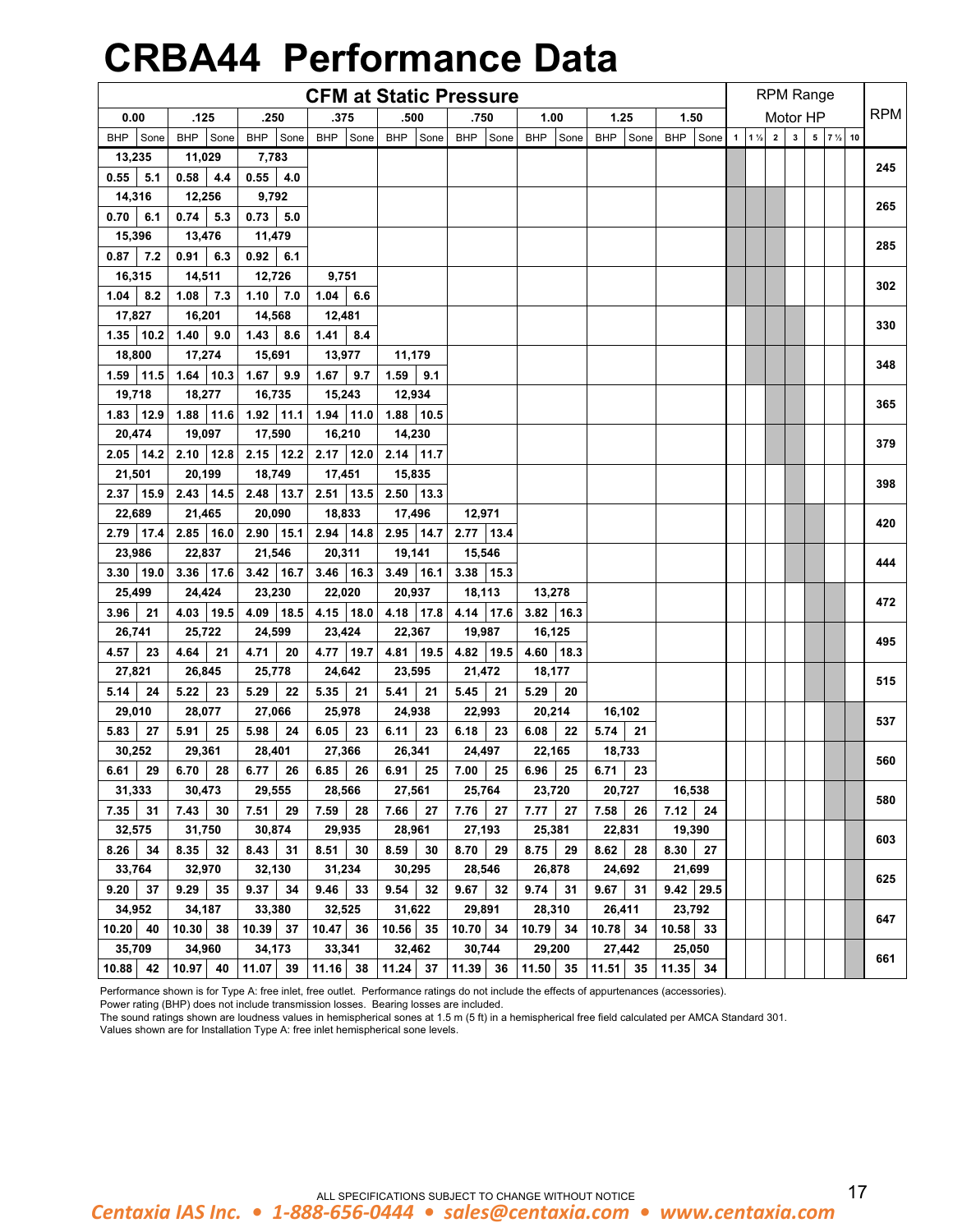# CRBA44 Performance Data

| CFM at Static Pressure | | | | | | | | | | | | | | | | | | | | | | | | | | | RPM Range Motor HP | RPM |
|---|---|---|---|---|---|---|---|---|---|---|---|---|---|---|---|---|---|---|---|---|---|---|---|---|---|---|---|---|
| 0.00 | | | .125 | | | .250 | | | .375 | | | .500 | | | .750 | | | 1.00 | | | 1.25 | | | 1.50 | | | | |
| CFM | BHP | Sone | CFM | BHP | Sone | CFM | BHP | Sone | CFM | BHP | Sone | CFM | BHP | Sone | CFM | BHP | Sone | CFM | BHP | Sone | CFM | BHP | Sone | CFM | BHP | Sone | 1 / 1 ½ / 2 / 3 / 5 / 7 ½ / 10 | |
| 13,235 | 0.55 | 5.1 | 11,029 | 0.58 | 4.4 | 7,783 | 0.55 | 4.0 | | | | | | | | | | | | | | | | | | | 1 | 245 |
| 14,316 | 0.70 | 6.1 | 12,256 | 0.74 | 5.3 | 9,792 | 0.73 | 5.0 | | | | | | | | | | | | | | | | | | | 1, 1 ½, 2 | 265 |
| 15,396 | 0.87 | 7.2 | 13,476 | 0.91 | 6.3 | 11,479 | 0.92 | 6.1 | | | | | | | | | | | | | | | | | | | 1, 1 ½, 2 | 285 |
| 16,315 | 1.04 | 8.2 | 14,511 | 1.08 | 7.3 | 12,726 | 1.10 | 7.0 | 9,751 | 1.04 | 6.6 | | | | | | | | | | | | | | | | 1, 1 ½, 2 | 302 |
| 17,827 | 1.35 | 10.2 | 16,201 | 1.40 | 9.0 | 14,568 | 1.43 | 8.6 | 12,481 | 1.41 | 8.4 | | | | | | | | | | | | | | | | 1 ½, 2, 3 | 330 |
| 18,800 | 1.59 | 11.5 | 17,274 | 1.64 | 10.3 | 15,691 | 1.67 | 9.9 | 13,977 | 1.67 | 9.7 | 11,179 | 1.59 | 9.1 | | | | | | | | | | | | | 1 ½, 2, 3 | 348 |
| 19,718 | 1.83 | 12.9 | 18,277 | 1.88 | 11.6 | 16,735 | 1.92 | 11.1 | 15,243 | 1.94 | 11.0 | 12,934 | 1.88 | 10.5 | | | | | | | | | | | | | 2, 3 | 365 |
| 20,474 | 2.05 | 14.2 | 19,097 | 2.10 | 12.8 | 17,590 | 2.15 | 12.2 | 16,210 | 2.17 | 12.0 | 14,230 | 2.14 | 11.7 | | | | | | | | | | | | | 2, 3 | 379 |
| 21,501 | 2.37 | 15.9 | 20,199 | 2.43 | 14.5 | 18,749 | 2.48 | 13.7 | 17,451 | 2.51 | 13.5 | 15,835 | 2.50 | 13.3 | | | | | | | | | | | | | 3 | 398 |
| 22,689 | 2.79 | 17.4 | 21,465 | 2.85 | 16.0 | 20,090 | 2.90 | 15.1 | 18,833 | 2.94 | 14.8 | 17,496 | 2.95 | 14.7 | 12,971 | 2.77 | 13.4 | | | | | | | | | | 3, 5 | 420 |
| 23,986 | 3.30 | 19.0 | 22,837 | 3.36 | 17.6 | 21,546 | 3.42 | 16.7 | 20,311 | 3.46 | 16.3 | 19,141 | 3.49 | 16.1 | 15,546 | 3.38 | 15.3 | | | | | | | | | | 3, 5 | 444 |
| 25,499 | 3.96 | 21 | 24,424 | 4.03 | 19.5 | 23,230 | 4.09 | 18.5 | 22,020 | 4.15 | 18.0 | 20,937 | 4.18 | 17.8 | 18,113 | 4.14 | 17.6 | 13,278 | 3.82 | 16.3 | | | | | | | 5, 7 ½ | 472 |
| 26,741 | 4.57 | 23 | 25,722 | 4.64 | 21 | 24,599 | 4.71 | 20 | 23,424 | 4.77 | 19.7 | 22,367 | 4.81 | 19.5 | 19,987 | 4.82 | 19.5 | 16,125 | 4.60 | 18.3 | | | | | | | 5, 7 ½ | 495 |
| 27,821 | 5.14 | 24 | 26,845 | 5.22 | 23 | 25,778 | 5.29 | 22 | 24,642 | 5.35 | 21 | 23,595 | 5.41 | 21 | 21,472 | 5.45 | 21 | 18,177 | 5.29 | 20 | | | | | | | 5, 7 ½ | 515 |
| 29,010 | 5.83 | 27 | 28,077 | 5.91 | 25 | 27,066 | 5.98 | 24 | 25,978 | 6.05 | 23 | 24,938 | 6.11 | 23 | 22,993 | 6.18 | 23 | 20,214 | 6.08 | 22 | 16,102 | 5.74 | 21 | | | | 7 ½, 10 | 537 |
| 30,252 | 6.61 | 29 | 29,361 | 6.70 | 28 | 28,401 | 6.77 | 26 | 27,366 | 6.85 | 26 | 26,341 | 6.91 | 25 | 24,497 | 7.00 | 25 | 22,165 | 6.96 | 25 | 18,733 | 6.71 | 23 | | | | 7 ½, 10 | 560 |
| 31,333 | 7.35 | 31 | 30,473 | 7.43 | 30 | 29,555 | 7.51 | 29 | 28,566 | 7.59 | 28 | 27,561 | 7.66 | 27 | 25,764 | 7.76 | 27 | 23,720 | 7.77 | 27 | 20,727 | 7.58 | 26 | 16,538 | 7.12 | 24 | 7 ½, 10 | 580 |
| 32,575 | 8.26 | 34 | 31,750 | 8.35 | 32 | 30,874 | 8.43 | 31 | 29,935 | 8.51 | 30 | 28,961 | 8.59 | 30 | 27,193 | 8.70 | 29 | 25,381 | 8.75 | 29 | 22,831 | 8.62 | 28 | 19,390 | 8.30 | 27 | 10 | 603 |
| 33,764 | 9.20 | 37 | 32,970 | 9.29 | 35 | 32,130 | 9.37 | 34 | 31,234 | 9.46 | 33 | 30,295 | 9.54 | 32 | 28,546 | 9.67 | 32 | 26,878 | 9.74 | 31 | 24,692 | 9.67 | 31 | 21,699 | 9.42 | 29.5 | 10 | 625 |
| 34,952 | 10.20 | 40 | 34,187 | 10.30 | 38 | 33,380 | 10.39 | 37 | 32,525 | 10.47 | 36 | 31,622 | 10.56 | 35 | 29,891 | 10.70 | 34 | 28,310 | 10.79 | 34 | 26,411 | 10.78 | 34 | 23,792 | 10.58 | 33 | 10 | 647 |
| 35,709 | 10.88 | 42 | 34,960 | 10.97 | 40 | 34,173 | 11.07 | 39 | 33,341 | 11.16 | 38 | 32,462 | 11.24 | 37 | 30,744 | 11.39 | 36 | 29,200 | 11.50 | 35 | 27,442 | 11.51 | 35 | 25,050 | 11.35 | 34 | 10 | 661 |

Performance shown is for Type A: free inlet, free outlet. Performance ratings do not include the effects of appurtenances (accessories).
Power rating (BHP) does not include transmission losses. Bearing losses are included.
The sound ratings shown are loudness values in hemispherical sones at 1.5 m (5 ft) in a hemispherical free field calculated per AMCA Standard 301.
Values shown are for Installation Type A: free inlet hemispherical sone levels.

ALL SPECIFICATIONS SUBJECT TO CHANGE WITHOUT NOTICE

*Centaxia IAS Inc. • 1-888-656-0444 • sales@centaxia.com • www.centaxia.com*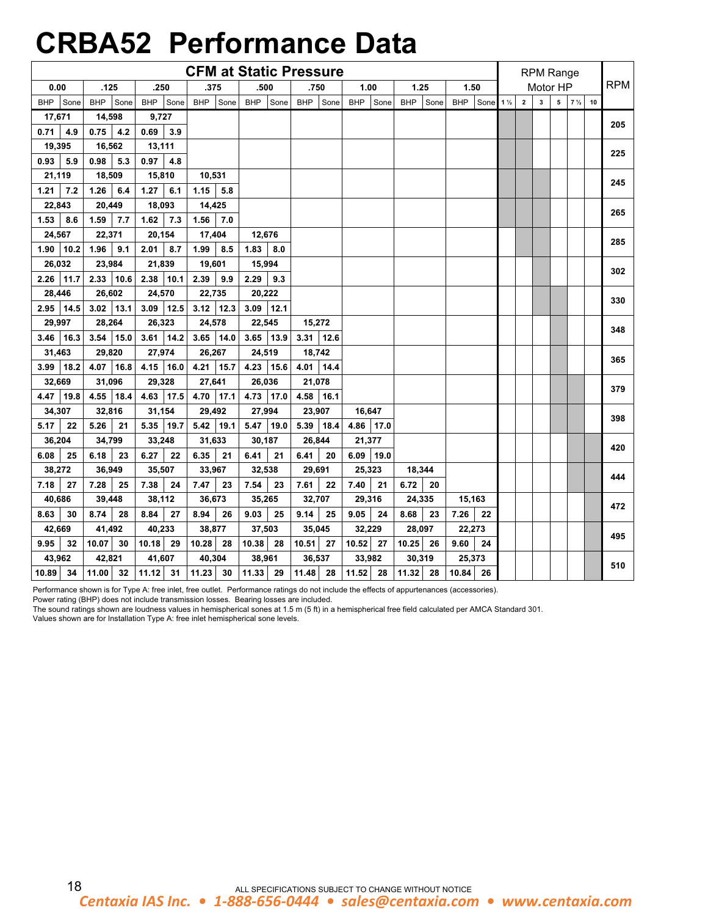# CRBA52 Performance Data

| CFM at Static Pressure | | | | | | | | | | | | | | | | | | RPM Range Motor HP | | | | | | RPM |
|---|---|---|---|---|---|---|---|---|---|---|---|---|---|---|---|---|---|---|---|---|---|---|---|
| 0.00 | | .125 | | .250 | | .375 | | .500 | | .750 | | 1.00 | | 1.25 | | 1.50 | | | | | | | | |
| BHP | Sone | BHP | Sone | BHP | Sone | BHP | Sone | BHP | Sone | BHP | Sone | BHP | Sone | BHP | Sone | BHP | Sone | 1 ½ | 2 | 3 | 5 | 7 ½ | 10 | |
| 17,671 | | 14,598 | | 9,727 | | | | | | | | | | | | | | | | | | | | 205 |
| 0.71 | 4.9 | 0.75 | 4.2 | 0.69 | 3.9 | | | | | | | | | | | | | | | | | | | |
| 19,395 | | 16,562 | | 13,111 | | | | | | | | | | | | | | | | | | | | 225 |
| 0.93 | 5.9 | 0.98 | 5.3 | 0.97 | 4.8 | | | | | | | | | | | | | | | | | | | |
| 21,119 | | 18,509 | | 15,810 | | 10,531 | | | | | | | | | | | | | | | | | | 245 |
| 1.21 | 7.2 | 1.26 | 6.4 | 1.27 | 6.1 | 1.15 | 5.8 | | | | | | | | | | | | | | | | | |
| 22,843 | | 20,449 | | 18,093 | | 14,425 | | | | | | | | | | | | | | | | | | 265 |
| 1.53 | 8.6 | 1.59 | 7.7 | 1.62 | 7.3 | 1.56 | 7.0 | | | | | | | | | | | | | | | | | |
| 24,567 | | 22,371 | | 20,154 | | 17,404 | | 12,676 | | | | | | | | | | | | | | | | 285 |
| 1.90 | 10.2 | 1.96 | 9.1 | 2.01 | 8.7 | 1.99 | 8.5 | 1.83 | 8.0 | | | | | | | | | | | | | | | |
| 26,032 | | 23,984 | | 21,839 | | 19,601 | | 15,994 | | | | | | | | | | | | | | | | 302 |
| 2.26 | 11.7 | 2.33 | 10.6 | 2.38 | 10.1 | 2.39 | 9.9 | 2.29 | 9.3 | | | | | | | | | | | | | | | |
| 28,446 | | 26,602 | | 24,570 | | 22,735 | | 20,222 | | | | | | | | | | | | | | | | 330 |
| 2.95 | 14.5 | 3.02 | 13.1 | 3.09 | 12.5 | 3.12 | 12.3 | 3.09 | 12.1 | | | | | | | | | | | | | | | |
| 29,997 | | 28,264 | | 26,323 | | 24,578 | | 22,545 | | 15,272 | | | | | | | | | | | | | | 348 |
| 3.46 | 16.3 | 3.54 | 15.0 | 3.61 | 14.2 | 3.65 | 14.0 | 3.65 | 13.9 | 3.31 | 12.6 | | | | | | | | | | | | | |
| 31,463 | | 29,820 | | 27,974 | | 26,267 | | 24,519 | | 18,742 | | | | | | | | | | | | | | 365 |
| 3.99 | 18.2 | 4.07 | 16.8 | 4.15 | 16.0 | 4.21 | 15.7 | 4.23 | 15.6 | 4.01 | 14.4 | | | | | | | | | | | | | |
| 32,669 | | 31,096 | | 29,328 | | 27,641 | | 26,036 | | 21,078 | | | | | | | | | | | | | | 379 |
| 4.47 | 19.8 | 4.55 | 18.4 | 4.63 | 17.5 | 4.70 | 17.1 | 4.73 | 17.0 | 4.58 | 16.1 | | | | | | | | | | | | | |
| 34,307 | | 32,816 | | 31,154 | | 29,492 | | 27,994 | | 23,907 | | 16,647 | | | | | | | | | | | | 398 |
| 5.17 | 22 | 5.26 | 21 | 5.35 | 19.7 | 5.42 | 19.1 | 5.47 | 19.0 | 5.39 | 18.4 | 4.86 | 17.0 | | | | | | | | | | | |
| 36,204 | | 34,799 | | 33,248 | | 31,633 | | 30,187 | | 26,844 | | 21,377 | | | | | | | | | | | | 420 |
| 6.08 | 25 | 6.18 | 23 | 6.27 | 22 | 6.35 | 21 | 6.41 | 21 | 6.41 | 20 | 6.09 | 19.0 | | | | | | | | | | | |
| 38,272 | | 36,949 | | 35,507 | | 33,967 | | 32,538 | | 29,691 | | 25,323 | | 18,344 | | | | | | | | | | 444 |
| 7.18 | 27 | 7.28 | 25 | 7.38 | 24 | 7.47 | 23 | 7.54 | 23 | 7.61 | 22 | 7.40 | 21 | 6.72 | 20 | | | | | | | | | |
| 40,686 | | 39,448 | | 38,112 | | 36,673 | | 35,265 | | 32,707 | | 29,316 | | 24,335 | | 15,163 | | | | | | | | 472 |
| 8.63 | 30 | 8.74 | 28 | 8.84 | 27 | 8.94 | 26 | 9.03 | 25 | 9.14 | 25 | 9.05 | 24 | 8.68 | 23 | 7.26 | 22 | | | | | | | |
| 42,669 | | 41,492 | | 40,233 | | 38,877 | | 37,503 | | 35,045 | | 32,229 | | 28,097 | | 22,273 | | | | | | | | 495 |
| 9.95 | 32 | 10.07 | 30 | 10.18 | 29 | 10.28 | 28 | 10.38 | 28 | 10.51 | 27 | 10.52 | 27 | 10.25 | 26 | 9.60 | 24 | | | | | | | |
| 43,962 | | 42,821 | | 41,607 | | 40,304 | | 38,961 | | 36,537 | | 33,982 | | 30,319 | | 25,373 | | | | | | | | 510 |
| 10.89 | 34 | 11.00 | 32 | 11.12 | 31 | 11.23 | 30 | 11.33 | 29 | 11.48 | 28 | 11.52 | 28 | 11.32 | 28 | 10.84 | 26 | | | | | | | |

Performance shown is for Type A: free inlet, free outlet. Performance ratings do not include the effects of appurtenances (accessories).
Power rating (BHP) does not include transmission losses. Bearing losses are included.
The sound ratings shown are loudness values in hemispherical sones at 1.5 m (5 ft) in a hemispherical free field calculated per AMCA Standard 301.
Values shown are for Installation Type A: free inlet hemispherical sone levels.

ALL SPECIFICATIONS SUBJECT TO CHANGE WITHOUT NOTICE

*Centaxia IAS Inc. • 1-888-656-0444 • sales@centaxia.com • www.centaxia.com*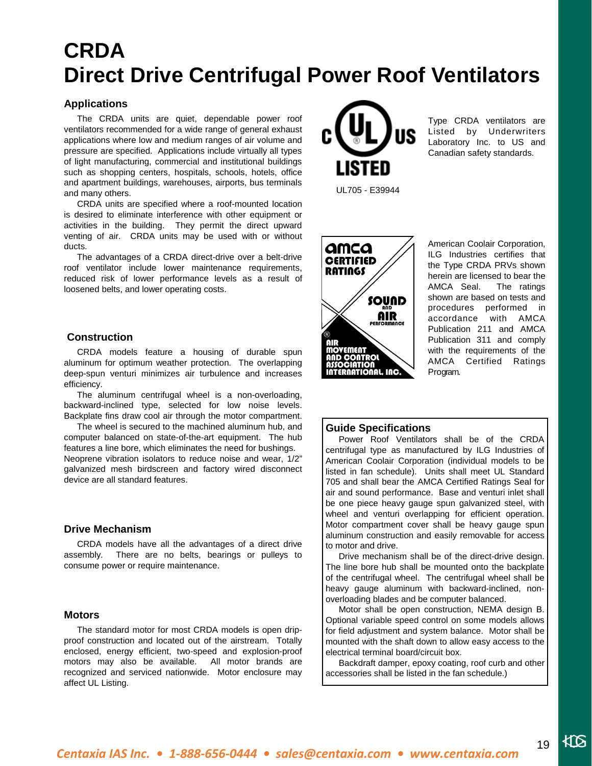# CRDA
# Direct Drive Centrifugal Power Roof Ventilators

## Applications

The CRDA units are quiet, dependable power roof ventilators recommended for a wide range of general exhaust applications where low and medium ranges of air volume and pressure are specified. Applications include virtually all types of light manufacturing, commercial and institutional buildings such as shopping centers, hospitals, schools, hotels, office and apartment buildings, warehouses, airports, bus terminals and many others.

CRDA units are specified where a roof-mounted location is desired to eliminate interference with other equipment or activities in the building. They permit the direct upward venting of air. CRDA units may be used with or without ducts.

The advantages of a CRDA direct-drive over a belt-drive roof ventilator include lower maintenance requirements, reduced risk of lower performance levels as a result of loosened belts, and lower operating costs.

## Construction

CRDA models feature a housing of durable spun aluminum for optimum weather protection. The overlapping deep-spun venturi minimizes air turbulence and increases efficiency.

The aluminum centrifugal wheel is a non-overloading, backward-inclined type, selected for low noise levels. Backplate fins draw cool air through the motor compartment.

The wheel is secured to the machined aluminum hub, and computer balanced on state-of-the-art equipment. The hub features a line bore, which eliminates the need for bushings. Neoprene vibration isolators to reduce noise and wear, 1/2" galvanized mesh birdscreen and factory wired disconnect device are all standard features.

## Drive Mechanism

CRDA models have all the advantages of a direct drive assembly. There are no belts, bearings or pulleys to consume power or require maintenance.

## Motors

The standard motor for most CRDA models is open drip-proof construction and located out of the airstream. Totally enclosed, energy efficient, two-speed and explosion-proof motors may also be available. All motor brands are recognized and serviced nationwide. Motor enclosure may affect UL Listing.

c UL US LISTED

UL705 - E39944

Type CRDA ventilators are Listed by Underwriters Laboratory Inc. to US and Canadian safety standards.

amca CERTIFIED RATINGS SOUND AND AIR PERFORMANCE ® AIR MOVEMENT AND CONTROL ASSOCIATION INTERNATIONAL, INC.

American Coolair Corporation, ILG Industries certifies that the Type CRDA PRVs shown herein are licensed to bear the AMCA Seal. The ratings shown are based on tests and procedures performed in accordance with AMCA Publication 211 and AMCA Publication 311 and comply with the requirements of the AMCA Certified Ratings Program.

## Guide Specifications

Power Roof Ventilators shall be of the CRDA centrifugal type as manufactured by ILG Industries of American Coolair Corporation (individual models to be listed in fan schedule). Units shall meet UL Standard 705 and shall bear the AMCA Certified Ratings Seal for air and sound performance. Base and venturi inlet shall be one piece heavy gauge spun galvanized steel, with wheel and venturi overlapping for efficient operation. Motor compartment cover shall be heavy gauge spun aluminum construction and easily removable for access to motor and drive.

Drive mechanism shall be of the direct-drive design. The line bore hub shall be mounted onto the backplate of the centrifugal wheel. The centrifugal wheel shall be heavy gauge aluminum with backward-inclined, non-overloading blades and be computer balanced.

Motor shall be open construction, NEMA design B. Optional variable speed control on some models allows for field adjustment and system balance. Motor shall be mounted with the shaft down to allow easy access to the electrical terminal board/circuit box.

Backdraft damper, epoxy coating, roof curb and other accessories shall be listed in the fan schedule.)

*Centaxia IAS Inc. • 1-888-656-0444 • sales@centaxia.com • www.centaxia.com*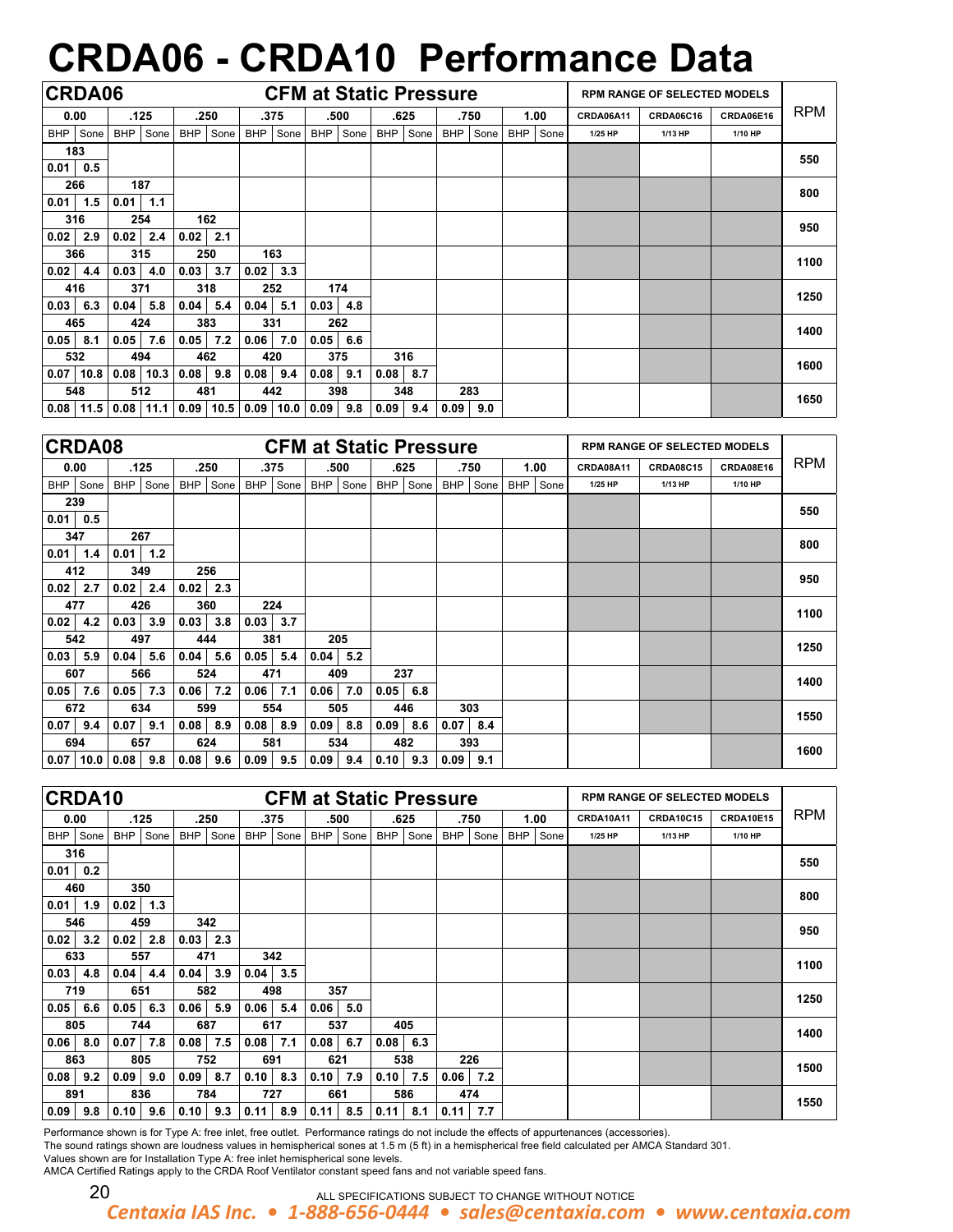# CRDA06 - CRDA10 Performance Data

## CRDA06

CFM at Static Pressure. Shaded cells (■) indicate the RPM range of selected models.

| RPM | 0.00 CFM | 0.00 BHP | 0.00 Sone | .125 CFM | .125 BHP | .125 Sone | .250 CFM | .250 BHP | .250 Sone | .375 CFM | .375 BHP | .375 Sone | .500 CFM | .500 BHP | .500 Sone | .625 CFM | .625 BHP | .625 Sone | .750 CFM | .750 BHP | .750 Sone | 1.00 CFM | 1.00 BHP | 1.00 Sone | CRDA06A11 1/25 HP | CRDA06C16 1/13 HP | CRDA06E16 1/10 HP |
|---|---|---|---|---|---|---|---|---|---|---|---|---|---|---|---|---|---|---|---|---|---|---|---|---|---|---|---|
| 550 | 183 | 0.01 | 0.5 | | | | | | | | | | | | | | | | | | | | | | ■ | | |
| 800 | 266 | 0.01 | 1.5 | 187 | 0.01 | 1.1 | | | | | | | | | | | | | | | | | | | ■ | ■ | ■ |
| 950 | 316 | 0.02 | 2.9 | 254 | 0.02 | 2.4 | 162 | 0.02 | 2.1 | | | | | | | | | | | | | | | | ■ | ■ | ■ |
| 1100 | 366 | 0.02 | 4.4 | 315 | 0.03 | 4.0 | 250 | 0.03 | 3.7 | 163 | 0.02 | 3.3 | | | | | | | | | | | | | ■ | ■ | ■ |
| 1250 | 416 | 0.03 | 6.3 | 371 | 0.04 | 5.8 | 318 | 0.04 | 5.4 | 252 | 0.04 | 5.1 | 174 | 0.03 | 4.8 | | | | | | | | | | | ■ | ■ |
| 1400 | 465 | 0.05 | 8.1 | 424 | 0.05 | 7.6 | 383 | 0.05 | 7.2 | 331 | 0.06 | 7.0 | 262 | 0.05 | 6.6 | | | | | | | | | | | ■ | ■ |
| 1600 | 532 | 0.07 | 10.8 | 494 | 0.08 | 10.3 | 462 | 0.08 | 9.8 | 420 | 0.08 | 9.4 | 375 | 0.08 | 9.1 | 316 | 0.08 | 8.7 | | | | | | | | ■ | ■ |
| 1650 | 548 | 0.08 | 11.5 | 512 | 0.08 | 11.1 | 481 | 0.09 | 10.5 | 442 | 0.09 | 10.0 | 398 | 0.09 | 9.8 | 348 | 0.09 | 9.4 | 283 | 0.09 | 9.0 | | | | | | ■ |

## CRDA08

CFM at Static Pressure. Shaded cells (■) indicate the RPM range of selected models.

| RPM | 0.00 CFM | 0.00 BHP | 0.00 Sone | .125 CFM | .125 BHP | .125 Sone | .250 CFM | .250 BHP | .250 Sone | .375 CFM | .375 BHP | .375 Sone | .500 CFM | .500 BHP | .500 Sone | .625 CFM | .625 BHP | .625 Sone | .750 CFM | .750 BHP | .750 Sone | 1.00 CFM | 1.00 BHP | 1.00 Sone | CRDA08A11 1/25 HP | CRDA08C15 1/13 HP | CRDA08E16 1/10 HP |
|---|---|---|---|---|---|---|---|---|---|---|---|---|---|---|---|---|---|---|---|---|---|---|---|---|---|---|---|
| 550 | 239 | 0.01 | 0.5 | | | | | | | | | | | | | | | | | | | | | | ■ | | |
| 800 | 347 | 0.01 | 1.4 | 267 | 0.01 | 1.2 | | | | | | | | | | | | | | | | | | | ■ | ■ | ■ |
| 950 | 412 | 0.02 | 2.7 | 349 | 0.02 | 2.4 | 256 | 0.02 | 2.3 | | | | | | | | | | | | | | | | ■ | ■ | ■ |
| 1100 | 477 | 0.02 | 4.2 | 426 | 0.03 | 3.9 | 360 | 0.03 | 3.8 | 224 | 0.03 | 3.7 | | | | | | | | | | | | | ■ | ■ | ■ |
| 1250 | 542 | 0.03 | 5.9 | 497 | 0.04 | 5.6 | 444 | 0.04 | 5.6 | 381 | 0.05 | 5.4 | 205 | 0.04 | 5.2 | | | | | | | | | | | ■ | ■ |
| 1400 | 607 | 0.05 | 7.6 | 566 | 0.05 | 7.3 | 524 | 0.06 | 7.2 | 471 | 0.06 | 7.1 | 409 | 0.06 | 7.0 | 237 | 0.05 | 6.8 | | | | | | | | ■ | ■ |
| 1550 | 672 | 0.07 | 9.4 | 634 | 0.07 | 9.1 | 599 | 0.08 | 8.9 | 554 | 0.08 | 8.9 | 505 | 0.09 | 8.8 | 446 | 0.09 | 8.6 | 303 | 0.07 | 8.4 | | | | | ■ | ■ |
| 1600 | 694 | 0.07 | 10.0 | 657 | 0.08 | 9.8 | 624 | 0.08 | 9.6 | 581 | 0.09 | 9.5 | 534 | 0.09 | 9.4 | 482 | 0.10 | 9.3 | 393 | 0.09 | 9.1 | | | | | | ■ |

## CRDA10

CFM at Static Pressure. Shaded cells (■) indicate the RPM range of selected models.

| RPM | 0.00 CFM | 0.00 BHP | 0.00 Sone | .125 CFM | .125 BHP | .125 Sone | .250 CFM | .250 BHP | .250 Sone | .375 CFM | .375 BHP | .375 Sone | .500 CFM | .500 BHP | .500 Sone | .625 CFM | .625 BHP | .625 Sone | .750 CFM | .750 BHP | .750 Sone | 1.00 CFM | 1.00 BHP | 1.00 Sone | CRDA10A11 1/25 HP | CRDA10C15 1/13 HP | CRDA10E15 1/10 HP |
|---|---|---|---|---|---|---|---|---|---|---|---|---|---|---|---|---|---|---|---|---|---|---|---|---|---|---|---|
| 550 | 316 | 0.01 | 0.2 | | | | | | | | | | | | | | | | | | | | | | ■ | | |
| 800 | 460 | 0.01 | 1.9 | 350 | 0.02 | 1.3 | | | | | | | | | | | | | | | | | | | ■ | ■ | ■ |
| 950 | 546 | 0.02 | 3.2 | 459 | 0.02 | 2.8 | 342 | 0.03 | 2.3 | | | | | | | | | | | | | | | | ■ | ■ | ■ |
| 1100 | 633 | 0.03 | 4.8 | 557 | 0.04 | 4.4 | 471 | 0.04 | 3.9 | 342 | 0.04 | 3.5 | | | | | | | | | | | | | ■ | ■ | ■ |
| 1250 | 719 | 0.05 | 6.6 | 651 | 0.05 | 6.3 | 582 | 0.06 | 5.9 | 498 | 0.06 | 5.4 | 357 | 0.06 | 5.0 | | | | | | | | | | | ■ | ■ |
| 1400 | 805 | 0.06 | 8.0 | 744 | 0.07 | 7.8 | 687 | 0.08 | 7.5 | 617 | 0.08 | 7.1 | 537 | 0.08 | 6.7 | 405 | 0.08 | 6.3 | | | | | | | | ■ | ■ |
| 1500 | 863 | 0.08 | 9.2 | 805 | 0.09 | 9.0 | 752 | 0.09 | 8.7 | 691 | 0.10 | 8.3 | 621 | 0.10 | 7.9 | 538 | 0.10 | 7.5 | 226 | 0.06 | 7.2 | | | | | ■ | ■ |
| 1550 | 891 | 0.09 | 9.8 | 836 | 0.10 | 9.6 | 784 | 0.10 | 9.3 | 727 | 0.11 | 8.9 | 661 | 0.11 | 8.5 | 586 | 0.11 | 8.1 | 474 | 0.11 | 7.7 | | | | | | ■ |

Performance shown is for Type A: free inlet, free outlet. Performance ratings do not include the effects of appurtenances (accessories).
The sound ratings shown are loudness values in hemispherical sones at 1.5 m (5 ft) in a hemispherical free field calculated per AMCA Standard 301.
Values shown are for Installation Type A: free inlet hemispherical sone levels.
AMCA Certified Ratings apply to the CRDA Roof Ventilator constant speed fans and not variable speed fans.

ALL SPECIFICATIONS SUBJECT TO CHANGE WITHOUT NOTICE

*Centaxia IAS Inc. • 1-888-656-0444 • sales@centaxia.com • www.centaxia.com*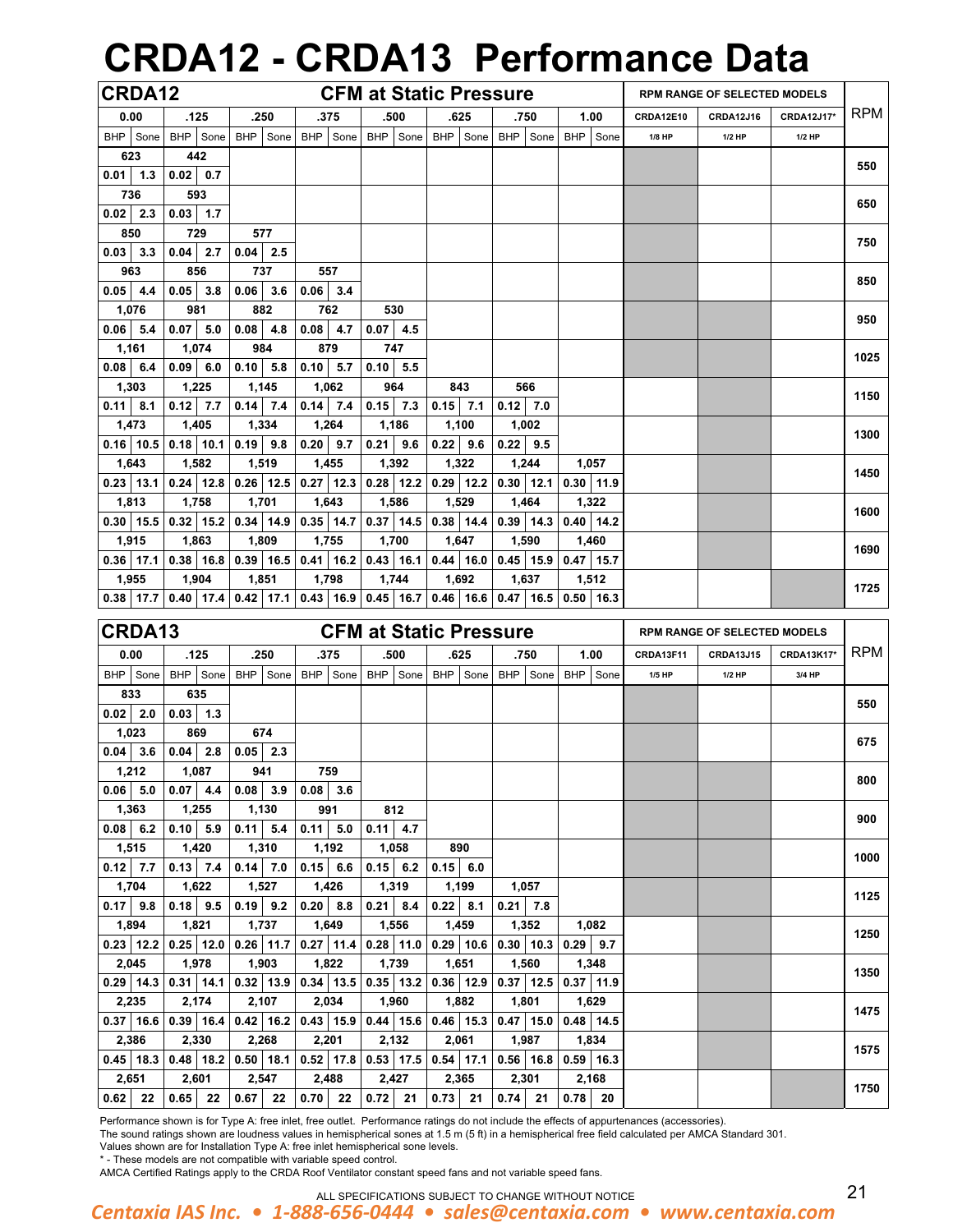# CRDA12 - CRDA13 Performance Data

## CRDA12

CFM at Static Pressure

| 0.00 | | .125 | | .250 | | .375 | | .500 | | .625 | | .750 | | 1.00 | | CRDA12E10 | CRDA12J16 | CRDA12J17* | RPM |
|---|---|---|---|---|---|---|---|---|---|---|---|---|---|---|---|---|---|---|---|
| BHP | Sone | BHP | Sone | BHP | Sone | BHP | Sone | BHP | Sone | BHP | Sone | BHP | Sone | BHP | Sone | 1/8 HP | 1/2 HP | 1/2 HP | |
| 623 | | 442 | | | | | | | | | | | | | | | | | 550 |
| 0.01 | 1.3 | 0.02 | 0.7 | | | | | | | | | | | | | | | | |
| 736 | | 593 | | | | | | | | | | | | | | | | | 650 |
| 0.02 | 2.3 | 0.03 | 1.7 | | | | | | | | | | | | | | | | |
| 850 | | 729 | | 577 | | | | | | | | | | | | | | | 750 |
| 0.03 | 3.3 | 0.04 | 2.7 | 0.04 | 2.5 | | | | | | | | | | | | | | |
| 963 | | 856 | | 737 | | 557 | | | | | | | | | | | | | 850 |
| 0.05 | 4.4 | 0.05 | 3.8 | 0.06 | 3.6 | 0.06 | 3.4 | | | | | | | | | | | | |
| 1,076 | | 981 | | 882 | | 762 | | 530 | | | | | | | | | | | 950 |
| 0.06 | 5.4 | 0.07 | 5.0 | 0.08 | 4.8 | 0.08 | 4.7 | 0.07 | 4.5 | | | | | | | | | | |
| 1,161 | | 1,074 | | 984 | | 879 | | 747 | | | | | | | | | | | 1025 |
| 0.08 | 6.4 | 0.09 | 6.0 | 0.10 | 5.8 | 0.10 | 5.7 | 0.10 | 5.5 | | | | | | | | | | |
| 1,303 | | 1,225 | | 1,145 | | 1,062 | | 964 | | 843 | | 566 | | | | | | | 1150 |
| 0.11 | 8.1 | 0.12 | 7.7 | 0.14 | 7.4 | 0.14 | 7.4 | 0.15 | 7.3 | 0.15 | 7.1 | 0.12 | 7.0 | | | | | | |
| 1,473 | | 1,405 | | 1,334 | | 1,264 | | 1,186 | | 1,100 | | 1,002 | | | | | | | 1300 |
| 0.16 | 10.5 | 0.18 | 10.1 | 0.19 | 9.8 | 0.20 | 9.7 | 0.21 | 9.6 | 0.22 | 9.6 | 0.22 | 9.5 | | | | | | |
| 1,643 | | 1,582 | | 1,519 | | 1,455 | | 1,392 | | 1,322 | | 1,244 | | 1,057 | | | | | 1450 |
| 0.23 | 13.1 | 0.24 | 12.8 | 0.26 | 12.5 | 0.27 | 12.3 | 0.28 | 12.2 | 0.29 | 12.2 | 0.30 | 12.1 | 0.30 | 11.9 | | | | |
| 1,813 | | 1,758 | | 1,701 | | 1,643 | | 1,586 | | 1,529 | | 1,464 | | 1,322 | | | | | 1600 |
| 0.30 | 15.5 | 0.32 | 15.2 | 0.34 | 14.9 | 0.35 | 14.7 | 0.37 | 14.5 | 0.38 | 14.4 | 0.39 | 14.3 | 0.40 | 14.2 | | | | |
| 1,915 | | 1,863 | | 1,809 | | 1,755 | | 1,700 | | 1,647 | | 1,590 | | 1,460 | | | | | 1690 |
| 0.36 | 17.1 | 0.38 | 16.8 | 0.39 | 16.5 | 0.41 | 16.2 | 0.43 | 16.1 | 0.44 | 16.0 | 0.45 | 15.9 | 0.47 | 15.7 | | | | |
| 1,955 | | 1,904 | | 1,851 | | 1,798 | | 1,744 | | 1,692 | | 1,637 | | 1,512 | | | | | 1725 |
| 0.38 | 17.7 | 0.40 | 17.4 | 0.42 | 17.1 | 0.43 | 16.9 | 0.45 | 16.7 | 0.46 | 16.6 | 0.47 | 16.5 | 0.50 | 16.3 | | | | |

## CRDA13

CFM at Static Pressure

| 0.00 | | .125 | | .250 | | .375 | | .500 | | .625 | | .750 | | 1.00 | | CRDA13F11 | CRDA13J15 | CRDA13K17* | RPM |
|---|---|---|---|---|---|---|---|---|---|---|---|---|---|---|---|---|---|---|---|
| BHP | Sone | BHP | Sone | BHP | Sone | BHP | Sone | BHP | Sone | BHP | Sone | BHP | Sone | BHP | Sone | 1/5 HP | 1/2 HP | 3/4 HP | |
| 833 | | 635 | | | | | | | | | | | | | | | | | 550 |
| 0.02 | 2.0 | 0.03 | 1.3 | | | | | | | | | | | | | | | | |
| 1,023 | | 869 | | 674 | | | | | | | | | | | | | | | 675 |
| 0.04 | 3.6 | 0.04 | 2.8 | 0.05 | 2.3 | | | | | | | | | | | | | | |
| 1,212 | | 1,087 | | 941 | | 759 | | | | | | | | | | | | | 800 |
| 0.06 | 5.0 | 0.07 | 4.4 | 0.08 | 3.9 | 0.08 | 3.6 | | | | | | | | | | | | |
| 1,363 | | 1,255 | | 1,130 | | 991 | | 812 | | | | | | | | | | | 900 |
| 0.08 | 6.2 | 0.10 | 5.9 | 0.11 | 5.4 | 0.11 | 5.0 | 0.11 | 4.7 | | | | | | | | | | |
| 1,515 | | 1,420 | | 1,310 | | 1,192 | | 1,058 | | 890 | | | | | | | | | 1000 |
| 0.12 | 7.7 | 0.13 | 7.4 | 0.14 | 7.0 | 0.15 | 6.6 | 0.15 | 6.2 | 0.15 | 6.0 | | | | | | | | |
| 1,704 | | 1,622 | | 1,527 | | 1,426 | | 1,319 | | 1,199 | | 1,057 | | | | | | | 1125 |
| 0.17 | 9.8 | 0.18 | 9.5 | 0.19 | 9.2 | 0.20 | 8.8 | 0.21 | 8.4 | 0.22 | 8.1 | 0.21 | 7.8 | | | | | | |
| 1,894 | | 1,821 | | 1,737 | | 1,649 | | 1,556 | | 1,459 | | 1,352 | | 1,082 | | | | | 1250 |
| 0.23 | 12.2 | 0.25 | 12.0 | 0.26 | 11.7 | 0.27 | 11.4 | 0.28 | 11.0 | 0.29 | 10.6 | 0.30 | 10.3 | 0.29 | 9.7 | | | | |
| 2,045 | | 1,978 | | 1,903 | | 1,822 | | 1,739 | | 1,651 | | 1,560 | | 1,348 | | | | | 1350 |
| 0.29 | 14.3 | 0.31 | 14.1 | 0.32 | 13.9 | 0.34 | 13.5 | 0.35 | 13.2 | 0.36 | 12.9 | 0.37 | 12.5 | 0.37 | 11.9 | | | | |
| 2,235 | | 2,174 | | 2,107 | | 2,034 | | 1,960 | | 1,882 | | 1,801 | | 1,629 | | | | | 1475 |
| 0.37 | 16.6 | 0.39 | 16.4 | 0.42 | 16.2 | 0.43 | 15.9 | 0.44 | 15.6 | 0.46 | 15.3 | 0.47 | 15.0 | 0.48 | 14.5 | | | | |
| 2,386 | | 2,330 | | 2,268 | | 2,201 | | 2,132 | | 2,061 | | 1,987 | | 1,834 | | | | | 1575 |
| 0.45 | 18.3 | 0.48 | 18.2 | 0.50 | 18.1 | 0.52 | 17.8 | 0.53 | 17.5 | 0.54 | 17.1 | 0.56 | 16.8 | 0.59 | 16.3 | | | | |
| 2,651 | | 2,601 | | 2,547 | | 2,488 | | 2,427 | | 2,365 | | 2,301 | | 2,168 | | | | | 1750 |
| 0.62 | 22 | 0.65 | 22 | 0.67 | 22 | 0.70 | 22 | 0.72 | 21 | 0.73 | 21 | 0.74 | 21 | 0.78 | 20 | | | | |

Performance shown is for Type A: free inlet, free outlet. Performance ratings do not include the effects of appurtenances (accessories).
The sound ratings shown are loudness values in hemispherical sones at 1.5 m (5 ft) in a hemispherical free field calculated per AMCA Standard 301.
Values shown are for Installation Type A: free inlet hemispherical sone levels.
* - These models are not compatible with variable speed control.
AMCA Certified Ratings apply to the CRDA Roof Ventilator constant speed fans and not variable speed fans.

ALL SPECIFICATIONS SUBJECT TO CHANGE WITHOUT NOTICE

*Centaxia IAS Inc. • 1-888-656-0444 • sales@centaxia.com • www.centaxia.com*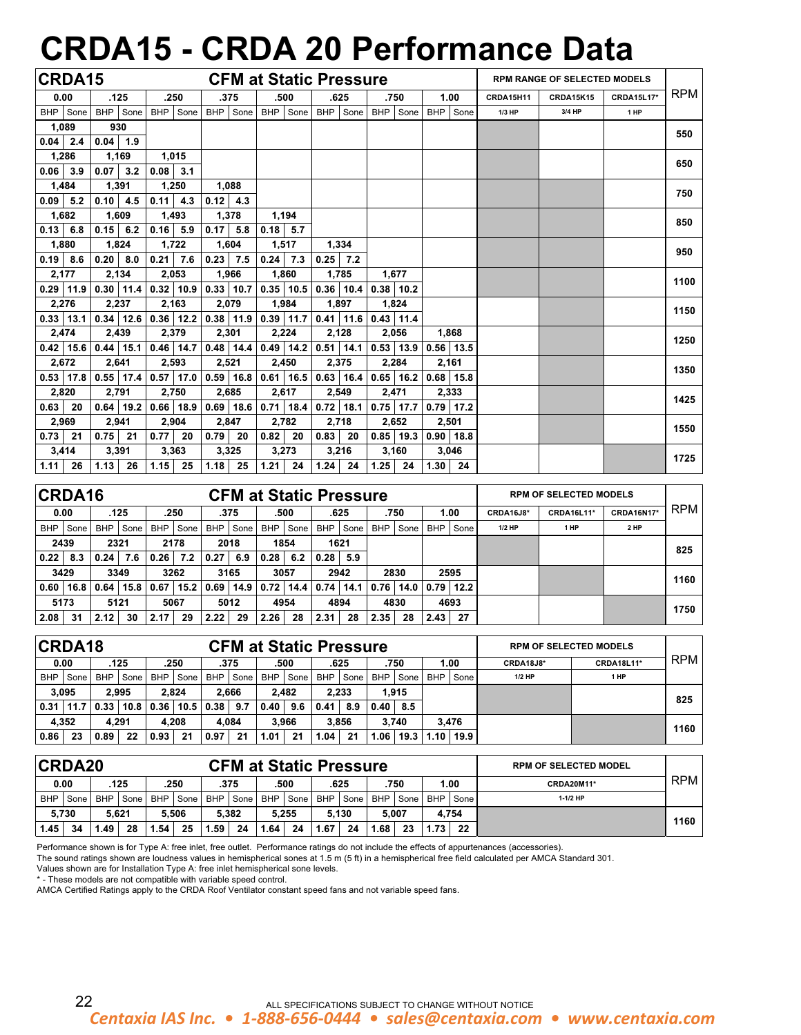# CRDA15 - CRDA 20 Performance Data

| CRDA15 | CFM at Static Pressure | | | | | | | | | | | | | | | RPM RANGE OF SELECTED MODELS | | | RPM |
|---|---|---|---|---|---|---|---|---|---|---|---|---|---|---|---|---|---|---|---|
| 0.00 | | .125 | | .250 | | .375 | | .500 | | .625 | | .750 | | 1.00 | | CRDA15H11 | CRDA15K15 | CRDA15L17* | |
| BHP | Sone | BHP | Sone | BHP | Sone | BHP | Sone | BHP | Sone | BHP | Sone | BHP | Sone | BHP | Sone | 1/3 HP | 3/4 HP | 1 HP | |
| 1,089 | | 930 | | | | | | | | | | | | | | | | | 550 |
| 0.04 | 2.4 | 0.04 | 1.9 | | | | | | | | | | | | | | | | |
| 1,286 | | 1,169 | | 1,015 | | | | | | | | | | | | | | | 650 |
| 0.06 | 3.9 | 0.07 | 3.2 | 0.08 | 3.1 | | | | | | | | | | | | | | |
| 1,484 | | 1,391 | | 1,250 | | 1,088 | | | | | | | | | | | | | 750 |
| 0.09 | 5.2 | 0.10 | 4.5 | 0.11 | 4.3 | 0.12 | 4.3 | | | | | | | | | | | | |
| 1,682 | | 1,609 | | 1,493 | | 1,378 | | 1,194 | | | | | | | | | | | 850 |
| 0.13 | 6.8 | 0.15 | 6.2 | 0.16 | 5.9 | 0.17 | 5.8 | 0.18 | 5.7 | | | | | | | | | | |
| 1,880 | | 1,824 | | 1,722 | | 1,604 | | 1,517 | | 1,334 | | | | | | | | | 950 |
| 0.19 | 8.6 | 0.20 | 8.0 | 0.21 | 7.6 | 0.23 | 7.5 | 0.24 | 7.3 | 0.25 | 7.2 | | | | | | | | |
| 2,177 | | 2,134 | | 2,053 | | 1,966 | | 1,860 | | 1,785 | | 1,677 | | | | | | | 1100 |
| 0.29 | 11.9 | 0.30 | 11.4 | 0.32 | 10.9 | 0.33 | 10.7 | 0.35 | 10.5 | 0.36 | 10.4 | 0.38 | 10.2 | | | | | | |
| 2,276 | | 2,237 | | 2,163 | | 2,079 | | 1,984 | | 1,897 | | 1,824 | | | | | | | 1150 |
| 0.33 | 13.1 | 0.34 | 12.6 | 0.36 | 12.2 | 0.38 | 11.9 | 0.39 | 11.7 | 0.41 | 11.6 | 0.43 | 11.4 | | | | | | |
| 2,474 | | 2,439 | | 2,379 | | 2,301 | | 2,224 | | 2,128 | | 2,056 | | 1,868 | | | | | 1250 |
| 0.42 | 15.6 | 0.44 | 15.1 | 0.46 | 14.7 | 0.48 | 14.4 | 0.49 | 14.2 | 0.51 | 14.1 | 0.53 | 13.9 | 0.56 | 13.5 | | | | |
| 2,672 | | 2,641 | | 2,593 | | 2,521 | | 2,450 | | 2,375 | | 2,284 | | 2,161 | | | | | 1350 |
| 0.53 | 17.8 | 0.55 | 17.4 | 0.57 | 17.0 | 0.59 | 16.8 | 0.61 | 16.5 | 0.63 | 16.4 | 0.65 | 16.2 | 0.68 | 15.8 | | | | |
| 2,820 | | 2,791 | | 2,750 | | 2,685 | | 2,617 | | 2,549 | | 2,471 | | 2,333 | | | | | 1425 |
| 0.63 | 20 | 0.64 | 19.2 | 0.66 | 18.9 | 0.69 | 18.6 | 0.71 | 18.4 | 0.72 | 18.1 | 0.75 | 17.7 | 0.79 | 17.2 | | | | |
| 2,969 | | 2,941 | | 2,904 | | 2,847 | | 2,782 | | 2,718 | | 2,652 | | 2,501 | | | | | 1550 |
| 0.73 | 21 | 0.75 | 21 | 0.77 | 20 | 0.79 | 20 | 0.82 | 20 | 0.83 | 20 | 0.85 | 19.3 | 0.90 | 18.8 | | | | |
| 3,414 | | 3,391 | | 3,363 | | 3,325 | | 3,273 | | 3,216 | | 3,160 | | 3,046 | | | | | 1725 |
| 1.11 | 26 | 1.13 | 26 | 1.15 | 25 | 1.18 | 25 | 1.21 | 24 | 1.24 | 24 | 1.25 | 24 | 1.30 | 24 | | | | |

| CRDA16 | CFM at Static Pressure | | | | | | | | | | | | | | | RPM OF SELECTED MODELS | | | RPM |
|---|---|---|---|---|---|---|---|---|---|---|---|---|---|---|---|---|---|---|---|
| 0.00 | | .125 | | .250 | | .375 | | .500 | | .625 | | .750 | | 1.00 | | CRDA16J8* | CRDA16L11* | CRDA16N17* | |
| BHP | Sone | BHP | Sone | BHP | Sone | BHP | Sone | BHP | Sone | BHP | Sone | BHP | Sone | BHP | Sone | 1/2 HP | 1 HP | 2 HP | |
| 2439 | | 2321 | | 2178 | | 2018 | | 1854 | | 1621 | | | | | | | | | 825 |
| 0.22 | 8.3 | 0.24 | 7.6 | 0.26 | 7.2 | 0.27 | 6.9 | 0.28 | 6.2 | 0.28 | 5.9 | | | | | | | | |
| 3429 | | 3349 | | 3262 | | 3165 | | 3057 | | 2942 | | 2830 | | 2595 | | | | | 1160 |
| 0.60 | 16.8 | 0.64 | 15.8 | 0.67 | 15.2 | 0.69 | 14.9 | 0.72 | 14.4 | 0.74 | 14.1 | 0.76 | 14.0 | 0.79 | 12.2 | | | | |
| 5173 | | 5121 | | 5067 | | 5012 | | 4954 | | 4894 | | 4830 | | 4693 | | | | | 1750 |
| 2.08 | 31 | 2.12 | 30 | 2.17 | 29 | 2.22 | 29 | 2.26 | 28 | 2.31 | 28 | 2.35 | 28 | 2.43 | 27 | | | | |

| CRDA18 | CFM at Static Pressure | | | | | | | | | | | | | | | RPM OF SELECTED MODELS | | RPM |
|---|---|---|---|---|---|---|---|---|---|---|---|---|---|---|---|---|---|---|
| 0.00 | | .125 | | .250 | | .375 | | .500 | | .625 | | .750 | | 1.00 | | CRDA18J8* | CRDA18L11* | |
| BHP | Sone | BHP | Sone | BHP | Sone | BHP | Sone | BHP | Sone | BHP | Sone | BHP | Sone | BHP | Sone | 1/2 HP | 1 HP | |
| 3,095 | | 2,995 | | 2,824 | | 2,666 | | 2,482 | | 2,233 | | 1,915 | | | | | | 825 |
| 0.31 | 11.7 | 0.33 | 10.8 | 0.36 | 10.5 | 0.38 | 9.7 | 0.40 | 9.6 | 0.41 | 8.9 | 0.40 | 8.5 | | | | | |
| 4,352 | | 4,291 | | 4,208 | | 4,084 | | 3,966 | | 3,856 | | 3,740 | | 3,476 | | | | 1160 |
| 0.86 | 23 | 0.89 | 22 | 0.93 | 21 | 0.97 | 21 | 1.01 | 21 | 1.04 | 21 | 1.06 | 19.3 | 1.10 | 19.9 | | | |

| CRDA20 | CFM at Static Pressure | | | | | | | | | | | | | | | RPM OF SELECTED MODEL | RPM |
|---|---|---|---|---|---|---|---|---|---|---|---|---|---|---|---|---|---|
| 0.00 | | .125 | | .250 | | .375 | | .500 | | .625 | | .750 | | 1.00 | | CRDA20M11* | |
| BHP | Sone | BHP | Sone | BHP | Sone | BHP | Sone | BHP | Sone | BHP | Sone | BHP | Sone | BHP | Sone | 1-1/2 HP | |
| 5,730 | | 5,621 | | 5,506 | | 5,382 | | 5,255 | | 5,130 | | 5,007 | | 4,754 | | | 1160 |
| 1.45 | 34 | 1.49 | 28 | 1.54 | 25 | 1.59 | 24 | 1.64 | 24 | 1.67 | 24 | 1.68 | 23 | 1.73 | 22 | | |

Performance shown is for Type A: free inlet, free outlet. Performance ratings do not include the effects of appurtenances (accessories).
The sound ratings shown are loudness values in hemispherical sones at 1.5 m (5 ft) in a hemispherical free field calculated per AMCA Standard 301.
Values shown are for Installation Type A: free inlet hemispherical sone levels.
* - These models are not compatible with variable speed control.
AMCA Certified Ratings apply to the CRDA Roof Ventilator constant speed fans and not variable speed fans.

ALL SPECIFICATIONS SUBJECT TO CHANGE WITHOUT NOTICE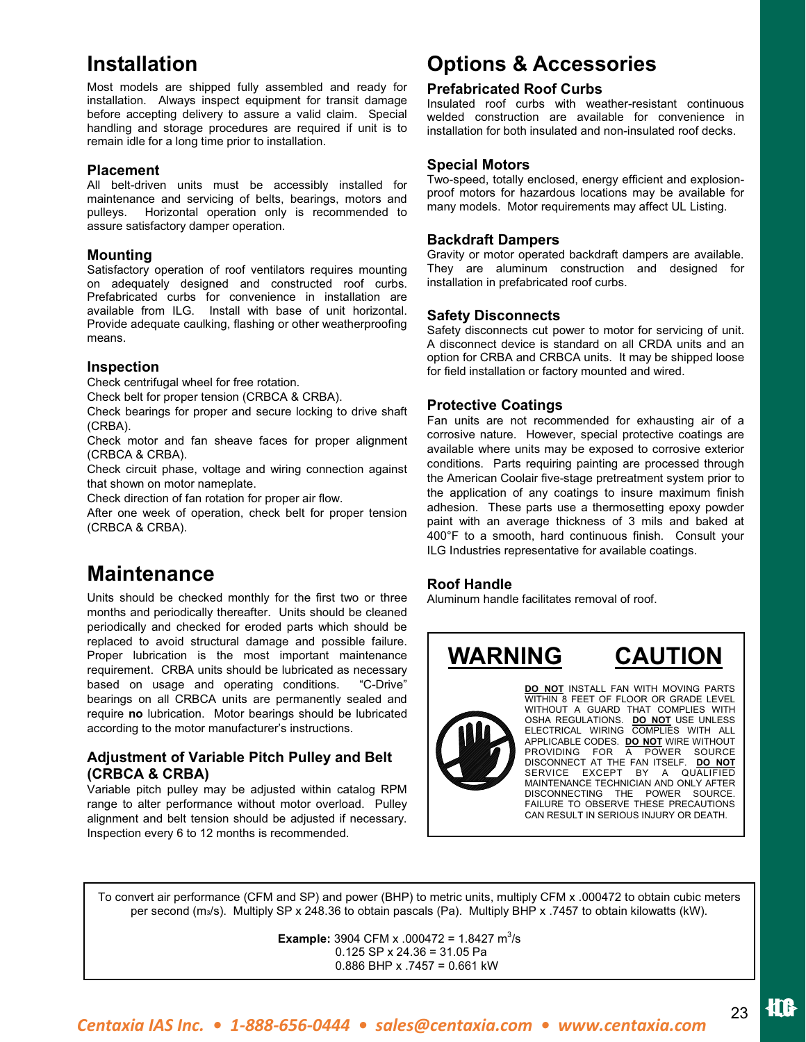# Installation

Most models are shipped fully assembled and ready for installation. Always inspect equipment for transit damage before accepting delivery to assure a valid claim. Special handling and storage procedures are required if unit is to remain idle for a long time prior to installation.

### Placement

All belt-driven units must be accessibly installed for maintenance and servicing of belts, bearings, motors and pulleys. Horizontal operation only is recommended to assure satisfactory damper operation.

### Mounting

Satisfactory operation of roof ventilators requires mounting on adequately designed and constructed roof curbs. Prefabricated curbs for convenience in installation are available from ILG. Install with base of unit horizontal. Provide adequate caulking, flashing or other weatherproofing means.

### Inspection

Check centrifugal wheel for free rotation.
Check belt for proper tension (CRBCA & CRBA).
Check bearings for proper and secure locking to drive shaft (CRBA).
Check motor and fan sheave faces for proper alignment (CRBCA & CRBA).
Check circuit phase, voltage and wiring connection against that shown on motor nameplate.
Check direction of fan rotation for proper air flow.
After one week of operation, check belt for proper tension (CRBCA & CRBA).

# Maintenance

Units should be checked monthly for the first two or three months and periodically thereafter. Units should be cleaned periodically and checked for eroded parts which should be replaced to avoid structural damage and possible failure. Proper lubrication is the most important maintenance requirement. CRBA units should be lubricated as necessary based on usage and operating conditions. "C-Drive" bearings on all CRBCA units are permanently sealed and require **no** lubrication. Motor bearings should be lubricated according to the motor manufacturer's instructions.

### Adjustment of Variable Pitch Pulley and Belt (CRBCA & CRBA)

Variable pitch pulley may be adjusted within catalog RPM range to alter performance without motor overload. Pulley alignment and belt tension should be adjusted if necessary. Inspection every 6 to 12 months is recommended.

# Options & Accessories

### Prefabricated Roof Curbs

Insulated roof curbs with weather-resistant continuous welded construction are available for convenience in installation for both insulated and non-insulated roof decks.

### Special Motors

Two-speed, totally enclosed, energy efficient and explosion-proof motors for hazardous locations may be available for many models. Motor requirements may affect UL Listing.

### Backdraft Dampers

Gravity or motor operated backdraft dampers are available. They are aluminum construction and designed for installation in prefabricated roof curbs.

### Safety Disconnects

Safety disconnects cut power to motor for servicing of unit. A disconnect device is standard on all CRDA units and an option for CRBA and CRBCA units. It may be shipped loose for field installation or factory mounted and wired.

### Protective Coatings

Fan units are not recommended for exhausting air of a corrosive nature. However, special protective coatings are available where units may be exposed to corrosive exterior conditions. Parts requiring painting are processed through the American Coolair five-stage pretreatment system prior to the application of any coatings to insure maximum finish adhesion. These parts use a thermosetting epoxy powder paint with an average thickness of 3 mils and baked at 400°F to a smooth, hard continuous finish. Consult your ILG Industries representative for available coatings.

### Roof Handle

Aluminum handle facilitates removal of roof.

## WARNING   CAUTION

**DO NOT** INSTALL FAN WITH MOVING PARTS WITHIN 8 FEET OF FLOOR OR GRADE LEVEL WITHOUT A GUARD THAT COMPLIES WITH OSHA REGULATIONS. **DO NOT** USE UNLESS ELECTRICAL WIRING COMPLIES WITH ALL APPLICABLE CODES. **DO NOT** WIRE WITHOUT PROVIDING FOR A POWER SOURCE DISCONNECT AT THE FAN ITSELF. **DO NOT** SERVICE EXCEPT BY A QUALIFIED MAINTENANCE TECHNICIAN AND ONLY AFTER DISCONNECTING THE POWER SOURCE. FAILURE TO OBSERVE THESE PRECAUTIONS CAN RESULT IN SERIOUS INJURY OR DEATH.

---

To convert air performance (CFM and SP) and power (BHP) to metric units, multiply CFM x .000472 to obtain cubic meters per second ($m^3/s$). Multiply SP x 248.36 to obtain pascals (Pa). Multiply BHP x .7457 to obtain kilowatts (kW).

**Example:** 3904 CFM x .000472 = 1.8427 $m^3/s$
0.125 SP x 24.36 = 31.05 Pa
0.886 BHP x .7457 = 0.661 kW

*Centaxia IAS Inc. • 1-888-656-0444 • sales@centaxia.com • www.centaxia.com*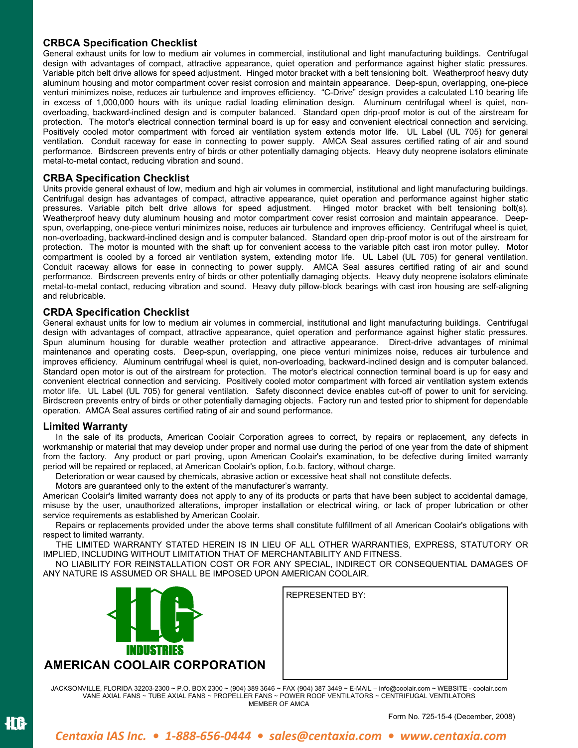## CRBCA Specification Checklist

General exhaust units for low to medium air volumes in commercial, institutional and light manufacturing buildings. Centrifugal design with advantages of compact, attractive appearance, quiet operation and performance against higher static pressures. Variable pitch belt drive allows for speed adjustment. Hinged motor bracket with a belt tensioning bolt. Weatherproof heavy duty aluminum housing and motor compartment cover resist corrosion and maintain appearance. Deep-spun, overlapping, one-piece venturi minimizes noise, reduces air turbulence and improves efficiency. "C-Drive" design provides a calculated L10 bearing life in excess of 1,000,000 hours with its unique radial loading elimination design. Aluminum centrifugal wheel is quiet, non-overloading, backward-inclined design and is computer balanced. Standard open drip-proof motor is out of the airstream for protection. The motor's electrical connection terminal board is up for easy and convenient electrical connection and servicing. Positively cooled motor compartment with forced air ventilation system extends motor life. UL Label (UL 705) for general ventilation. Conduit raceway for ease in connecting to power supply. AMCA Seal assures certified rating of air and sound performance. Birdscreen prevents entry of birds or other potentially damaging objects. Heavy duty neoprene isolators eliminate metal-to-metal contact, reducing vibration and sound.

## CRBA Specification Checklist

Units provide general exhaust of low, medium and high air volumes in commercial, institutional and light manufacturing buildings. Centrifugal design has advantages of compact, attractive appearance, quiet operation and performance against higher static pressures. Variable pitch belt drive allows for speed adjustment. Hinged motor bracket with belt tensioning bolt(s). Weatherproof heavy duty aluminum housing and motor compartment cover resist corrosion and maintain appearance. Deep-spun, overlapping, one-piece venturi minimizes noise, reduces air turbulence and improves efficiency. Centrifugal wheel is quiet, non-overloading, backward-inclined design and is computer balanced. Standard open drip-proof motor is out of the airstream for protection. The motor is mounted with the shaft up for convenient access to the variable pitch cast iron motor pulley. Motor compartment is cooled by a forced air ventilation system, extending motor life. UL Label (UL 705) for general ventilation. Conduit raceway allows for ease in connecting to power supply. AMCA Seal assures certified rating of air and sound performance. Birdscreen prevents entry of birds or other potentially damaging objects. Heavy duty neoprene isolators eliminate metal-to-metal contact, reducing vibration and sound. Heavy duty pillow-block bearings with cast iron housing are self-aligning and relubricable.

## CRDA Specification Checklist

General exhaust units for low to medium air volumes in commercial, institutional and light manufacturing buildings. Centrifugal design with advantages of compact, attractive appearance, quiet operation and performance against higher static pressures. Spun aluminum housing for durable weather protection and attractive appearance. Direct-drive advantages of minimal maintenance and operating costs. Deep-spun, overlapping, one piece venturi minimizes noise, reduces air turbulence and improves efficiency. Aluminum centrifugal wheel is quiet, non-overloading, backward-inclined design and is computer balanced. Standard open motor is out of the airstream for protection. The motor's electrical connection terminal board is up for easy and convenient electrical connection and servicing. Positively cooled motor compartment with forced air ventilation system extends motor life. UL Label (UL 705) for general ventilation. Safety disconnect device enables cut-off of power to unit for servicing. Birdscreen prevents entry of birds or other potentially damaging objects. Factory run and tested prior to shipment for dependable operation. AMCA Seal assures certified rating of air and sound performance.

## Limited Warranty

In the sale of its products, American Coolair Corporation agrees to correct, by repairs or replacement, any defects in workmanship or material that may develop under proper and normal use during the period of one year from the date of shipment from the factory. Any product or part proving, upon American Coolair's examination, to be defective during limited warranty period will be repaired or replaced, at American Coolair's option, f.o.b. factory, without charge.

Deterioration or wear caused by chemicals, abrasive action or excessive heat shall not constitute defects.

Motors are guaranteed only to the extent of the manufacturer's warranty.

American Coolair's limited warranty does not apply to any of its products or parts that have been subject to accidental damage, misuse by the user, unauthorized alterations, improper installation or electrical wiring, or lack of proper lubrication or other service requirements as established by American Coolair.

Repairs or replacements provided under the above terms shall constitute fulfillment of all American Coolair's obligations with respect to limited warranty.

THE LIMITED WARRANTY STATED HEREIN IS IN LIEU OF ALL OTHER WARRANTIES, EXPRESS, STATUTORY OR IMPLIED, INCLUDING WITHOUT LIMITATION THAT OF MERCHANTABILITY AND FITNESS.

NO LIABILITY FOR REINSTALLATION COST OR FOR ANY SPECIAL, INDIRECT OR CONSEQUENTIAL DAMAGES OF ANY NATURE IS ASSUMED OR SHALL BE IMPOSED UPON AMERICAN COOLAIR.

ILG INDUSTRIES

**AMERICAN COOLAIR CORPORATION**

REPRESENTED BY:

JACKSONVILLE, FLORIDA 32203-2300 ~ P.O. BOX 2300 ~ (904) 389 3646 ~ FAX (904) 387 3449 ~ E-MAIL – info@coolair.com ~ WEBSITE - coolair.com
VANE AXIAL FANS ~ TUBE AXIAL FANS ~ PROPELLER FANS ~ POWER ROOF VENTILATORS ~ CENTRIFUGAL VENTILATORS
MEMBER OF AMCA

Form No. 725-15-4 (December, 2008)

*Centaxia IAS Inc. • 1-888-656-0444 • sales@centaxia.com • www.centaxia.com*